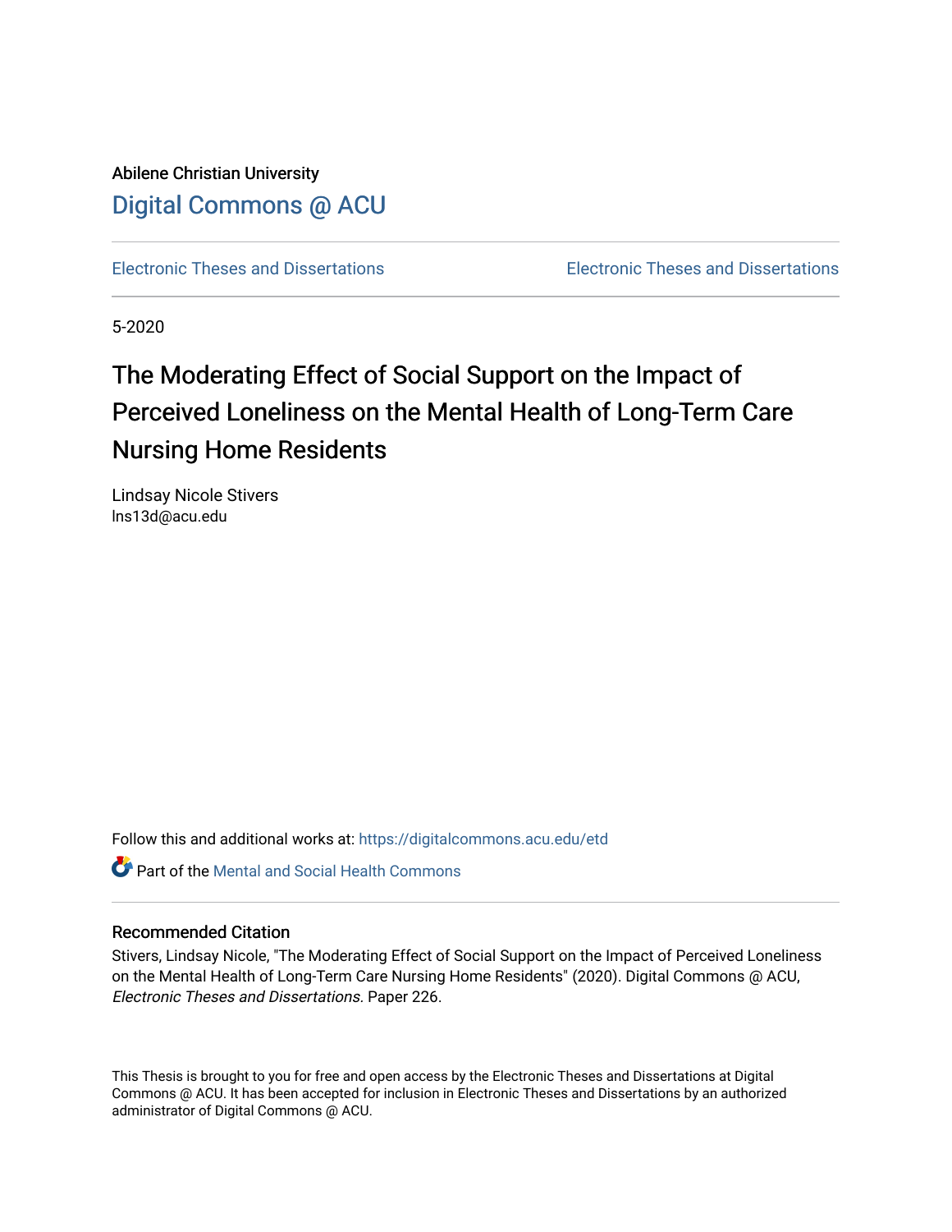Abilene Christian University

Digital Commons @ ACU

Electronic Theses and Dissertations | Electronic Theses and Dissertations

5-2020

# The Moderating Effect of Social Support on the Impact of Perceived Loneliness on the Mental Health of Long-Term Care Nursing Home Residents

Lindsay Nicole Stivers
lns13d@acu.edu

Follow this and additional works at: https://digitalcommons.acu.edu/etd

Part of the Mental and Social Health Commons

### Recommended Citation

Stivers, Lindsay Nicole, "The Moderating Effect of Social Support on the Impact of Perceived Loneliness on the Mental Health of Long-Term Care Nursing Home Residents" (2020). Digital Commons @ ACU, *Electronic Theses and Dissertations*. Paper 226.

This Thesis is brought to you for free and open access by the Electronic Theses and Dissertations at Digital Commons @ ACU. It has been accepted for inclusion in Electronic Theses and Dissertations by an authorized administrator of Digital Commons @ ACU.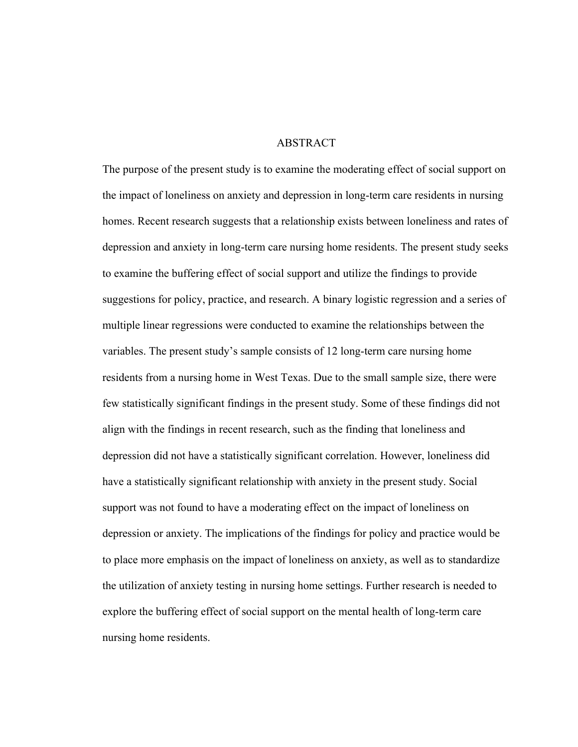# ABSTRACT

The purpose of the present study is to examine the moderating effect of social support on the impact of loneliness on anxiety and depression in long-term care residents in nursing homes. Recent research suggests that a relationship exists between loneliness and rates of depression and anxiety in long-term care nursing home residents. The present study seeks to examine the buffering effect of social support and utilize the findings to provide suggestions for policy, practice, and research. A binary logistic regression and a series of multiple linear regressions were conducted to examine the relationships between the variables. The present study's sample consists of 12 long-term care nursing home residents from a nursing home in West Texas. Due to the small sample size, there were few statistically significant findings in the present study. Some of these findings did not align with the findings in recent research, such as the finding that loneliness and depression did not have a statistically significant correlation. However, loneliness did have a statistically significant relationship with anxiety in the present study. Social support was not found to have a moderating effect on the impact of loneliness on depression or anxiety. The implications of the findings for policy and practice would be to place more emphasis on the impact of loneliness on anxiety, as well as to standardize the utilization of anxiety testing in nursing home settings. Further research is needed to explore the buffering effect of social support on the mental health of long-term care nursing home residents.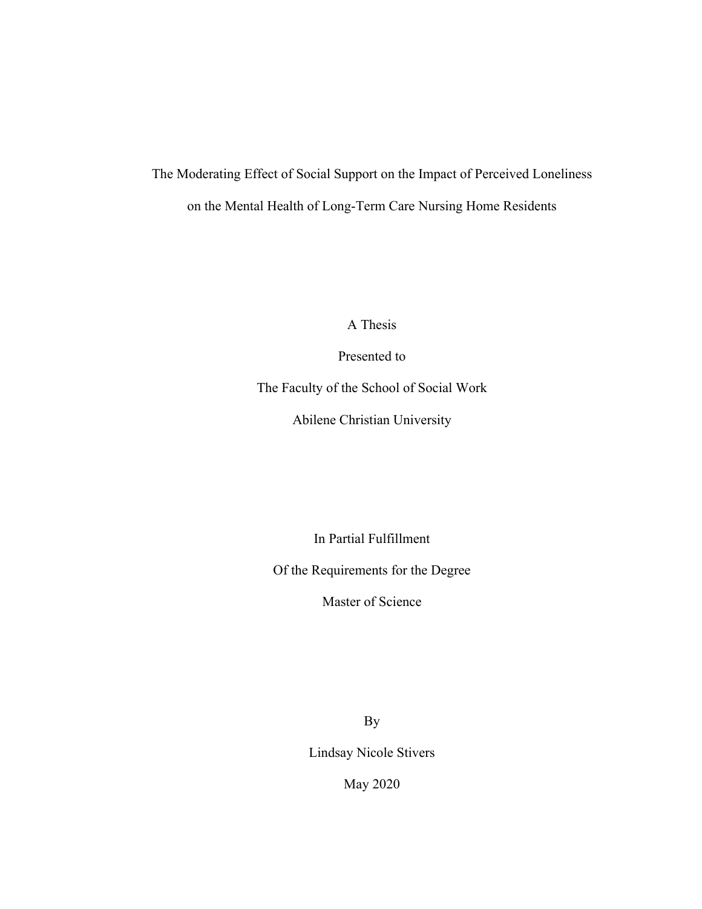# The Moderating Effect of Social Support on the Impact of Perceived Loneliness on the Mental Health of Long-Term Care Nursing Home Residents

A Thesis

Presented to

The Faculty of the School of Social Work

Abilene Christian University

In Partial Fulfillment

Of the Requirements for the Degree

Master of Science

By

Lindsay Nicole Stivers

May 2020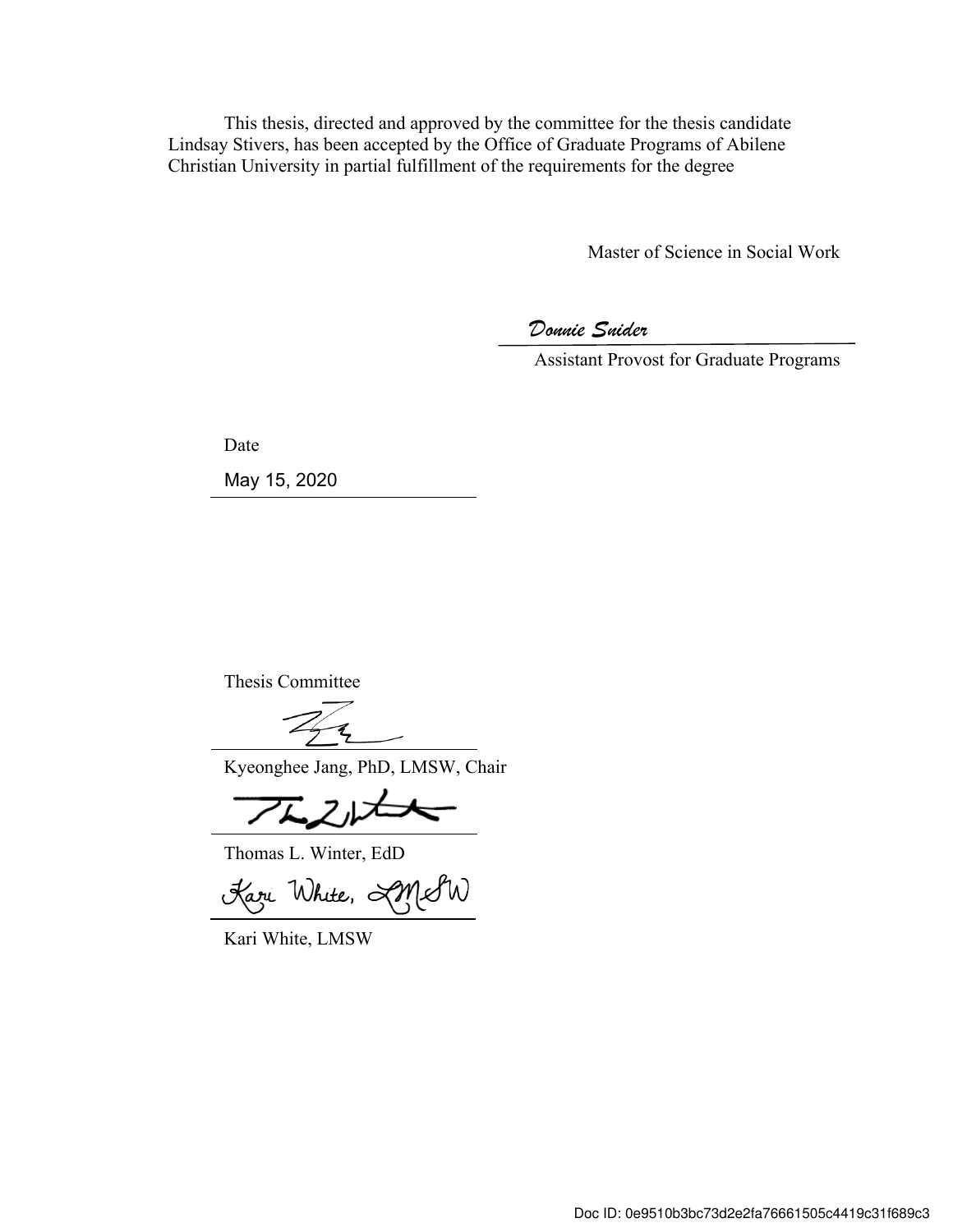This thesis, directed and approved by the committee for the thesis candidate Lindsay Stivers, has been accepted by the Office of Graduate Programs of Abilene Christian University in partial fulfillment of the requirements for the degree

Master of Science in Social Work

*Donnie Snider*

Assistant Provost for Graduate Programs

Date

May 15, 2020

Thesis Committee

Kyeonghee Jang, PhD, LMSW, Chair

Thomas L. Winter, EdD

*Kari White, LMSW*

Kari White, LMSW

Doc ID: 0e9510b3bc73d2e2fa76661505c4419c31f689c3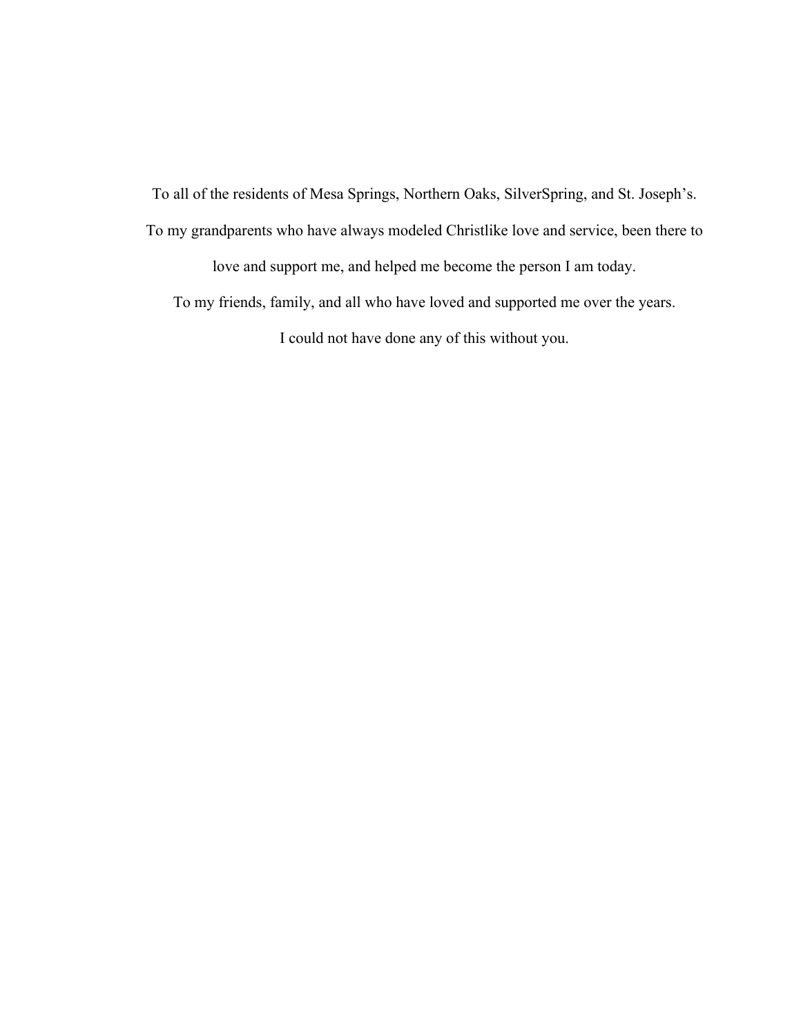To all of the residents of Mesa Springs, Northern Oaks, SilverSpring, and St. Joseph's.

To my grandparents who have always modeled Christlike love and service, been there to love and support me, and helped me become the person I am today.

To my friends, family, and all who have loved and supported me over the years.

I could not have done any of this without you.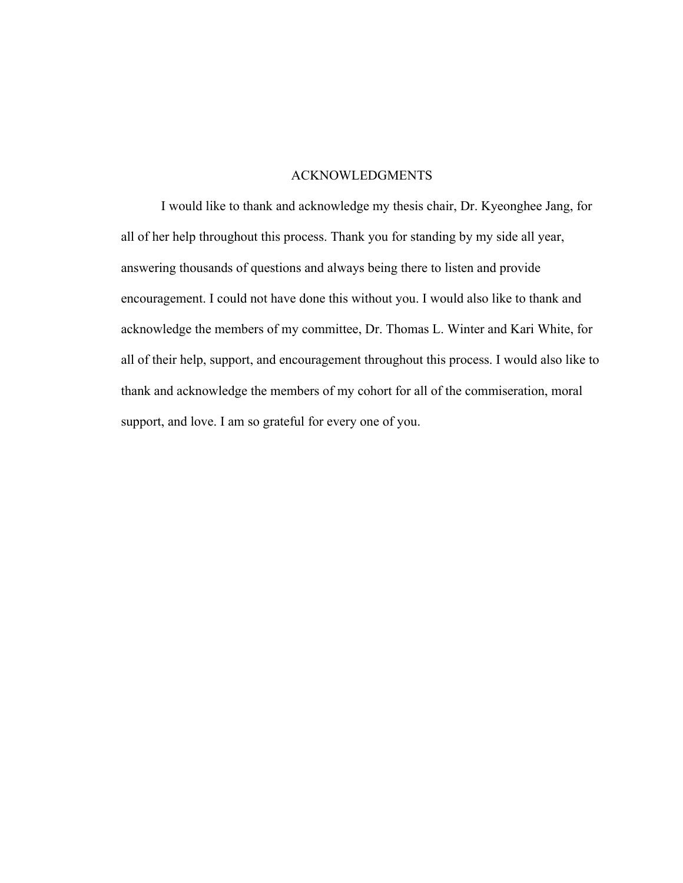# ACKNOWLEDGMENTS

I would like to thank and acknowledge my thesis chair, Dr. Kyeonghee Jang, for all of her help throughout this process. Thank you for standing by my side all year, answering thousands of questions and always being there to listen and provide encouragement. I could not have done this without you. I would also like to thank and acknowledge the members of my committee, Dr. Thomas L. Winter and Kari White, for all of their help, support, and encouragement throughout this process. I would also like to thank and acknowledge the members of my cohort for all of the commiseration, moral support, and love. I am so grateful for every one of you.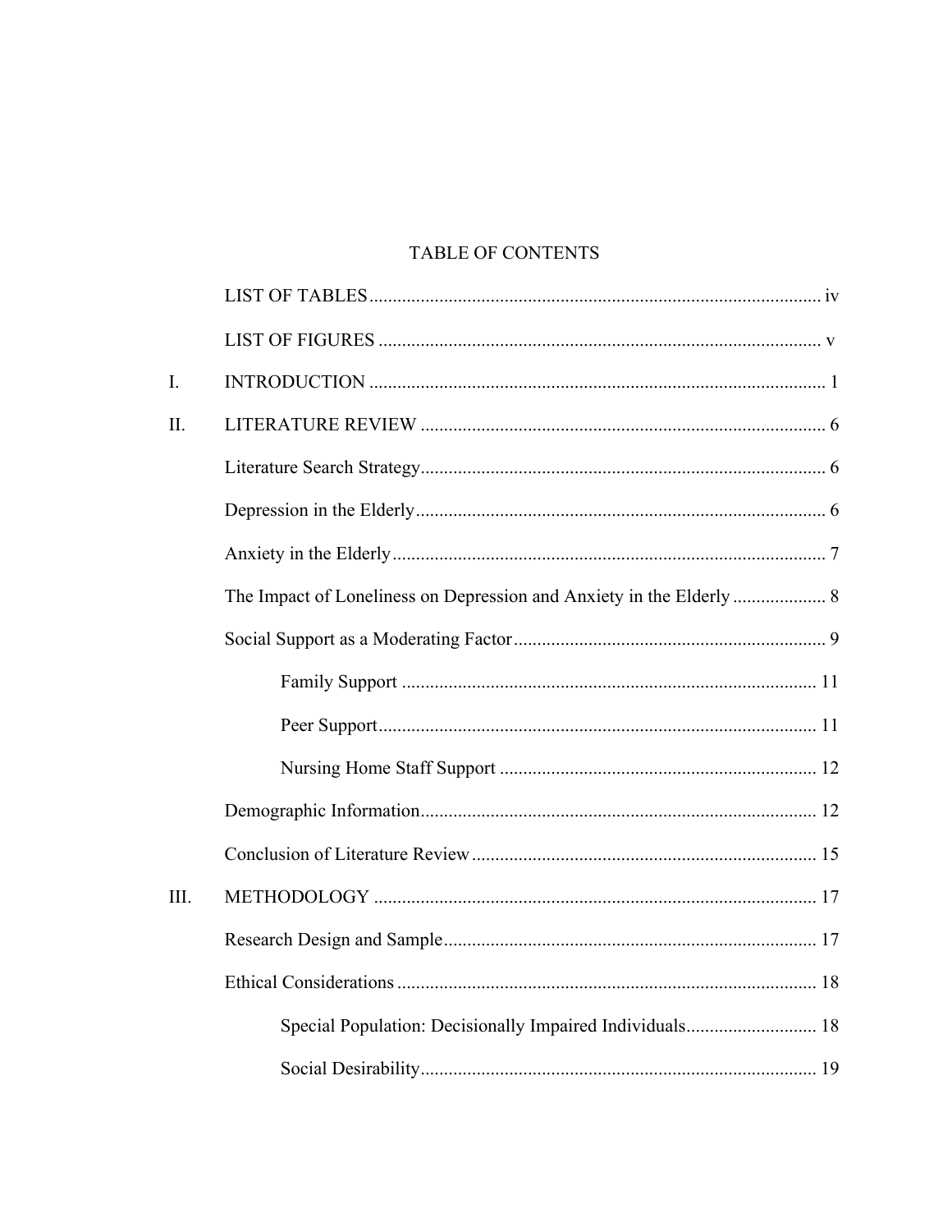# TABLE OF CONTENTS

| | | |
|---|---|---|
| | LIST OF TABLES | iv |
| | LIST OF FIGURES | v |
| I. | INTRODUCTION | 1 |
| II. | LITERATURE REVIEW | 6 |
| | Literature Search Strategy | 6 |
| | Depression in the Elderly | 6 |
| | Anxiety in the Elderly | 7 |
| | The Impact of Loneliness on Depression and Anxiety in the Elderly | 8 |
| | Social Support as a Moderating Factor | 9 |
| | Family Support | 11 |
| | Peer Support | 11 |
| | Nursing Home Staff Support | 12 |
| | Demographic Information | 12 |
| | Conclusion of Literature Review | 15 |
| III. | METHODOLOGY | 17 |
| | Research Design and Sample | 17 |
| | Ethical Considerations | 18 |
| | Special Population: Decisionally Impaired Individuals | 18 |
| | Social Desirability | 19 |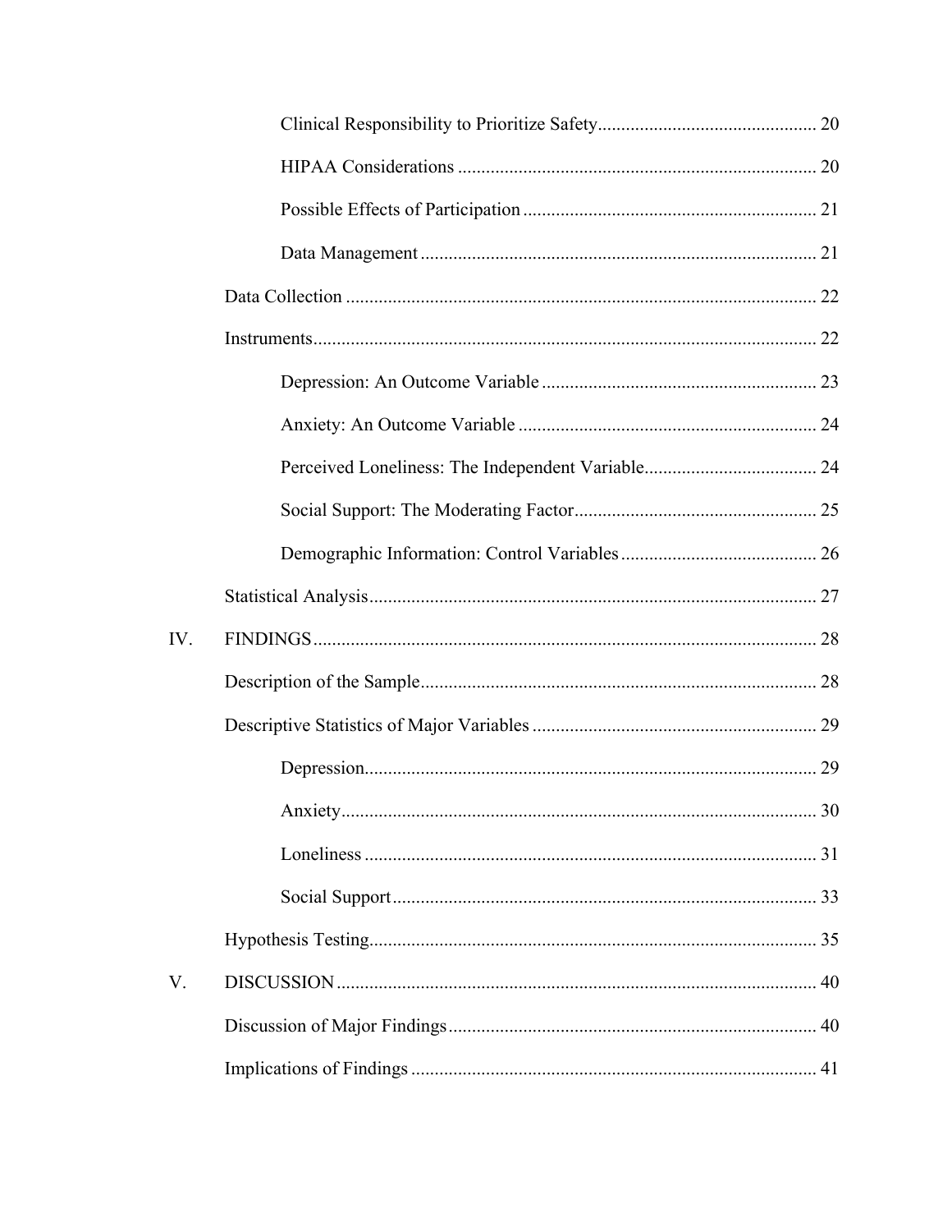Clinical Responsibility to Prioritize Safety .............................................. 20

HIPAA Considerations ............................................................................ 20

Possible Effects of Participation .............................................................. 21

Data Management .................................................................................... 21

Data Collection .................................................................................................... 22

Instruments ........................................................................................................... 22

Depression: An Outcome Variable .......................................................... 23

Anxiety: An Outcome Variable ............................................................... 24

Perceived Loneliness: The Independent Variable ..................................... 24

Social Support: The Moderating Factor .................................................... 25

Demographic Information: Control Variables .......................................... 26

Statistical Analysis ............................................................................................... 27

IV. FINDINGS ........................................................................................................... 28

Description of the Sample .................................................................................... 28

Descriptive Statistics of Major Variables ............................................................ 29

Depression ................................................................................................ 29

Anxiety ..................................................................................................... 30

Loneliness ................................................................................................ 31

Social Support .......................................................................................... 33

Hypothesis Testing ............................................................................................... 35

V. DISCUSSION ...................................................................................................... 40

Discussion of Major Findings .............................................................................. 40

Implications of Findings ...................................................................................... 41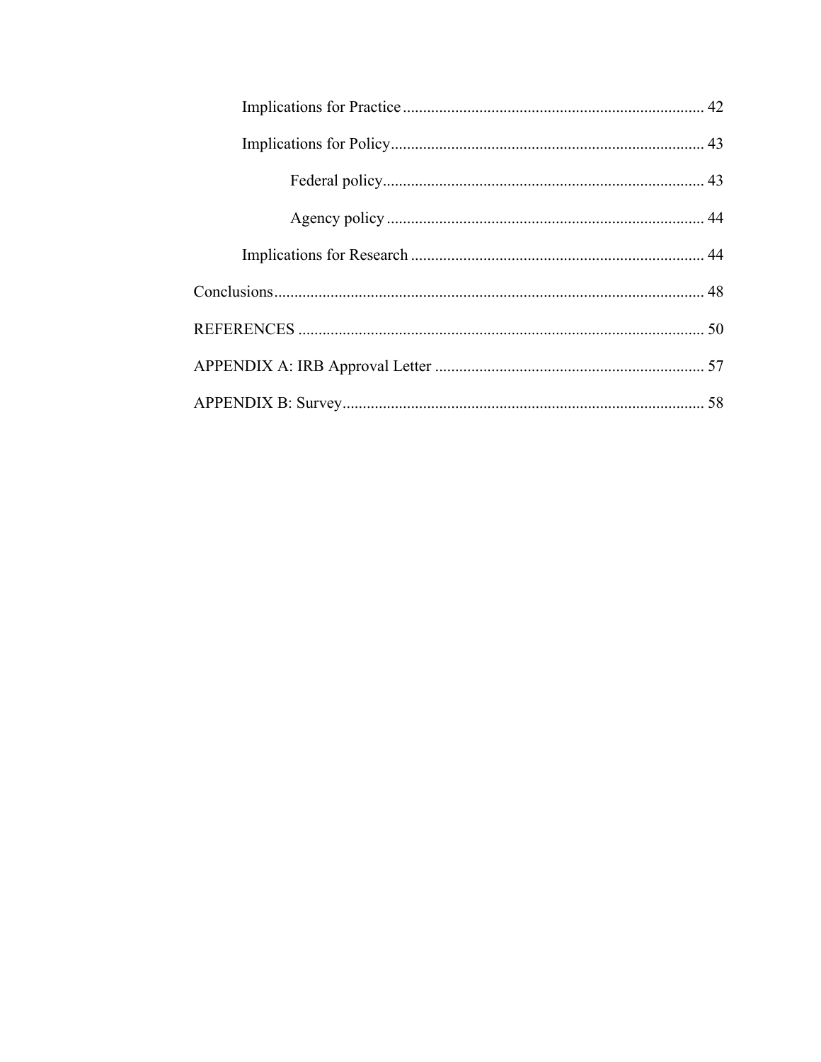Implications for Practice .......................................................................... 42

Implications for Policy ............................................................................ 43

Federal policy ............................................................................... 43

Agency policy .............................................................................. 44

Implications for Research ........................................................................ 44

Conclusions .......................................................................................................... 48

REFERENCES .................................................................................................... 50

APPENDIX A: IRB Approval Letter .................................................................. 57

APPENDIX B: Survey ......................................................................................... 58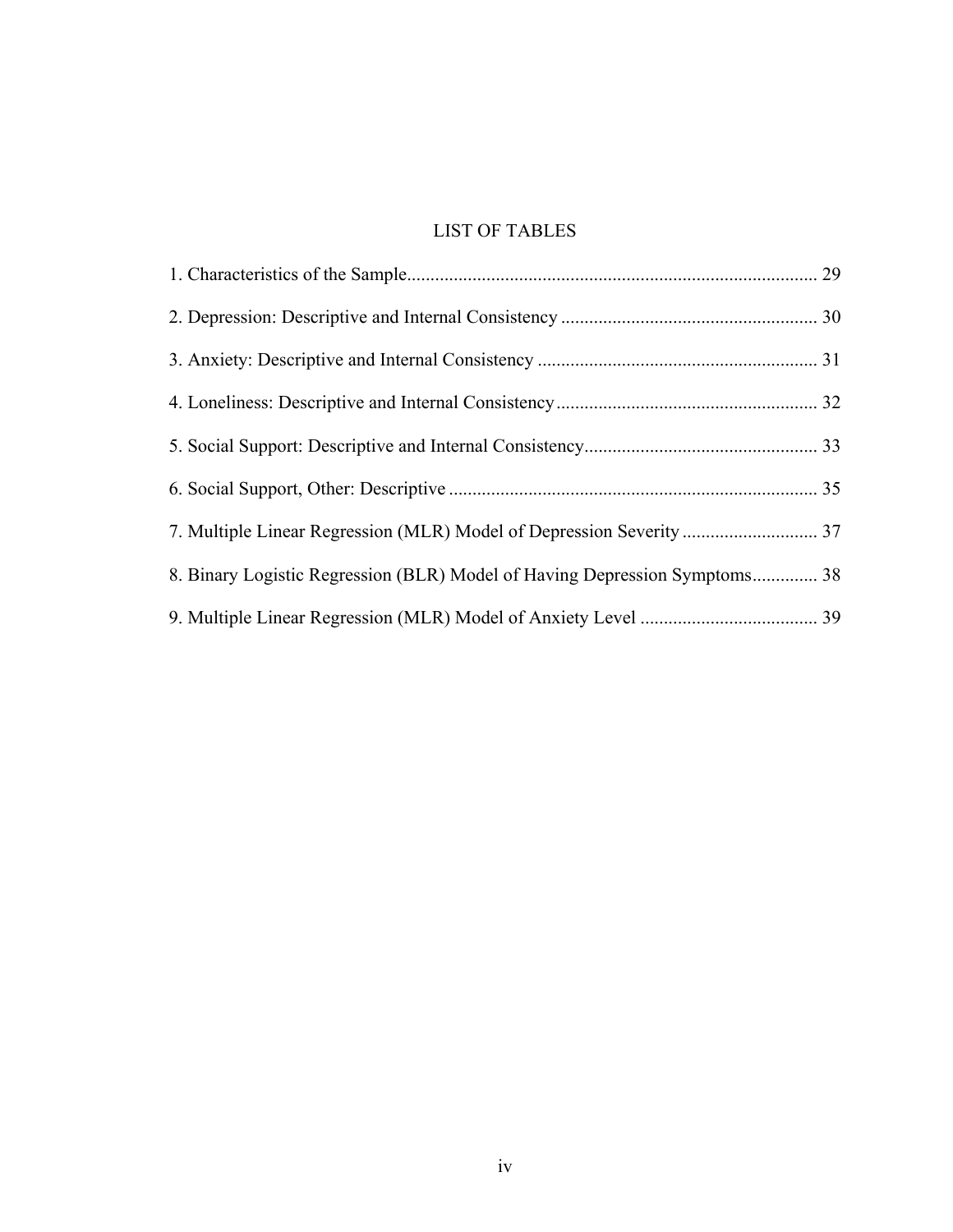# LIST OF TABLES

1. Characteristics of the Sample....................................................................................... 29

2. Depression: Descriptive and Internal Consistency ...................................................... 30

3. Anxiety: Descriptive and Internal Consistency ........................................................... 31

4. Loneliness: Descriptive and Internal Consistency....................................................... 32

5. Social Support: Descriptive and Internal Consistency................................................. 33

6. Social Support, Other: Descriptive .............................................................................. 35

7. Multiple Linear Regression (MLR) Model of Depression Severity ............................ 37

8. Binary Logistic Regression (BLR) Model of Having Depression Symptoms............. 38

9. Multiple Linear Regression (MLR) Model of Anxiety Level ..................................... 39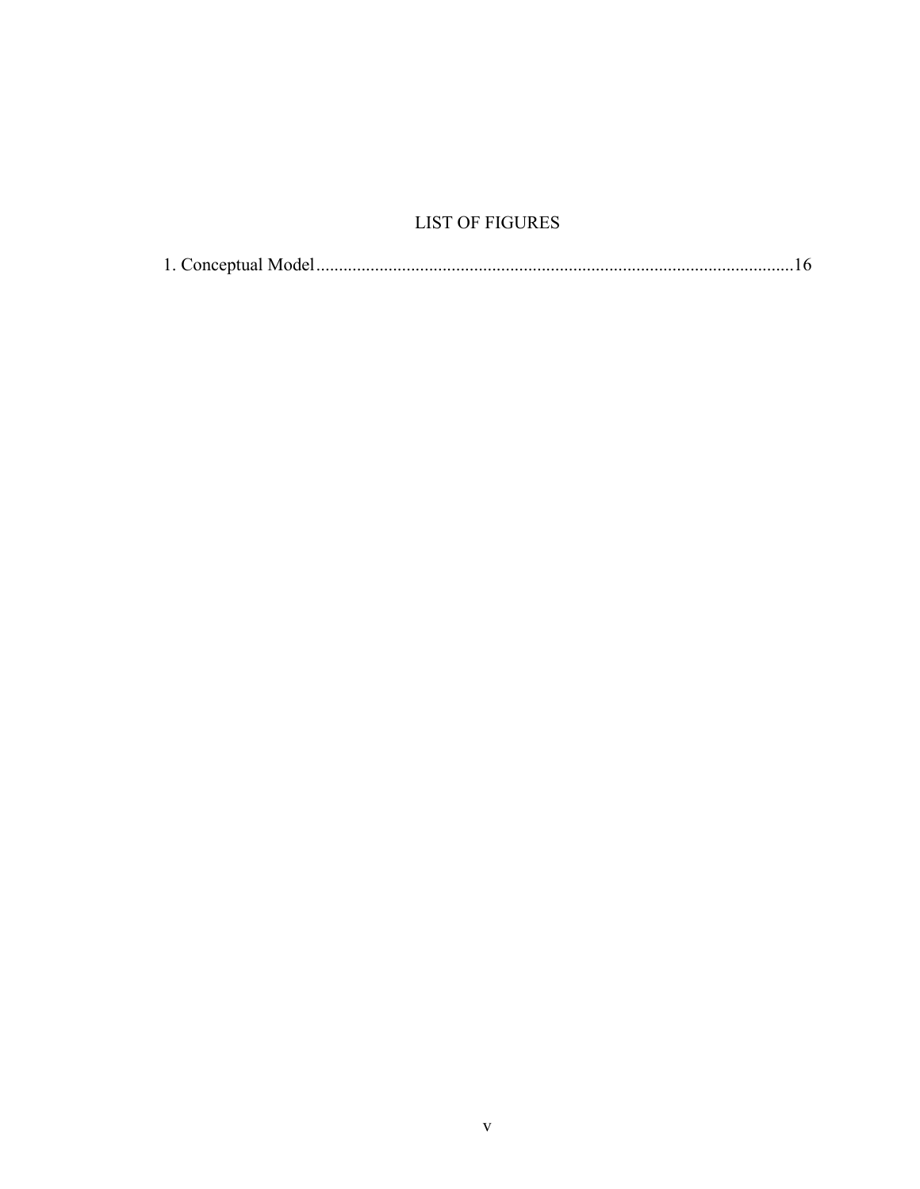# LIST OF FIGURES

1. Conceptual Model........................................................................................................16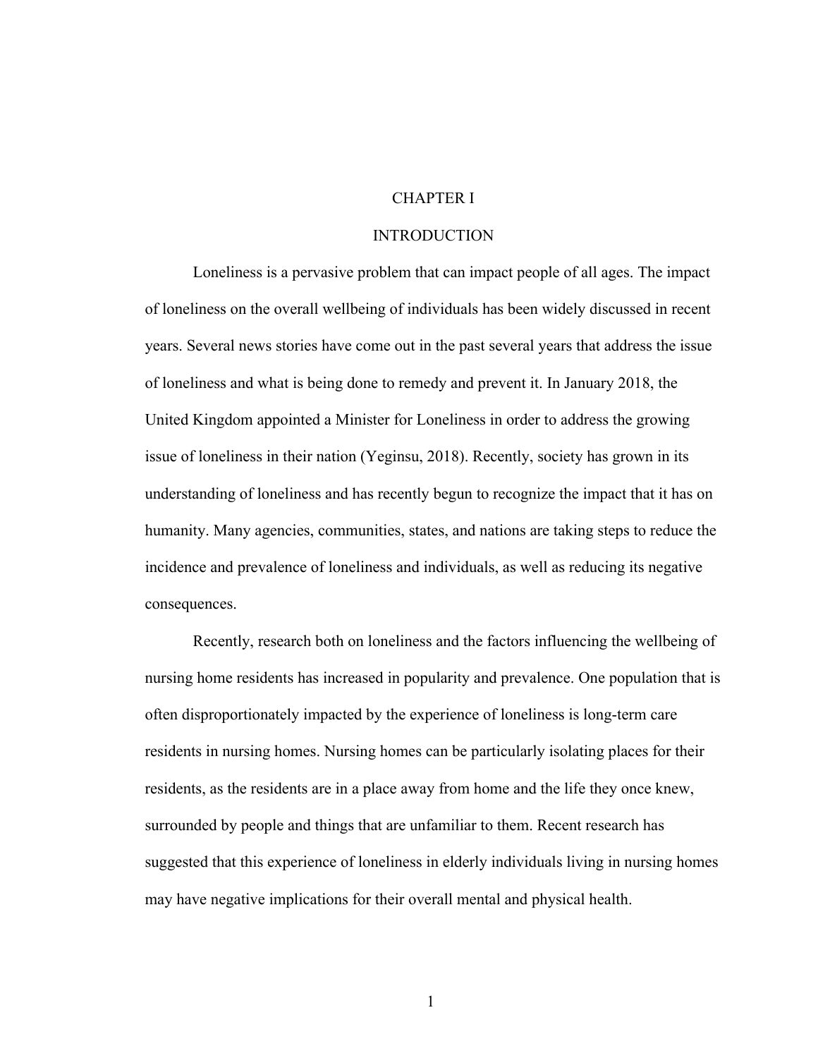# CHAPTER I

## INTRODUCTION

Loneliness is a pervasive problem that can impact people of all ages. The impact of loneliness on the overall wellbeing of individuals has been widely discussed in recent years. Several news stories have come out in the past several years that address the issue of loneliness and what is being done to remedy and prevent it. In January 2018, the United Kingdom appointed a Minister for Loneliness in order to address the growing issue of loneliness in their nation (Yeginsu, 2018). Recently, society has grown in its understanding of loneliness and has recently begun to recognize the impact that it has on humanity. Many agencies, communities, states, and nations are taking steps to reduce the incidence and prevalence of loneliness and individuals, as well as reducing its negative consequences.

Recently, research both on loneliness and the factors influencing the wellbeing of nursing home residents has increased in popularity and prevalence. One population that is often disproportionately impacted by the experience of loneliness is long-term care residents in nursing homes. Nursing homes can be particularly isolating places for their residents, as the residents are in a place away from home and the life they once knew, surrounded by people and things that are unfamiliar to them. Recent research has suggested that this experience of loneliness in elderly individuals living in nursing homes may have negative implications for their overall mental and physical health.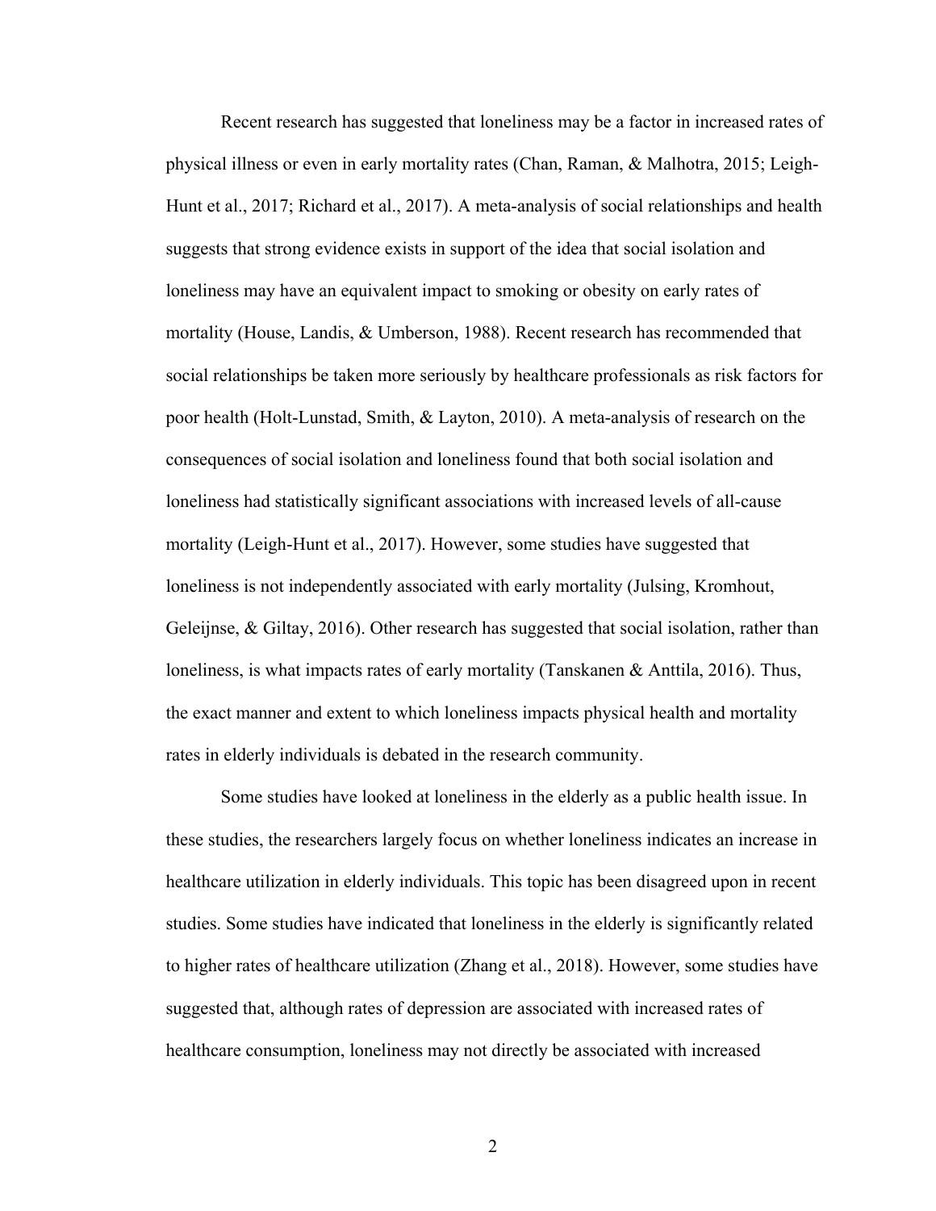Recent research has suggested that loneliness may be a factor in increased rates of physical illness or even in early mortality rates (Chan, Raman, & Malhotra, 2015; Leigh-Hunt et al., 2017; Richard et al., 2017). A meta-analysis of social relationships and health suggests that strong evidence exists in support of the idea that social isolation and loneliness may have an equivalent impact to smoking or obesity on early rates of mortality (House, Landis, & Umberson, 1988). Recent research has recommended that social relationships be taken more seriously by healthcare professionals as risk factors for poor health (Holt-Lunstad, Smith, & Layton, 2010). A meta-analysis of research on the consequences of social isolation and loneliness found that both social isolation and loneliness had statistically significant associations with increased levels of all-cause mortality (Leigh-Hunt et al., 2017). However, some studies have suggested that loneliness is not independently associated with early mortality (Julsing, Kromhout, Geleijnse, & Giltay, 2016). Other research has suggested that social isolation, rather than loneliness, is what impacts rates of early mortality (Tanskanen & Anttila, 2016). Thus, the exact manner and extent to which loneliness impacts physical health and mortality rates in elderly individuals is debated in the research community.

Some studies have looked at loneliness in the elderly as a public health issue. In these studies, the researchers largely focus on whether loneliness indicates an increase in healthcare utilization in elderly individuals. This topic has been disagreed upon in recent studies. Some studies have indicated that loneliness in the elderly is significantly related to higher rates of healthcare utilization (Zhang et al., 2018). However, some studies have suggested that, although rates of depression are associated with increased rates of healthcare consumption, loneliness may not directly be associated with increased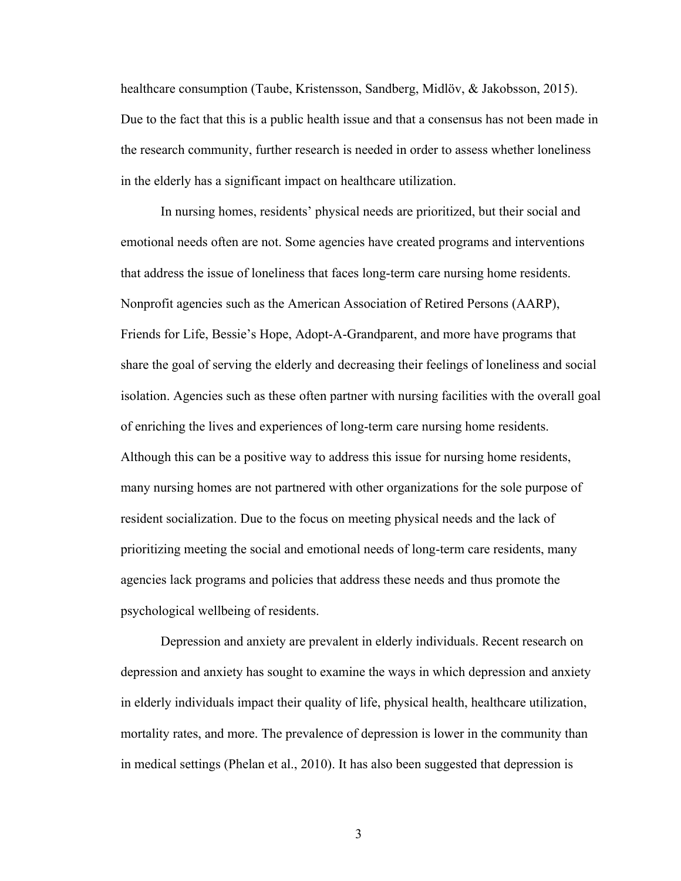healthcare consumption (Taube, Kristensson, Sandberg, Midlöv, & Jakobsson, 2015). Due to the fact that this is a public health issue and that a consensus has not been made in the research community, further research is needed in order to assess whether loneliness in the elderly has a significant impact on healthcare utilization.

In nursing homes, residents' physical needs are prioritized, but their social and emotional needs often are not. Some agencies have created programs and interventions that address the issue of loneliness that faces long-term care nursing home residents. Nonprofit agencies such as the American Association of Retired Persons (AARP), Friends for Life, Bessie's Hope, Adopt-A-Grandparent, and more have programs that share the goal of serving the elderly and decreasing their feelings of loneliness and social isolation. Agencies such as these often partner with nursing facilities with the overall goal of enriching the lives and experiences of long-term care nursing home residents. Although this can be a positive way to address this issue for nursing home residents, many nursing homes are not partnered with other organizations for the sole purpose of resident socialization. Due to the focus on meeting physical needs and the lack of prioritizing meeting the social and emotional needs of long-term care residents, many agencies lack programs and policies that address these needs and thus promote the psychological wellbeing of residents.

Depression and anxiety are prevalent in elderly individuals. Recent research on depression and anxiety has sought to examine the ways in which depression and anxiety in elderly individuals impact their quality of life, physical health, healthcare utilization, mortality rates, and more. The prevalence of depression is lower in the community than in medical settings (Phelan et al., 2010). It has also been suggested that depression is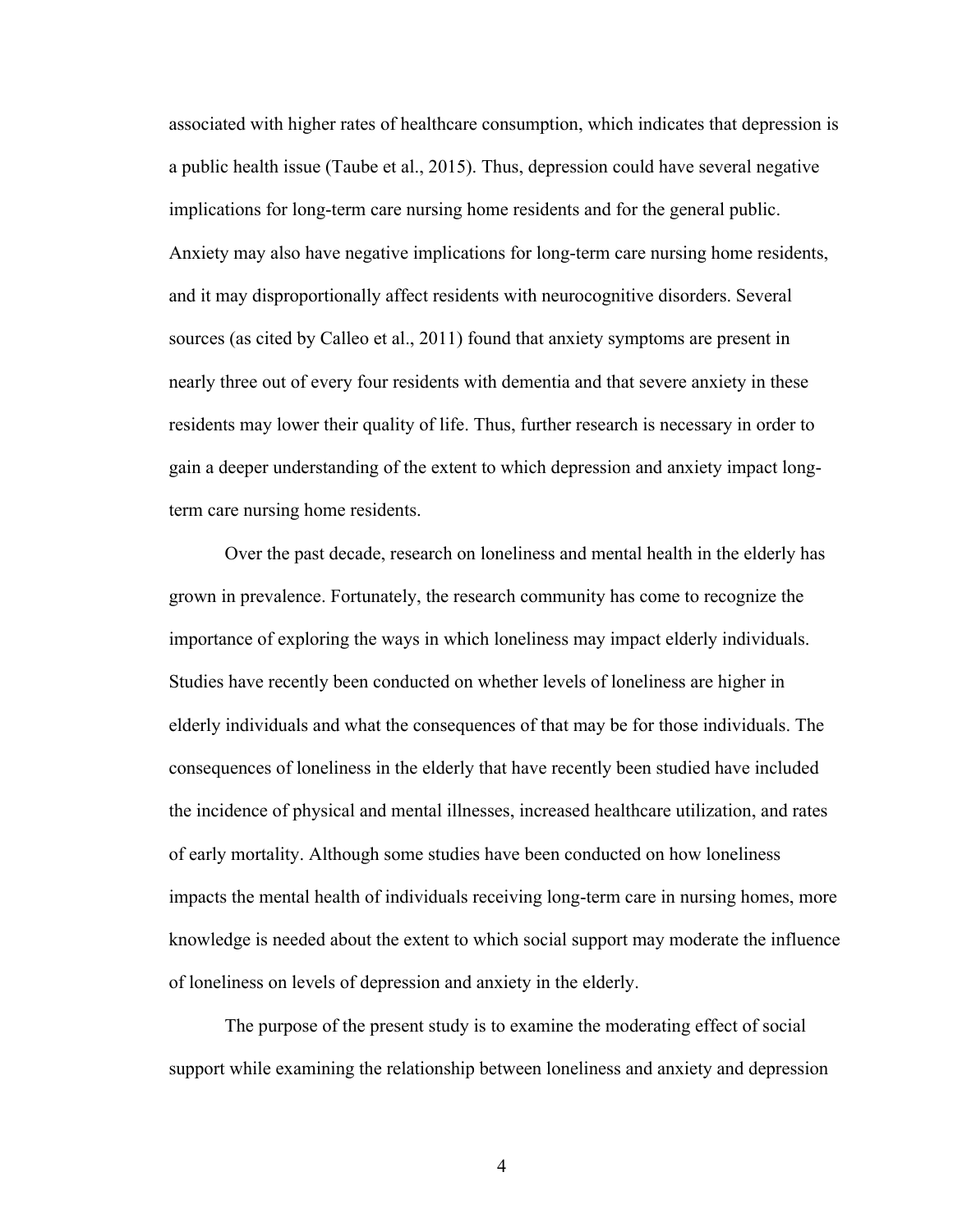associated with higher rates of healthcare consumption, which indicates that depression is a public health issue (Taube et al., 2015). Thus, depression could have several negative implications for long-term care nursing home residents and for the general public. Anxiety may also have negative implications for long-term care nursing home residents, and it may disproportionally affect residents with neurocognitive disorders. Several sources (as cited by Calleo et al., 2011) found that anxiety symptoms are present in nearly three out of every four residents with dementia and that severe anxiety in these residents may lower their quality of life. Thus, further research is necessary in order to gain a deeper understanding of the extent to which depression and anxiety impact long-term care nursing home residents.

Over the past decade, research on loneliness and mental health in the elderly has grown in prevalence. Fortunately, the research community has come to recognize the importance of exploring the ways in which loneliness may impact elderly individuals. Studies have recently been conducted on whether levels of loneliness are higher in elderly individuals and what the consequences of that may be for those individuals. The consequences of loneliness in the elderly that have recently been studied have included the incidence of physical and mental illnesses, increased healthcare utilization, and rates of early mortality. Although some studies have been conducted on how loneliness impacts the mental health of individuals receiving long-term care in nursing homes, more knowledge is needed about the extent to which social support may moderate the influence of loneliness on levels of depression and anxiety in the elderly.

The purpose of the present study is to examine the moderating effect of social support while examining the relationship between loneliness and anxiety and depression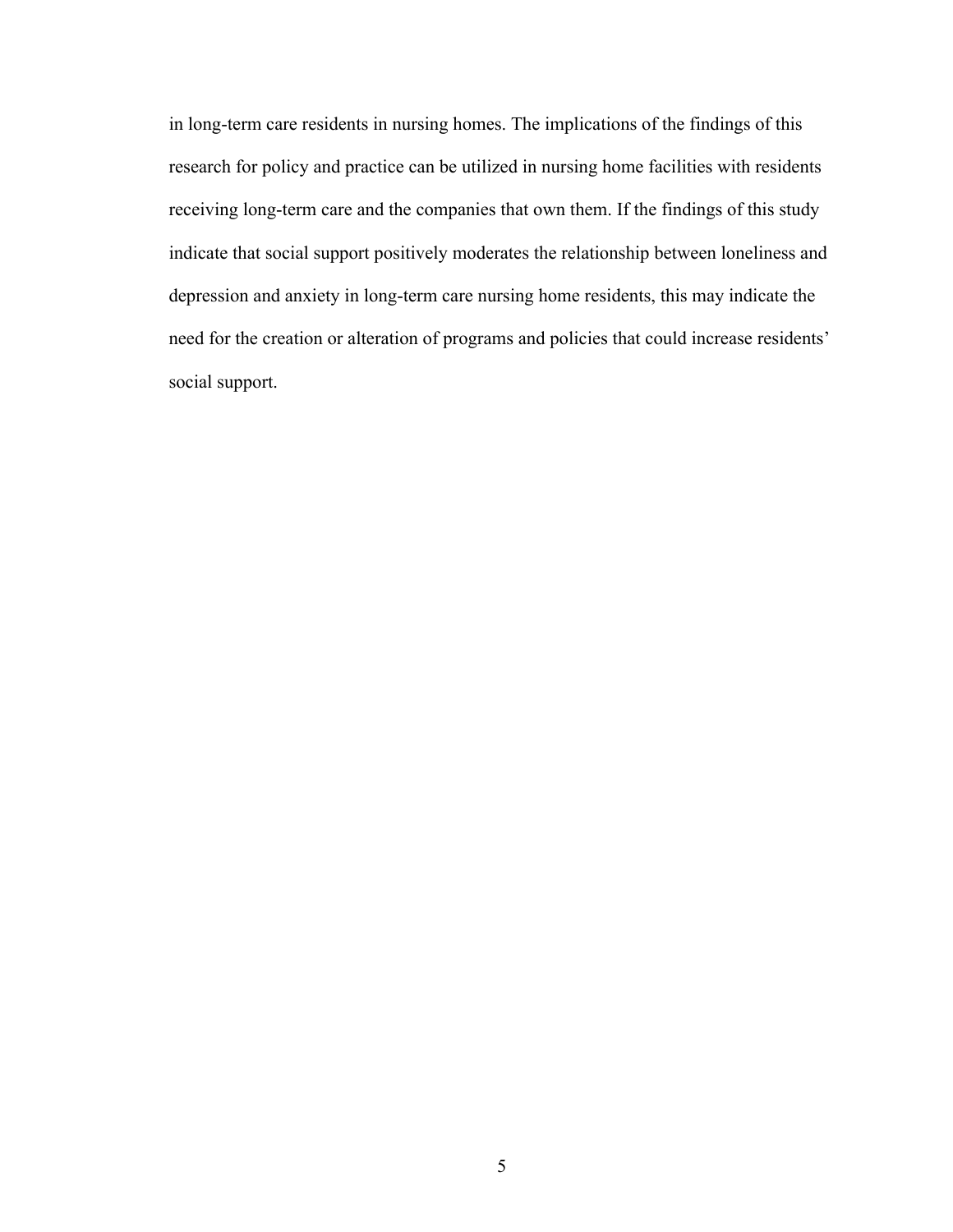in long-term care residents in nursing homes. The implications of the findings of this research for policy and practice can be utilized in nursing home facilities with residents receiving long-term care and the companies that own them. If the findings of this study indicate that social support positively moderates the relationship between loneliness and depression and anxiety in long-term care nursing home residents, this may indicate the need for the creation or alteration of programs and policies that could increase residents' social support.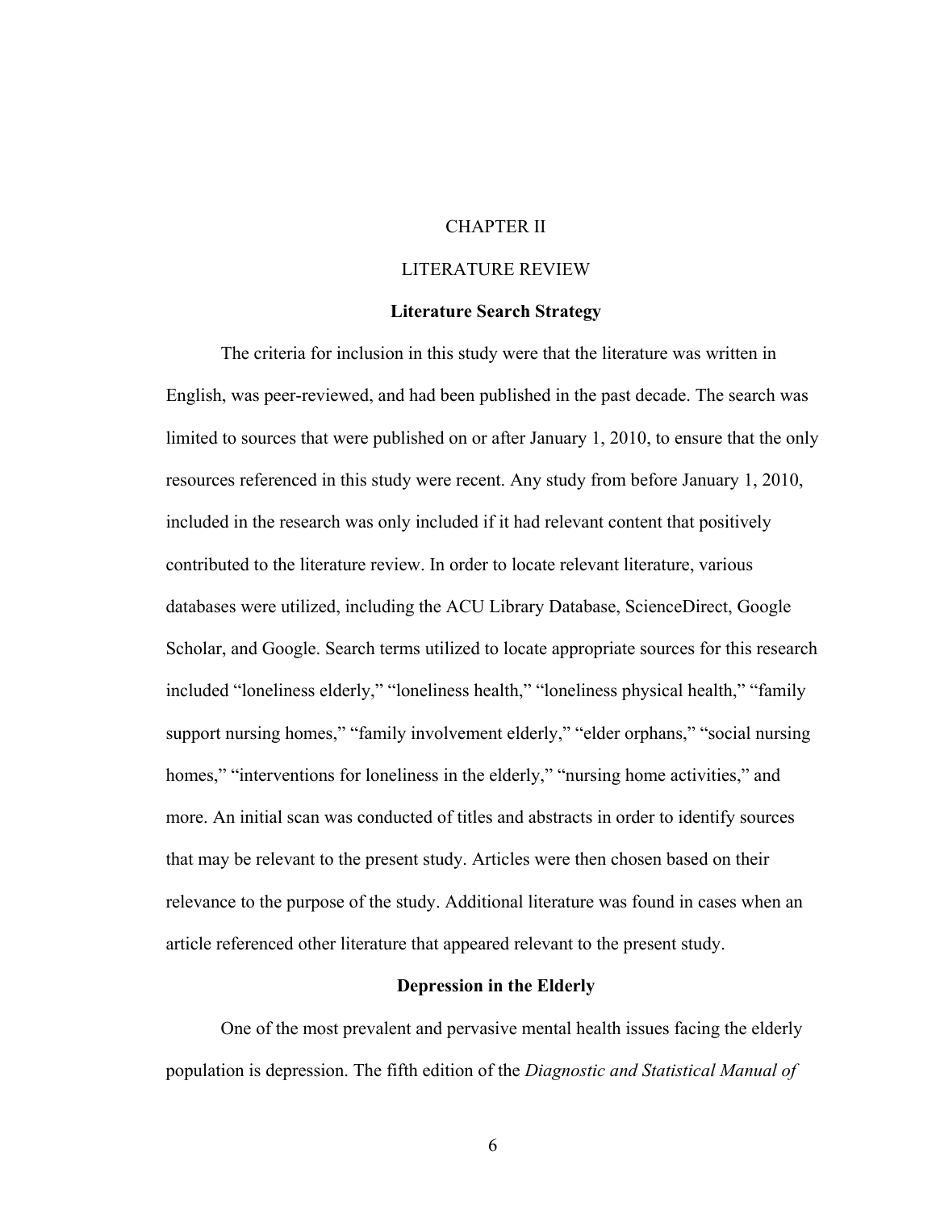# CHAPTER II

# LITERATURE REVIEW

## Literature Search Strategy

The criteria for inclusion in this study were that the literature was written in English, was peer-reviewed, and had been published in the past decade. The search was limited to sources that were published on or after January 1, 2010, to ensure that the only resources referenced in this study were recent. Any study from before January 1, 2010, included in the research was only included if it had relevant content that positively contributed to the literature review. In order to locate relevant literature, various databases were utilized, including the ACU Library Database, ScienceDirect, Google Scholar, and Google. Search terms utilized to locate appropriate sources for this research included "loneliness elderly," "loneliness health," "loneliness physical health," "family support nursing homes," "family involvement elderly," "elder orphans," "social nursing homes," "interventions for loneliness in the elderly," "nursing home activities," and more. An initial scan was conducted of titles and abstracts in order to identify sources that may be relevant to the present study. Articles were then chosen based on their relevance to the purpose of the study. Additional literature was found in cases when an article referenced other literature that appeared relevant to the present study.

## Depression in the Elderly

One of the most prevalent and pervasive mental health issues facing the elderly population is depression. The fifth edition of the *Diagnostic and Statistical Manual of*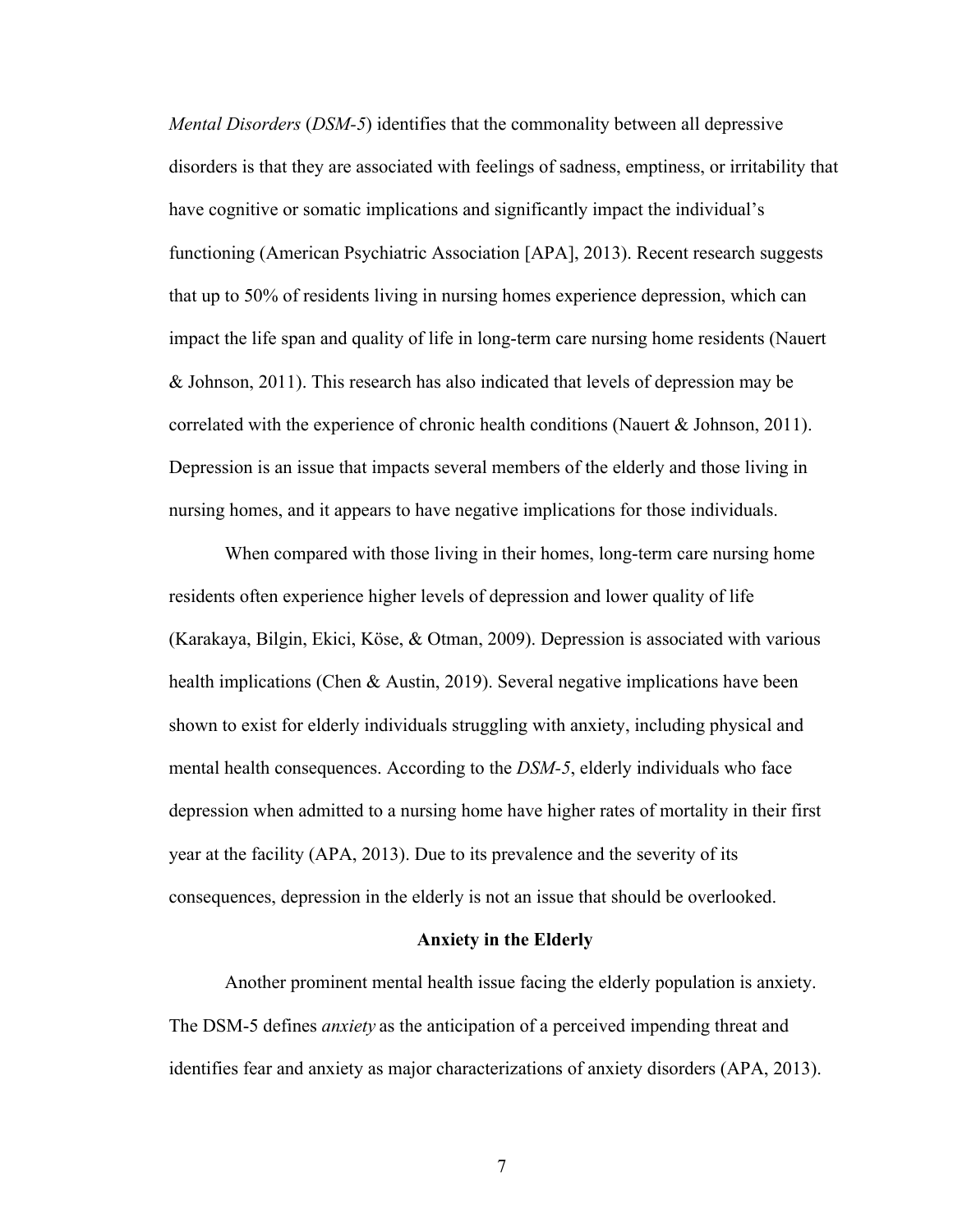*Mental Disorders* (*DSM-5*) identifies that the commonality between all depressive disorders is that they are associated with feelings of sadness, emptiness, or irritability that have cognitive or somatic implications and significantly impact the individual's functioning (American Psychiatric Association [APA], 2013). Recent research suggests that up to 50% of residents living in nursing homes experience depression, which can impact the life span and quality of life in long-term care nursing home residents (Nauert & Johnson, 2011). This research has also indicated that levels of depression may be correlated with the experience of chronic health conditions (Nauert & Johnson, 2011). Depression is an issue that impacts several members of the elderly and those living in nursing homes, and it appears to have negative implications for those individuals.

When compared with those living in their homes, long-term care nursing home residents often experience higher levels of depression and lower quality of life (Karakaya, Bilgin, Ekici, Köse, & Otman, 2009). Depression is associated with various health implications (Chen & Austin, 2019). Several negative implications have been shown to exist for elderly individuals struggling with anxiety, including physical and mental health consequences. According to the *DSM-5*, elderly individuals who face depression when admitted to a nursing home have higher rates of mortality in their first year at the facility (APA, 2013). Due to its prevalence and the severity of its consequences, depression in the elderly is not an issue that should be overlooked.

## Anxiety in the Elderly

Another prominent mental health issue facing the elderly population is anxiety. The DSM-5 defines *anxiety* as the anticipation of a perceived impending threat and identifies fear and anxiety as major characterizations of anxiety disorders (APA, 2013).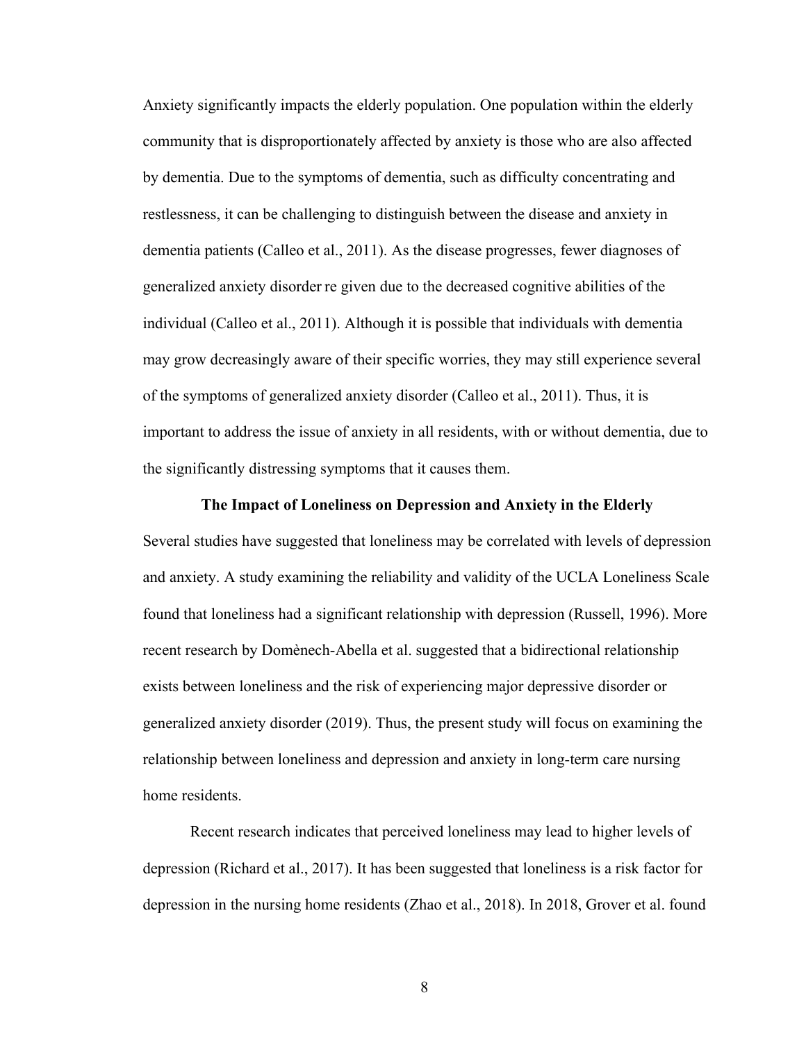Anxiety significantly impacts the elderly population. One population within the elderly community that is disproportionately affected by anxiety is those who are also affected by dementia. Due to the symptoms of dementia, such as difficulty concentrating and restlessness, it can be challenging to distinguish between the disease and anxiety in dementia patients (Calleo et al., 2011). As the disease progresses, fewer diagnoses of generalized anxiety disorder re given due to the decreased cognitive abilities of the individual (Calleo et al., 2011). Although it is possible that individuals with dementia may grow decreasingly aware of their specific worries, they may still experience several of the symptoms of generalized anxiety disorder (Calleo et al., 2011). Thus, it is important to address the issue of anxiety in all residents, with or without dementia, due to the significantly distressing symptoms that it causes them.

## The Impact of Loneliness on Depression and Anxiety in the Elderly

Several studies have suggested that loneliness may be correlated with levels of depression and anxiety. A study examining the reliability and validity of the UCLA Loneliness Scale found that loneliness had a significant relationship with depression (Russell, 1996). More recent research by Domènech-Abella et al. suggested that a bidirectional relationship exists between loneliness and the risk of experiencing major depressive disorder or generalized anxiety disorder (2019). Thus, the present study will focus on examining the relationship between loneliness and depression and anxiety in long-term care nursing home residents.

Recent research indicates that perceived loneliness may lead to higher levels of depression (Richard et al., 2017). It has been suggested that loneliness is a risk factor for depression in the nursing home residents (Zhao et al., 2018). In 2018, Grover et al. found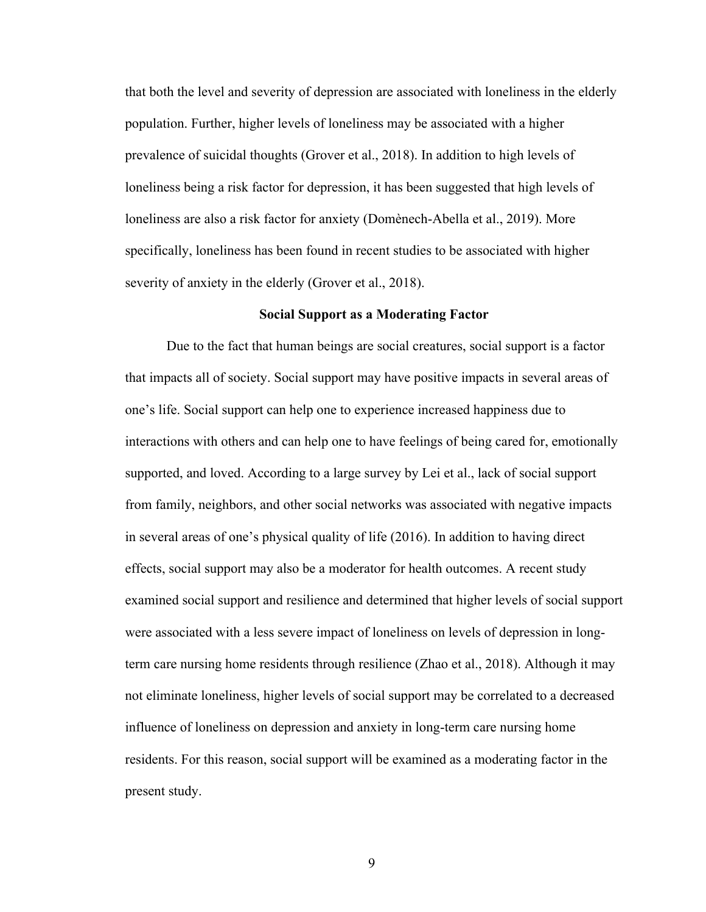that both the level and severity of depression are associated with loneliness in the elderly population. Further, higher levels of loneliness may be associated with a higher prevalence of suicidal thoughts (Grover et al., 2018). In addition to high levels of loneliness being a risk factor for depression, it has been suggested that high levels of loneliness are also a risk factor for anxiety (Domènech-Abella et al., 2019). More specifically, loneliness has been found in recent studies to be associated with higher severity of anxiety in the elderly (Grover et al., 2018).

## Social Support as a Moderating Factor

Due to the fact that human beings are social creatures, social support is a factor that impacts all of society. Social support may have positive impacts in several areas of one's life. Social support can help one to experience increased happiness due to interactions with others and can help one to have feelings of being cared for, emotionally supported, and loved. According to a large survey by Lei et al., lack of social support from family, neighbors, and other social networks was associated with negative impacts in several areas of one's physical quality of life (2016). In addition to having direct effects, social support may also be a moderator for health outcomes. A recent study examined social support and resilience and determined that higher levels of social support were associated with a less severe impact of loneliness on levels of depression in long-term care nursing home residents through resilience (Zhao et al., 2018). Although it may not eliminate loneliness, higher levels of social support may be correlated to a decreased influence of loneliness on depression and anxiety in long-term care nursing home residents. For this reason, social support will be examined as a moderating factor in the present study.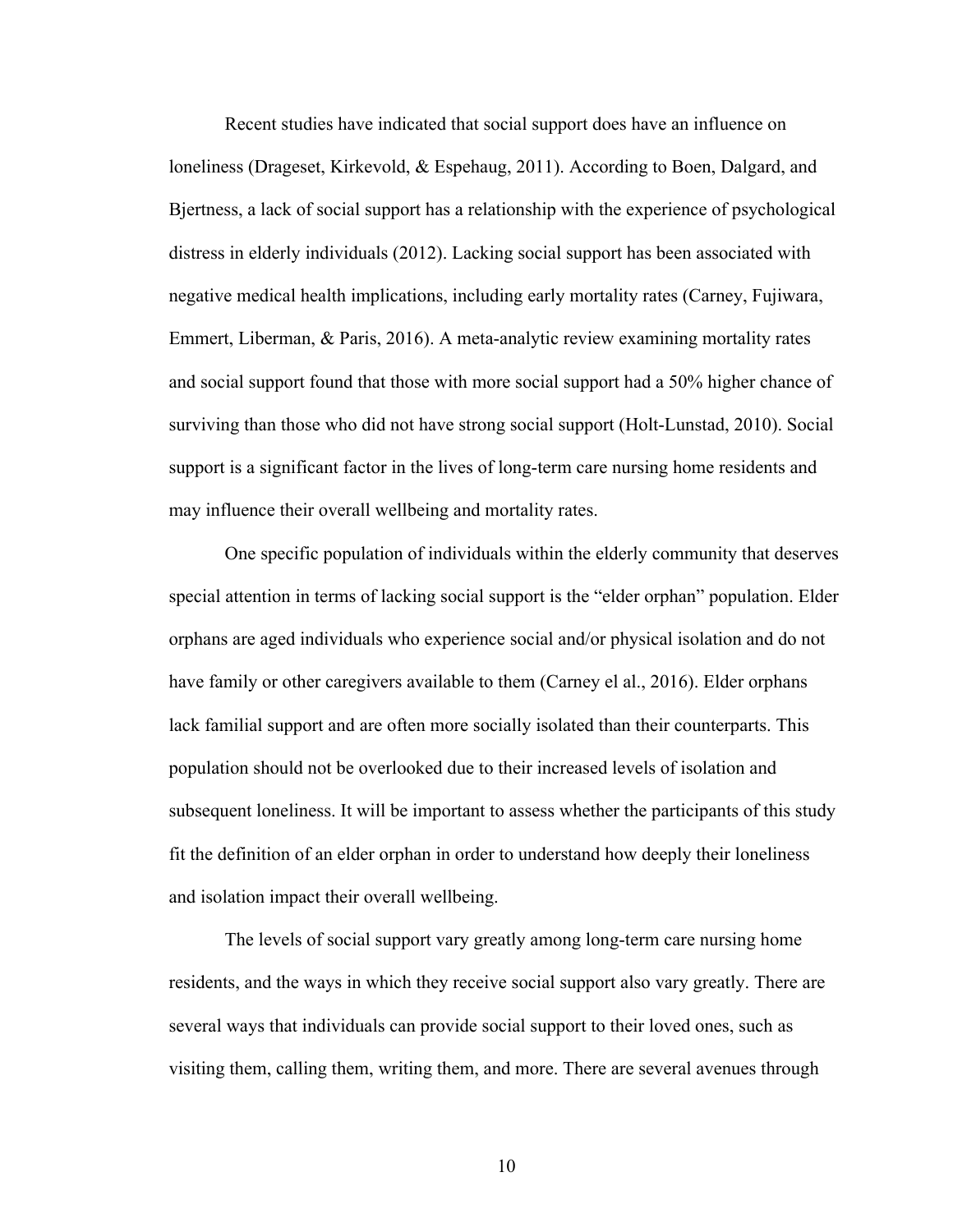Recent studies have indicated that social support does have an influence on loneliness (Drageset, Kirkevold, & Espehaug, 2011). According to Boen, Dalgard, and Bjertness, a lack of social support has a relationship with the experience of psychological distress in elderly individuals (2012). Lacking social support has been associated with negative medical health implications, including early mortality rates (Carney, Fujiwara, Emmert, Liberman, & Paris, 2016). A meta-analytic review examining mortality rates and social support found that those with more social support had a 50% higher chance of surviving than those who did not have strong social support (Holt-Lunstad, 2010). Social support is a significant factor in the lives of long-term care nursing home residents and may influence their overall wellbeing and mortality rates.

One specific population of individuals within the elderly community that deserves special attention in terms of lacking social support is the "elder orphan" population. Elder orphans are aged individuals who experience social and/or physical isolation and do not have family or other caregivers available to them (Carney el al., 2016). Elder orphans lack familial support and are often more socially isolated than their counterparts. This population should not be overlooked due to their increased levels of isolation and subsequent loneliness. It will be important to assess whether the participants of this study fit the definition of an elder orphan in order to understand how deeply their loneliness and isolation impact their overall wellbeing.

The levels of social support vary greatly among long-term care nursing home residents, and the ways in which they receive social support also vary greatly. There are several ways that individuals can provide social support to their loved ones, such as visiting them, calling them, writing them, and more. There are several avenues through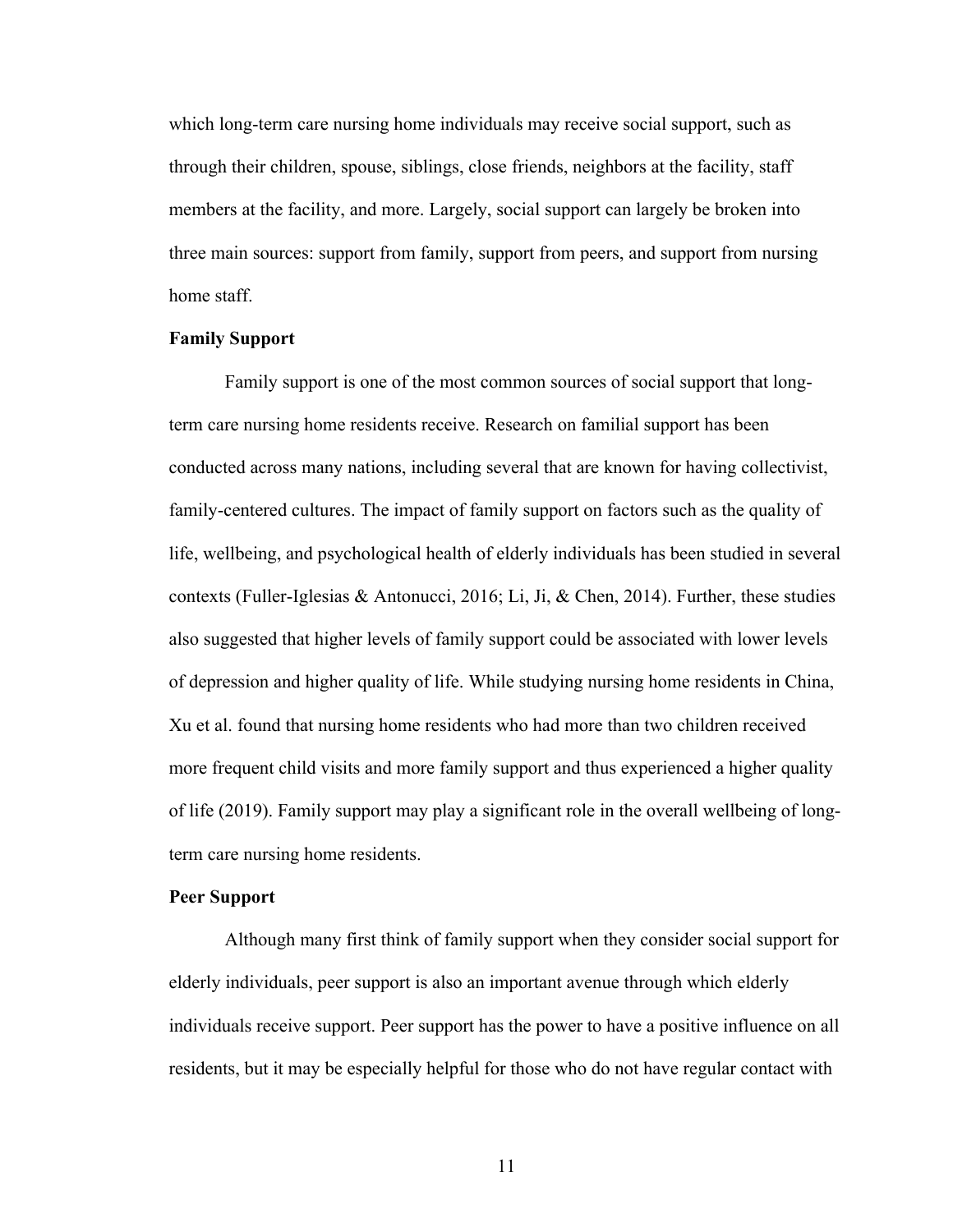which long-term care nursing home individuals may receive social support, such as through their children, spouse, siblings, close friends, neighbors at the facility, staff members at the facility, and more. Largely, social support can largely be broken into three main sources: support from family, support from peers, and support from nursing home staff.

**Family Support**

Family support is one of the most common sources of social support that long-term care nursing home residents receive. Research on familial support has been conducted across many nations, including several that are known for having collectivist, family-centered cultures. The impact of family support on factors such as the quality of life, wellbeing, and psychological health of elderly individuals has been studied in several contexts (Fuller-Iglesias & Antonucci, 2016; Li, Ji, & Chen, 2014). Further, these studies also suggested that higher levels of family support could be associated with lower levels of depression and higher quality of life. While studying nursing home residents in China, Xu et al. found that nursing home residents who had more than two children received more frequent child visits and more family support and thus experienced a higher quality of life (2019). Family support may play a significant role in the overall wellbeing of long-term care nursing home residents.

**Peer Support**

Although many first think of family support when they consider social support for elderly individuals, peer support is also an important avenue through which elderly individuals receive support. Peer support has the power to have a positive influence on all residents, but it may be especially helpful for those who do not have regular contact with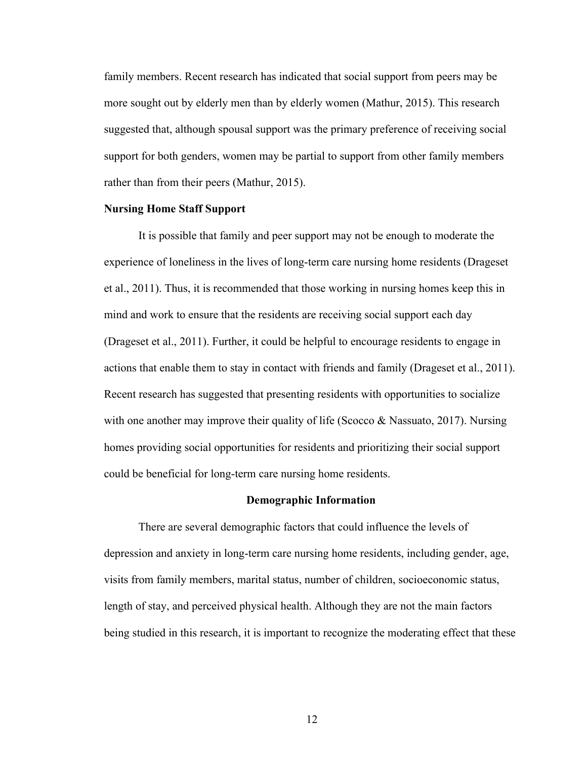family members. Recent research has indicated that social support from peers may be more sought out by elderly men than by elderly women (Mathur, 2015). This research suggested that, although spousal support was the primary preference of receiving social support for both genders, women may be partial to support from other family members rather than from their peers (Mathur, 2015).

### Nursing Home Staff Support

It is possible that family and peer support may not be enough to moderate the experience of loneliness in the lives of long-term care nursing home residents (Drageset et al., 2011). Thus, it is recommended that those working in nursing homes keep this in mind and work to ensure that the residents are receiving social support each day (Drageset et al., 2011). Further, it could be helpful to encourage residents to engage in actions that enable them to stay in contact with friends and family (Drageset et al., 2011). Recent research has suggested that presenting residents with opportunities to socialize with one another may improve their quality of life (Scocco & Nassuato, 2017). Nursing homes providing social opportunities for residents and prioritizing their social support could be beneficial for long-term care nursing home residents.

## Demographic Information

There are several demographic factors that could influence the levels of depression and anxiety in long-term care nursing home residents, including gender, age, visits from family members, marital status, number of children, socioeconomic status, length of stay, and perceived physical health. Although they are not the main factors being studied in this research, it is important to recognize the moderating effect that these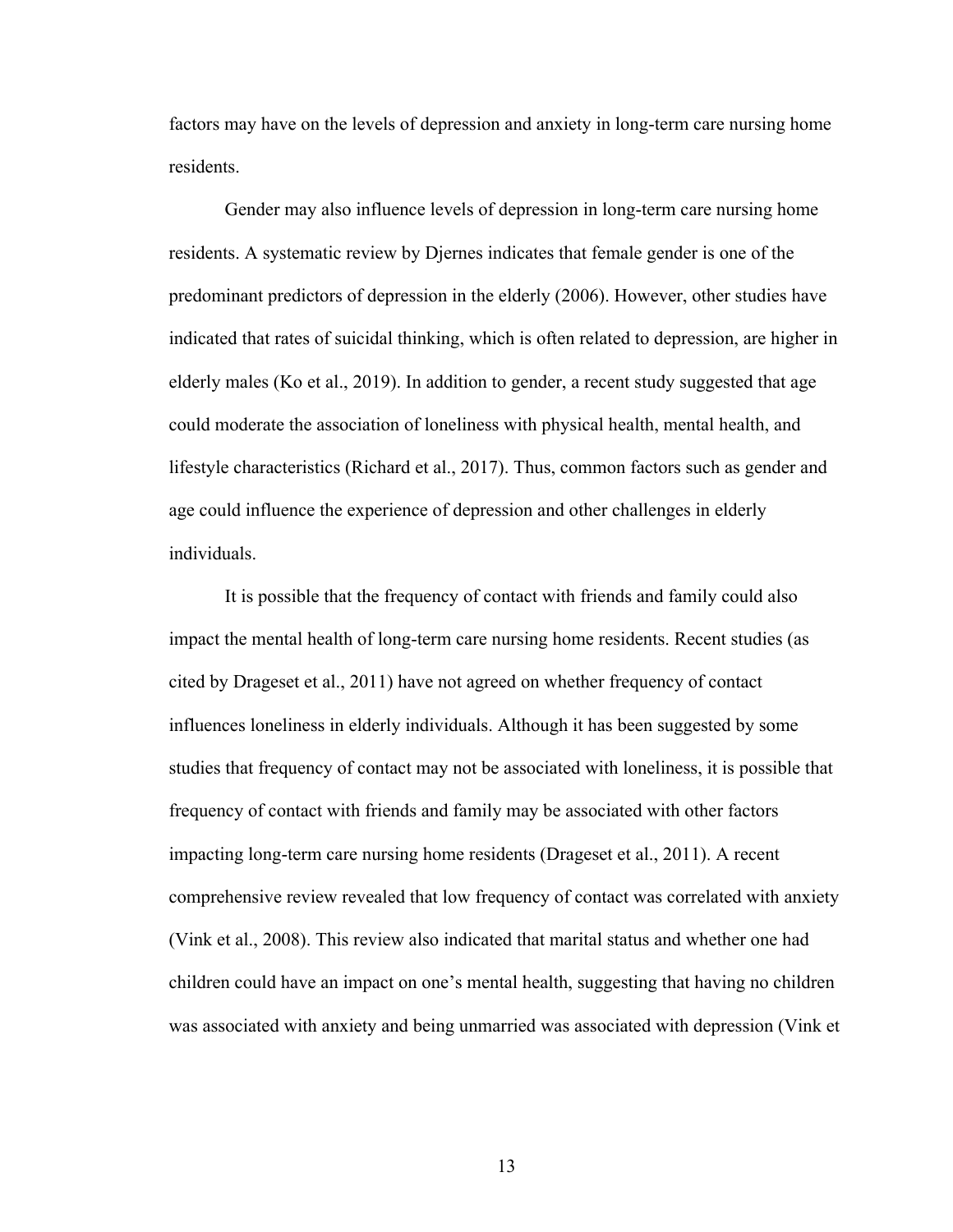factors may have on the levels of depression and anxiety in long-term care nursing home residents.

Gender may also influence levels of depression in long-term care nursing home residents. A systematic review by Djernes indicates that female gender is one of the predominant predictors of depression in the elderly (2006). However, other studies have indicated that rates of suicidal thinking, which is often related to depression, are higher in elderly males (Ko et al., 2019). In addition to gender, a recent study suggested that age could moderate the association of loneliness with physical health, mental health, and lifestyle characteristics (Richard et al., 2017). Thus, common factors such as gender and age could influence the experience of depression and other challenges in elderly individuals.

It is possible that the frequency of contact with friends and family could also impact the mental health of long-term care nursing home residents. Recent studies (as cited by Drageset et al., 2011) have not agreed on whether frequency of contact influences loneliness in elderly individuals. Although it has been suggested by some studies that frequency of contact may not be associated with loneliness, it is possible that frequency of contact with friends and family may be associated with other factors impacting long-term care nursing home residents (Drageset et al., 2011). A recent comprehensive review revealed that low frequency of contact was correlated with anxiety (Vink et al., 2008). This review also indicated that marital status and whether one had children could have an impact on one's mental health, suggesting that having no children was associated with anxiety and being unmarried was associated with depression (Vink et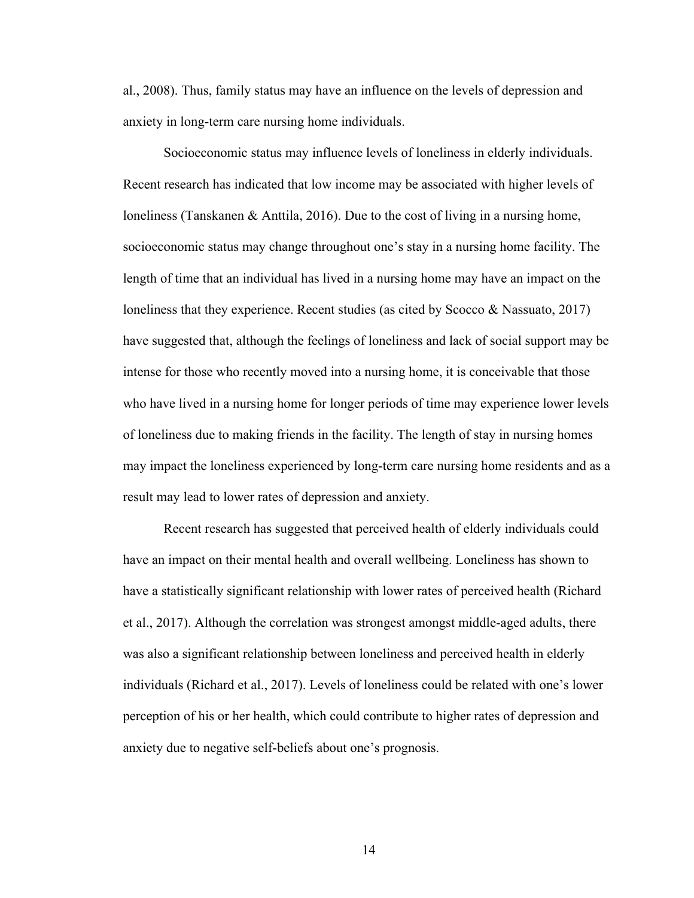al., 2008). Thus, family status may have an influence on the levels of depression and anxiety in long-term care nursing home individuals.

Socioeconomic status may influence levels of loneliness in elderly individuals. Recent research has indicated that low income may be associated with higher levels of loneliness (Tanskanen & Anttila, 2016). Due to the cost of living in a nursing home, socioeconomic status may change throughout one's stay in a nursing home facility. The length of time that an individual has lived in a nursing home may have an impact on the loneliness that they experience. Recent studies (as cited by Scocco & Nassuato, 2017) have suggested that, although the feelings of loneliness and lack of social support may be intense for those who recently moved into a nursing home, it is conceivable that those who have lived in a nursing home for longer periods of time may experience lower levels of loneliness due to making friends in the facility. The length of stay in nursing homes may impact the loneliness experienced by long-term care nursing home residents and as a result may lead to lower rates of depression and anxiety.

Recent research has suggested that perceived health of elderly individuals could have an impact on their mental health and overall wellbeing. Loneliness has shown to have a statistically significant relationship with lower rates of perceived health (Richard et al., 2017). Although the correlation was strongest amongst middle-aged adults, there was also a significant relationship between loneliness and perceived health in elderly individuals (Richard et al., 2017). Levels of loneliness could be related with one's lower perception of his or her health, which could contribute to higher rates of depression and anxiety due to negative self-beliefs about one's prognosis.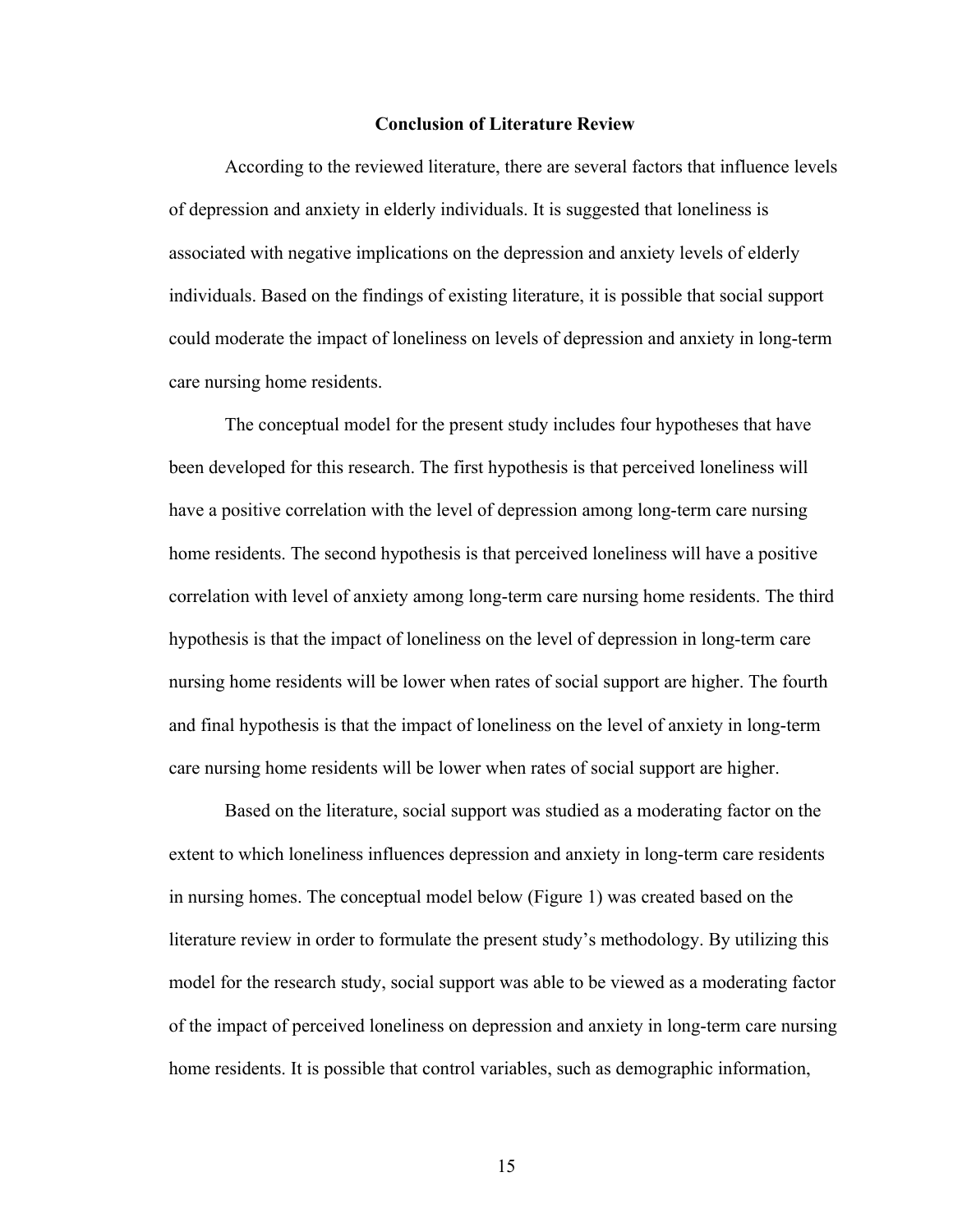## Conclusion of Literature Review

According to the reviewed literature, there are several factors that influence levels of depression and anxiety in elderly individuals. It is suggested that loneliness is associated with negative implications on the depression and anxiety levels of elderly individuals. Based on the findings of existing literature, it is possible that social support could moderate the impact of loneliness on levels of depression and anxiety in long-term care nursing home residents.

The conceptual model for the present study includes four hypotheses that have been developed for this research. The first hypothesis is that perceived loneliness will have a positive correlation with the level of depression among long-term care nursing home residents. The second hypothesis is that perceived loneliness will have a positive correlation with level of anxiety among long-term care nursing home residents. The third hypothesis is that the impact of loneliness on the level of depression in long-term care nursing home residents will be lower when rates of social support are higher. The fourth and final hypothesis is that the impact of loneliness on the level of anxiety in long-term care nursing home residents will be lower when rates of social support are higher.

Based on the literature, social support was studied as a moderating factor on the extent to which loneliness influences depression and anxiety in long-term care residents in nursing homes. The conceptual model below (Figure 1) was created based on the literature review in order to formulate the present study's methodology. By utilizing this model for the research study, social support was able to be viewed as a moderating factor of the impact of perceived loneliness on depression and anxiety in long-term care nursing home residents. It is possible that control variables, such as demographic information,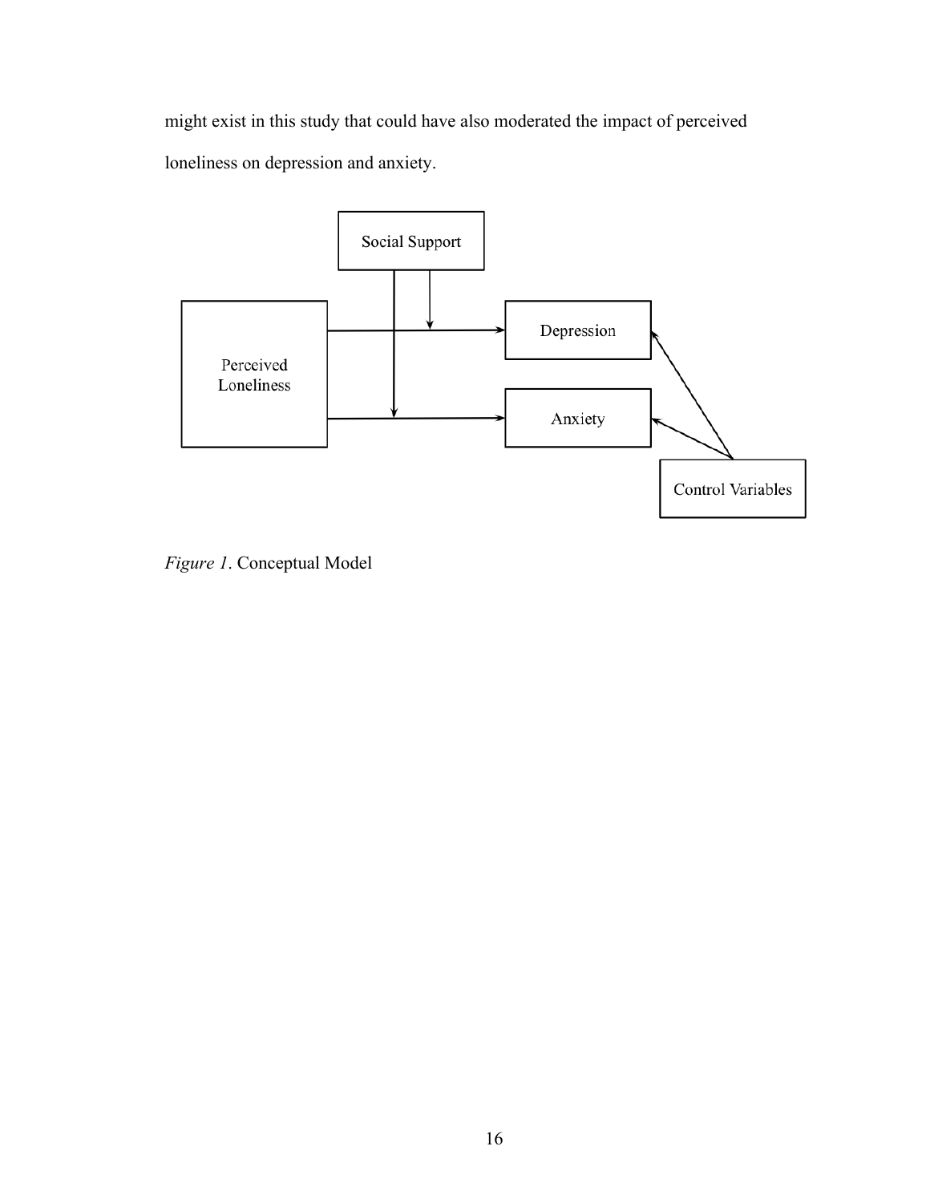might exist in this study that could have also moderated the impact of perceived loneliness on depression and anxiety.

*Figure 1*. Conceptual Model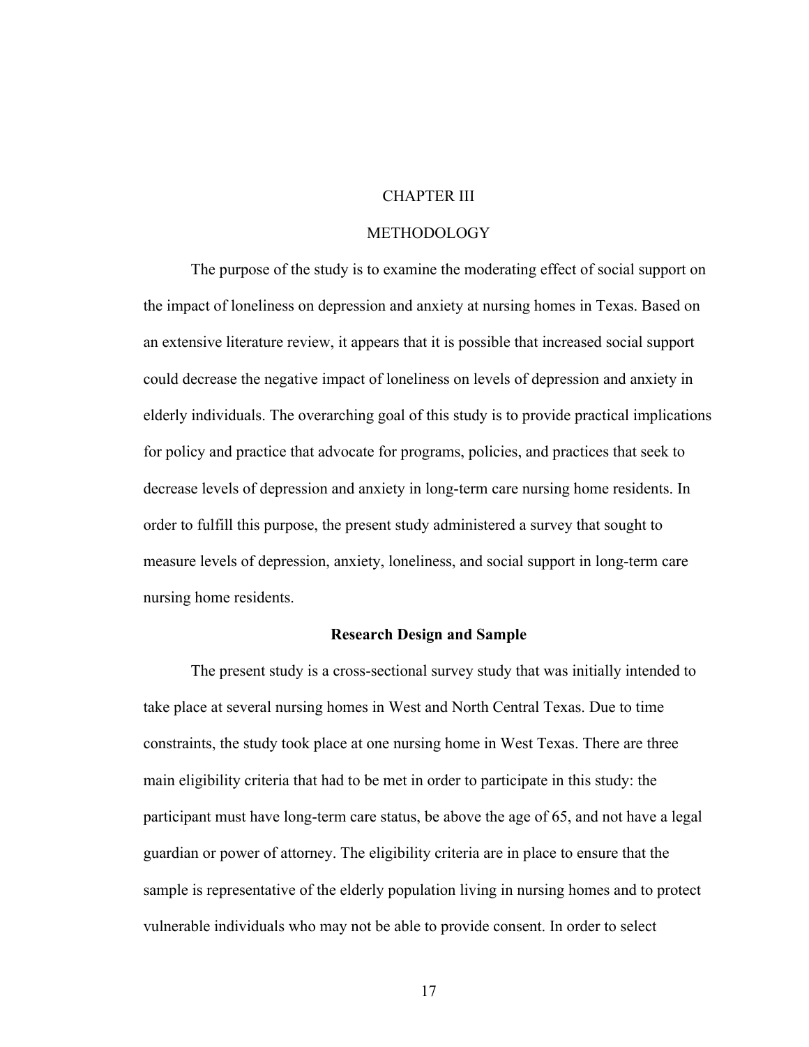# CHAPTER III

# METHODOLOGY

The purpose of the study is to examine the moderating effect of social support on the impact of loneliness on depression and anxiety at nursing homes in Texas. Based on an extensive literature review, it appears that it is possible that increased social support could decrease the negative impact of loneliness on levels of depression and anxiety in elderly individuals. The overarching goal of this study is to provide practical implications for policy and practice that advocate for programs, policies, and practices that seek to decrease levels of depression and anxiety in long-term care nursing home residents. In order to fulfill this purpose, the present study administered a survey that sought to measure levels of depression, anxiety, loneliness, and social support in long-term care nursing home residents.

## Research Design and Sample

The present study is a cross-sectional survey study that was initially intended to take place at several nursing homes in West and North Central Texas. Due to time constraints, the study took place at one nursing home in West Texas. There are three main eligibility criteria that had to be met in order to participate in this study: the participant must have long-term care status, be above the age of 65, and not have a legal guardian or power of attorney. The eligibility criteria are in place to ensure that the sample is representative of the elderly population living in nursing homes and to protect vulnerable individuals who may not be able to provide consent. In order to select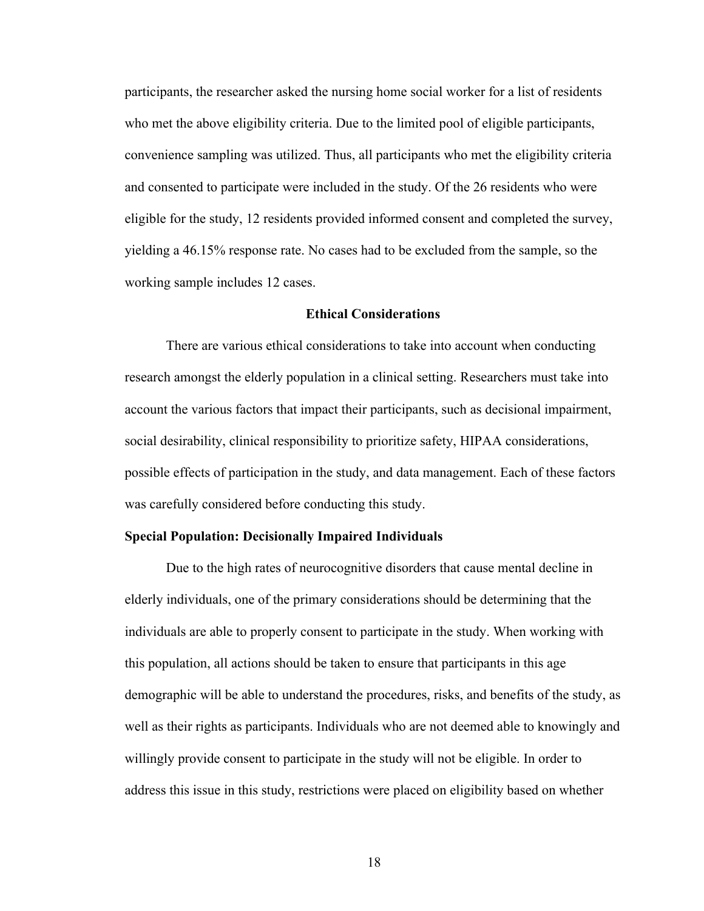participants, the researcher asked the nursing home social worker for a list of residents who met the above eligibility criteria. Due to the limited pool of eligible participants, convenience sampling was utilized. Thus, all participants who met the eligibility criteria and consented to participate were included in the study. Of the 26 residents who were eligible for the study, 12 residents provided informed consent and completed the survey, yielding a 46.15% response rate. No cases had to be excluded from the sample, so the working sample includes 12 cases.

## Ethical Considerations

There are various ethical considerations to take into account when conducting research amongst the elderly population in a clinical setting. Researchers must take into account the various factors that impact their participants, such as decisional impairment, social desirability, clinical responsibility to prioritize safety, HIPAA considerations, possible effects of participation in the study, and data management. Each of these factors was carefully considered before conducting this study.

### Special Population: Decisionally Impaired Individuals

Due to the high rates of neurocognitive disorders that cause mental decline in elderly individuals, one of the primary considerations should be determining that the individuals are able to properly consent to participate in the study. When working with this population, all actions should be taken to ensure that participants in this age demographic will be able to understand the procedures, risks, and benefits of the study, as well as their rights as participants. Individuals who are not deemed able to knowingly and willingly provide consent to participate in the study will not be eligible. In order to address this issue in this study, restrictions were placed on eligibility based on whether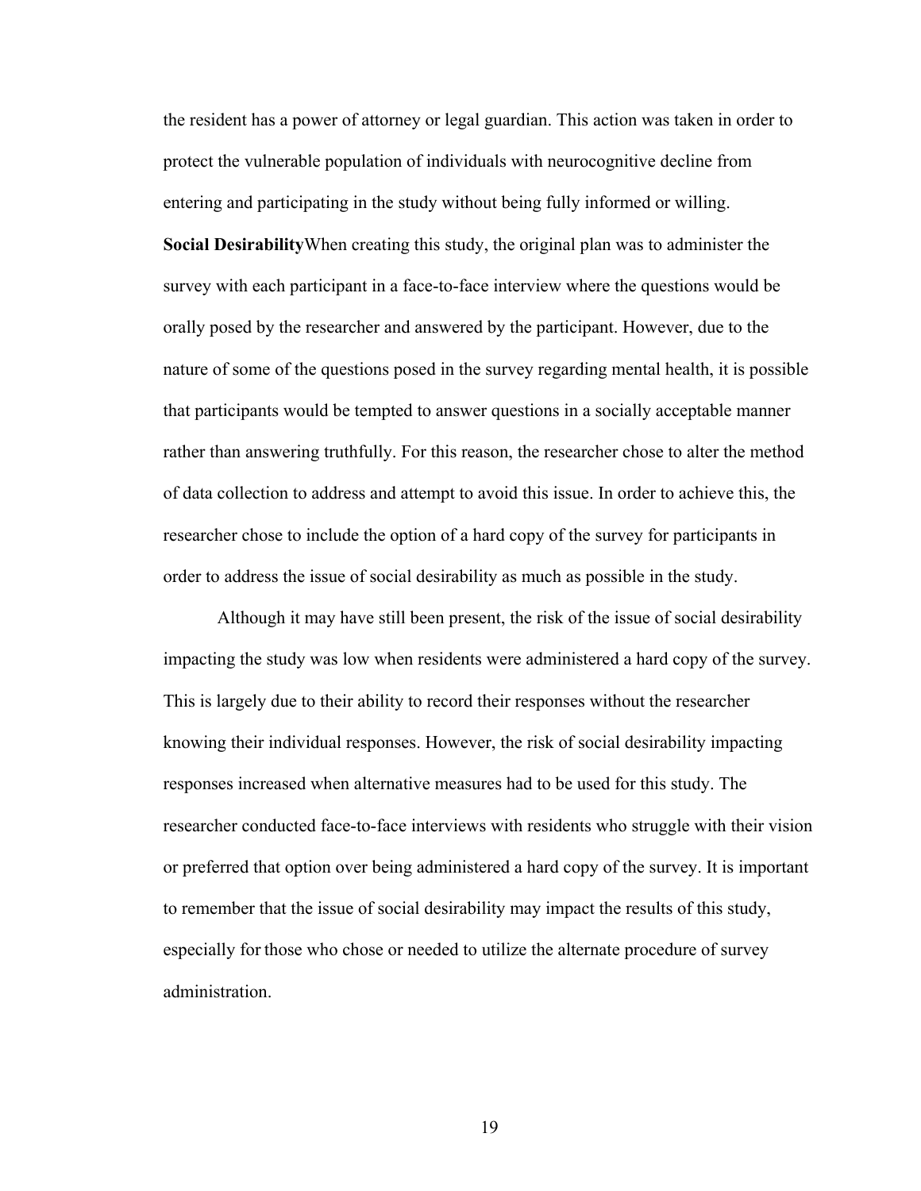the resident has a power of attorney or legal guardian. This action was taken in order to protect the vulnerable population of individuals with neurocognitive decline from entering and participating in the study without being fully informed or willing.

**Social Desirability**

When creating this study, the original plan was to administer the survey with each participant in a face-to-face interview where the questions would be orally posed by the researcher and answered by the participant. However, due to the nature of some of the questions posed in the survey regarding mental health, it is possible that participants would be tempted to answer questions in a socially acceptable manner rather than answering truthfully. For this reason, the researcher chose to alter the method of data collection to address and attempt to avoid this issue. In order to achieve this, the researcher chose to include the option of a hard copy of the survey for participants in order to address the issue of social desirability as much as possible in the study.

Although it may have still been present, the risk of the issue of social desirability impacting the study was low when residents were administered a hard copy of the survey. This is largely due to their ability to record their responses without the researcher knowing their individual responses. However, the risk of social desirability impacting responses increased when alternative measures had to be used for this study. The researcher conducted face-to-face interviews with residents who struggle with their vision or preferred that option over being administered a hard copy of the survey. It is important to remember that the issue of social desirability may impact the results of this study, especially for those who chose or needed to utilize the alternate procedure of survey administration.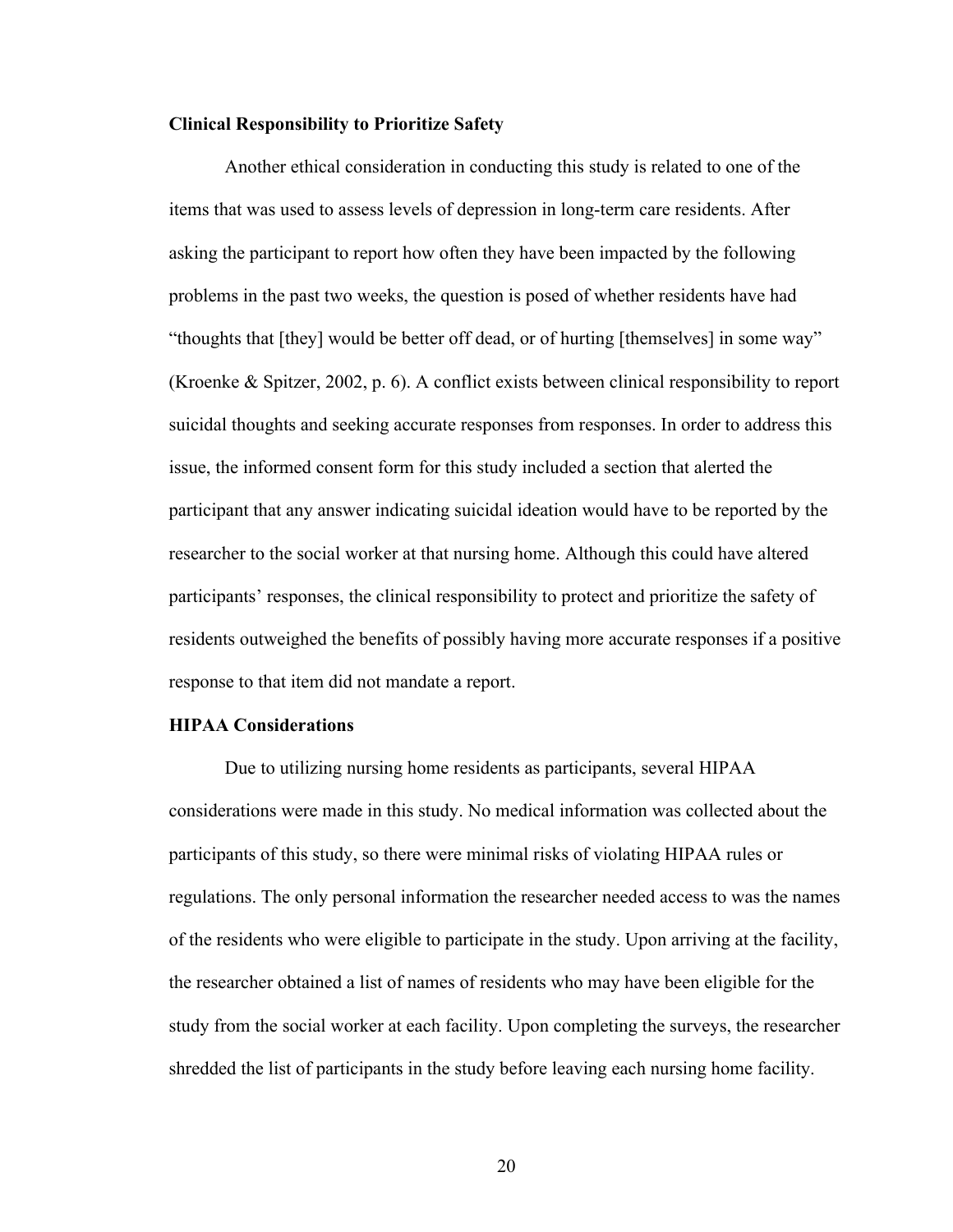### Clinical Responsibility to Prioritize Safety

Another ethical consideration in conducting this study is related to one of the items that was used to assess levels of depression in long-term care residents. After asking the participant to report how often they have been impacted by the following problems in the past two weeks, the question is posed of whether residents have had "thoughts that [they] would be better off dead, or of hurting [themselves] in some way" (Kroenke & Spitzer, 2002, p. 6). A conflict exists between clinical responsibility to report suicidal thoughts and seeking accurate responses from responses. In order to address this issue, the informed consent form for this study included a section that alerted the participant that any answer indicating suicidal ideation would have to be reported by the researcher to the social worker at that nursing home. Although this could have altered participants' responses, the clinical responsibility to protect and prioritize the safety of residents outweighed the benefits of possibly having more accurate responses if a positive response to that item did not mandate a report.

### HIPAA Considerations

Due to utilizing nursing home residents as participants, several HIPAA considerations were made in this study. No medical information was collected about the participants of this study, so there were minimal risks of violating HIPAA rules or regulations. The only personal information the researcher needed access to was the names of the residents who were eligible to participate in the study. Upon arriving at the facility, the researcher obtained a list of names of residents who may have been eligible for the study from the social worker at each facility. Upon completing the surveys, the researcher shredded the list of participants in the study before leaving each nursing home facility.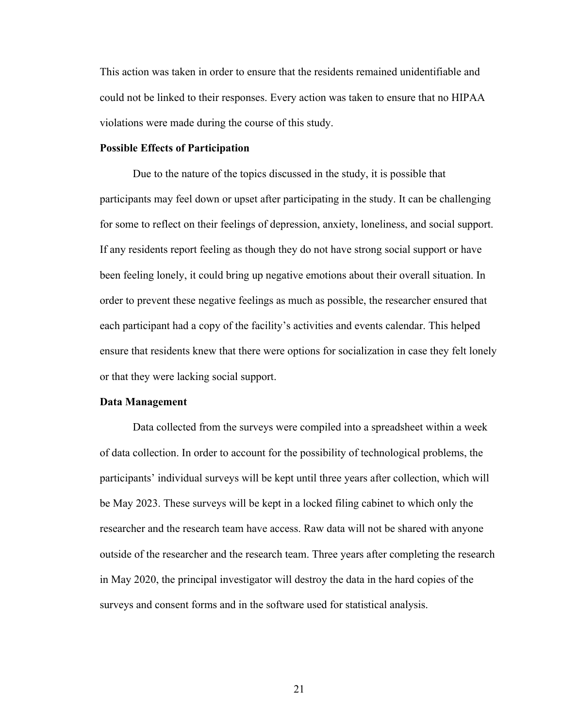This action was taken in order to ensure that the residents remained unidentifiable and could not be linked to their responses. Every action was taken to ensure that no HIPAA violations were made during the course of this study.

**Possible Effects of Participation**

Due to the nature of the topics discussed in the study, it is possible that participants may feel down or upset after participating in the study. It can be challenging for some to reflect on their feelings of depression, anxiety, loneliness, and social support. If any residents report feeling as though they do not have strong social support or have been feeling lonely, it could bring up negative emotions about their overall situation. In order to prevent these negative feelings as much as possible, the researcher ensured that each participant had a copy of the facility's activities and events calendar. This helped ensure that residents knew that there were options for socialization in case they felt lonely or that they were lacking social support.

**Data Management**

Data collected from the surveys were compiled into a spreadsheet within a week of data collection. In order to account for the possibility of technological problems, the participants' individual surveys will be kept until three years after collection, which will be May 2023. These surveys will be kept in a locked filing cabinet to which only the researcher and the research team have access. Raw data will not be shared with anyone outside of the researcher and the research team. Three years after completing the research in May 2020, the principal investigator will destroy the data in the hard copies of the surveys and consent forms and in the software used for statistical analysis.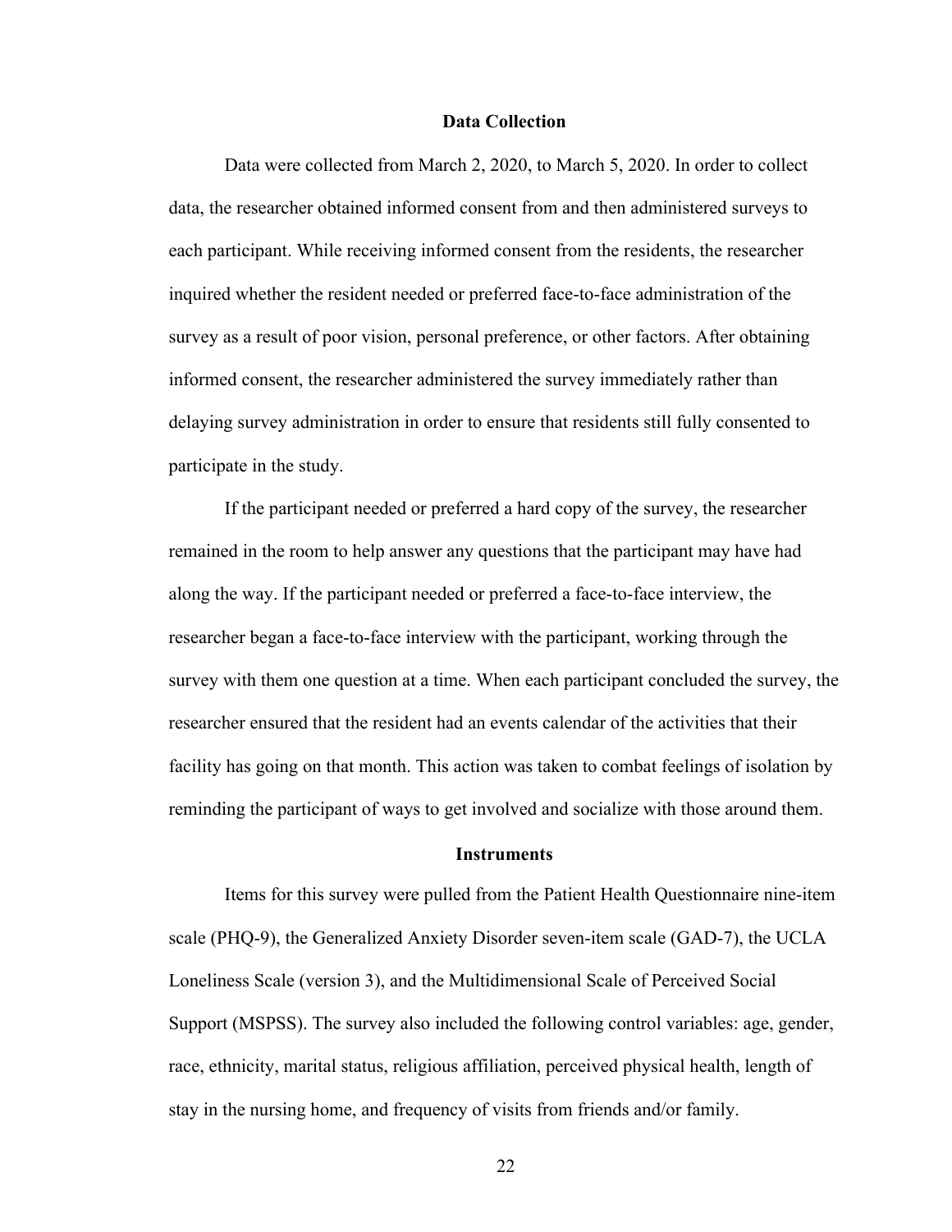## Data Collection

Data were collected from March 2, 2020, to March 5, 2020. In order to collect data, the researcher obtained informed consent from and then administered surveys to each participant. While receiving informed consent from the residents, the researcher inquired whether the resident needed or preferred face-to-face administration of the survey as a result of poor vision, personal preference, or other factors. After obtaining informed consent, the researcher administered the survey immediately rather than delaying survey administration in order to ensure that residents still fully consented to participate in the study.

If the participant needed or preferred a hard copy of the survey, the researcher remained in the room to help answer any questions that the participant may have had along the way. If the participant needed or preferred a face-to-face interview, the researcher began a face-to-face interview with the participant, working through the survey with them one question at a time. When each participant concluded the survey, the researcher ensured that the resident had an events calendar of the activities that their facility has going on that month. This action was taken to combat feelings of isolation by reminding the participant of ways to get involved and socialize with those around them.

## Instruments

Items for this survey were pulled from the Patient Health Questionnaire nine-item scale (PHQ-9), the Generalized Anxiety Disorder seven-item scale (GAD-7), the UCLA Loneliness Scale (version 3), and the Multidimensional Scale of Perceived Social Support (MSPSS). The survey also included the following control variables: age, gender, race, ethnicity, marital status, religious affiliation, perceived physical health, length of stay in the nursing home, and frequency of visits from friends and/or family.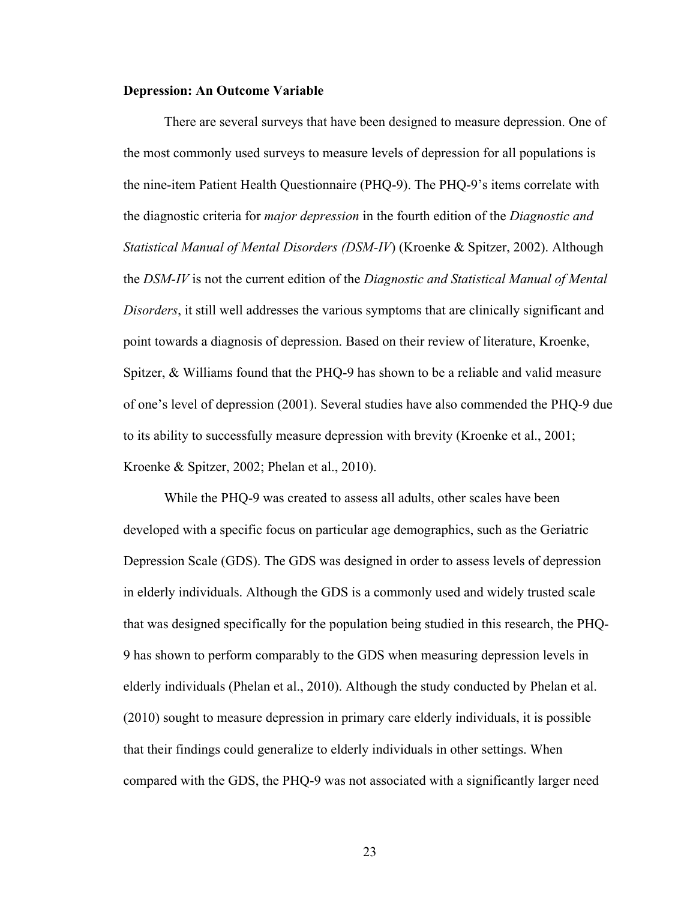**Depression: An Outcome Variable**

There are several surveys that have been designed to measure depression. One of the most commonly used surveys to measure levels of depression for all populations is the nine-item Patient Health Questionnaire (PHQ-9). The PHQ-9's items correlate with the diagnostic criteria for *major depression* in the fourth edition of the *Diagnostic and Statistical Manual of Mental Disorders (DSM-IV*) (Kroenke & Spitzer, 2002). Although the *DSM-IV* is not the current edition of the *Diagnostic and Statistical Manual of Mental Disorders*, it still well addresses the various symptoms that are clinically significant and point towards a diagnosis of depression. Based on their review of literature, Kroenke, Spitzer, & Williams found that the PHQ-9 has shown to be a reliable and valid measure of one's level of depression (2001). Several studies have also commended the PHQ-9 due to its ability to successfully measure depression with brevity (Kroenke et al., 2001; Kroenke & Spitzer, 2002; Phelan et al., 2010).

While the PHQ-9 was created to assess all adults, other scales have been developed with a specific focus on particular age demographics, such as the Geriatric Depression Scale (GDS). The GDS was designed in order to assess levels of depression in elderly individuals. Although the GDS is a commonly used and widely trusted scale that was designed specifically for the population being studied in this research, the PHQ-9 has shown to perform comparably to the GDS when measuring depression levels in elderly individuals (Phelan et al., 2010). Although the study conducted by Phelan et al. (2010) sought to measure depression in primary care elderly individuals, it is possible that their findings could generalize to elderly individuals in other settings. When compared with the GDS, the PHQ-9 was not associated with a significantly larger need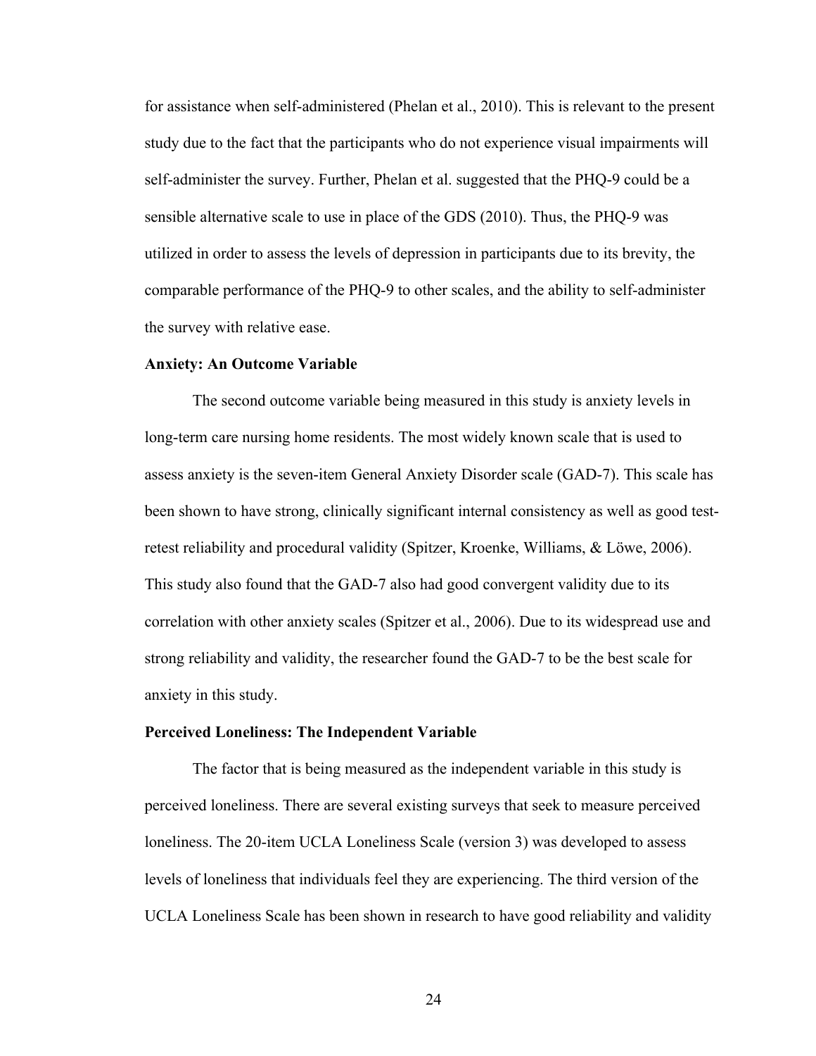for assistance when self-administered (Phelan et al., 2010). This is relevant to the present study due to the fact that the participants who do not experience visual impairments will self-administer the survey. Further, Phelan et al. suggested that the PHQ-9 could be a sensible alternative scale to use in place of the GDS (2010). Thus, the PHQ-9 was utilized in order to assess the levels of depression in participants due to its brevity, the comparable performance of the PHQ-9 to other scales, and the ability to self-administer the survey with relative ease.

**Anxiety: An Outcome Variable**

The second outcome variable being measured in this study is anxiety levels in long-term care nursing home residents. The most widely known scale that is used to assess anxiety is the seven-item General Anxiety Disorder scale (GAD-7). This scale has been shown to have strong, clinically significant internal consistency as well as good test-retest reliability and procedural validity (Spitzer, Kroenke, Williams, & Löwe, 2006). This study also found that the GAD-7 also had good convergent validity due to its correlation with other anxiety scales (Spitzer et al., 2006). Due to its widespread use and strong reliability and validity, the researcher found the GAD-7 to be the best scale for anxiety in this study.

**Perceived Loneliness: The Independent Variable**

The factor that is being measured as the independent variable in this study is perceived loneliness. There are several existing surveys that seek to measure perceived loneliness. The 20-item UCLA Loneliness Scale (version 3) was developed to assess levels of loneliness that individuals feel they are experiencing. The third version of the UCLA Loneliness Scale has been shown in research to have good reliability and validity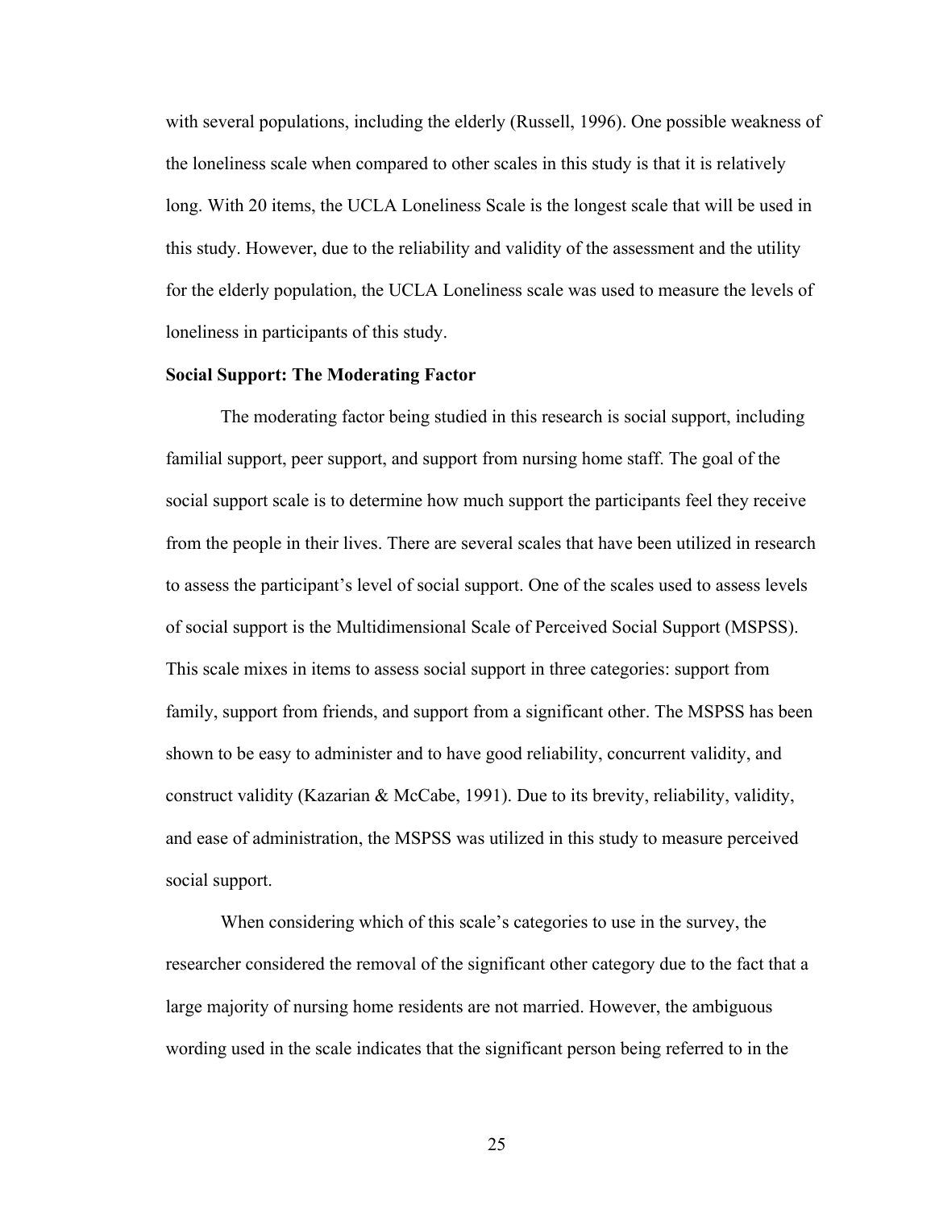with several populations, including the elderly (Russell, 1996). One possible weakness of the loneliness scale when compared to other scales in this study is that it is relatively long. With 20 items, the UCLA Loneliness Scale is the longest scale that will be used in this study. However, due to the reliability and validity of the assessment and the utility for the elderly population, the UCLA Loneliness scale was used to measure the levels of loneliness in participants of this study.

**Social Support: The Moderating Factor**

The moderating factor being studied in this research is social support, including familial support, peer support, and support from nursing home staff. The goal of the social support scale is to determine how much support the participants feel they receive from the people in their lives. There are several scales that have been utilized in research to assess the participant's level of social support. One of the scales used to assess levels of social support is the Multidimensional Scale of Perceived Social Support (MSPSS). This scale mixes in items to assess social support in three categories: support from family, support from friends, and support from a significant other. The MSPSS has been shown to be easy to administer and to have good reliability, concurrent validity, and construct validity (Kazarian & McCabe, 1991). Due to its brevity, reliability, validity, and ease of administration, the MSPSS was utilized in this study to measure perceived social support.

When considering which of this scale's categories to use in the survey, the researcher considered the removal of the significant other category due to the fact that a large majority of nursing home residents are not married. However, the ambiguous wording used in the scale indicates that the significant person being referred to in the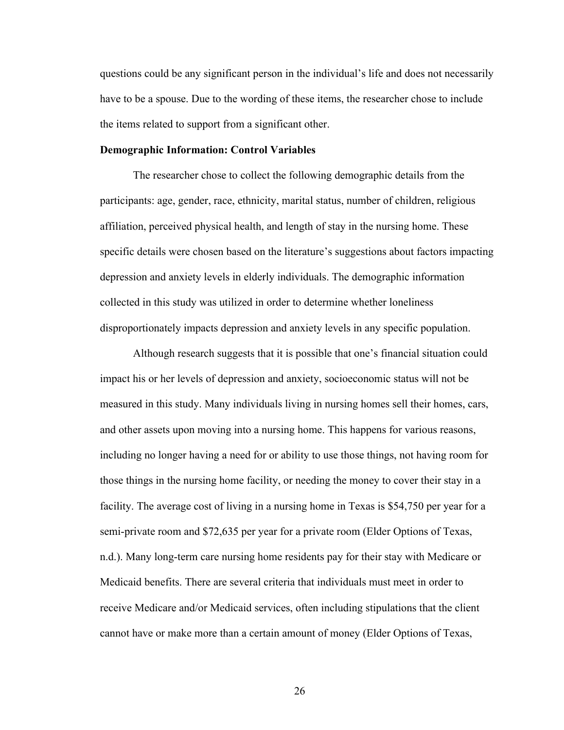questions could be any significant person in the individual's life and does not necessarily have to be a spouse. Due to the wording of these items, the researcher chose to include the items related to support from a significant other.

**Demographic Information: Control Variables**

The researcher chose to collect the following demographic details from the participants: age, gender, race, ethnicity, marital status, number of children, religious affiliation, perceived physical health, and length of stay in the nursing home. These specific details were chosen based on the literature's suggestions about factors impacting depression and anxiety levels in elderly individuals. The demographic information collected in this study was utilized in order to determine whether loneliness disproportionately impacts depression and anxiety levels in any specific population.

Although research suggests that it is possible that one's financial situation could impact his or her levels of depression and anxiety, socioeconomic status will not be measured in this study. Many individuals living in nursing homes sell their homes, cars, and other assets upon moving into a nursing home. This happens for various reasons, including no longer having a need for or ability to use those things, not having room for those things in the nursing home facility, or needing the money to cover their stay in a facility. The average cost of living in a nursing home in Texas is $54,750 per year for a semi-private room and $72,635 per year for a private room (Elder Options of Texas, n.d.). Many long-term care nursing home residents pay for their stay with Medicare or Medicaid benefits. There are several criteria that individuals must meet in order to receive Medicare and/or Medicaid services, often including stipulations that the client cannot have or make more than a certain amount of money (Elder Options of Texas,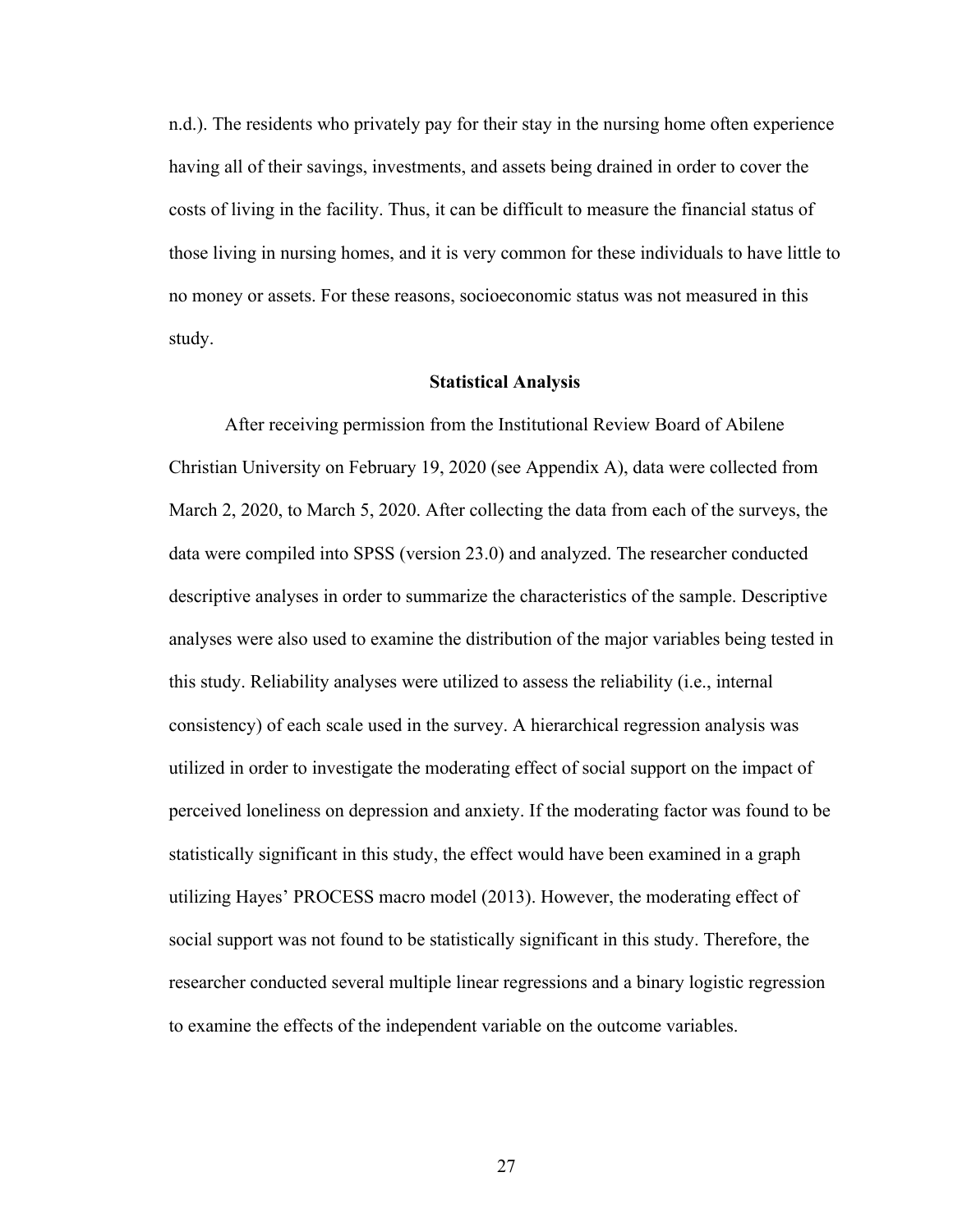n.d.). The residents who privately pay for their stay in the nursing home often experience having all of their savings, investments, and assets being drained in order to cover the costs of living in the facility. Thus, it can be difficult to measure the financial status of those living in nursing homes, and it is very common for these individuals to have little to no money or assets. For these reasons, socioeconomic status was not measured in this study.

## Statistical Analysis

After receiving permission from the Institutional Review Board of Abilene Christian University on February 19, 2020 (see Appendix A), data were collected from March 2, 2020, to March 5, 2020. After collecting the data from each of the surveys, the data were compiled into SPSS (version 23.0) and analyzed. The researcher conducted descriptive analyses in order to summarize the characteristics of the sample. Descriptive analyses were also used to examine the distribution of the major variables being tested in this study. Reliability analyses were utilized to assess the reliability (i.e., internal consistency) of each scale used in the survey. A hierarchical regression analysis was utilized in order to investigate the moderating effect of social support on the impact of perceived loneliness on depression and anxiety. If the moderating factor was found to be statistically significant in this study, the effect would have been examined in a graph utilizing Hayes' PROCESS macro model (2013). However, the moderating effect of social support was not found to be statistically significant in this study. Therefore, the researcher conducted several multiple linear regressions and a binary logistic regression to examine the effects of the independent variable on the outcome variables.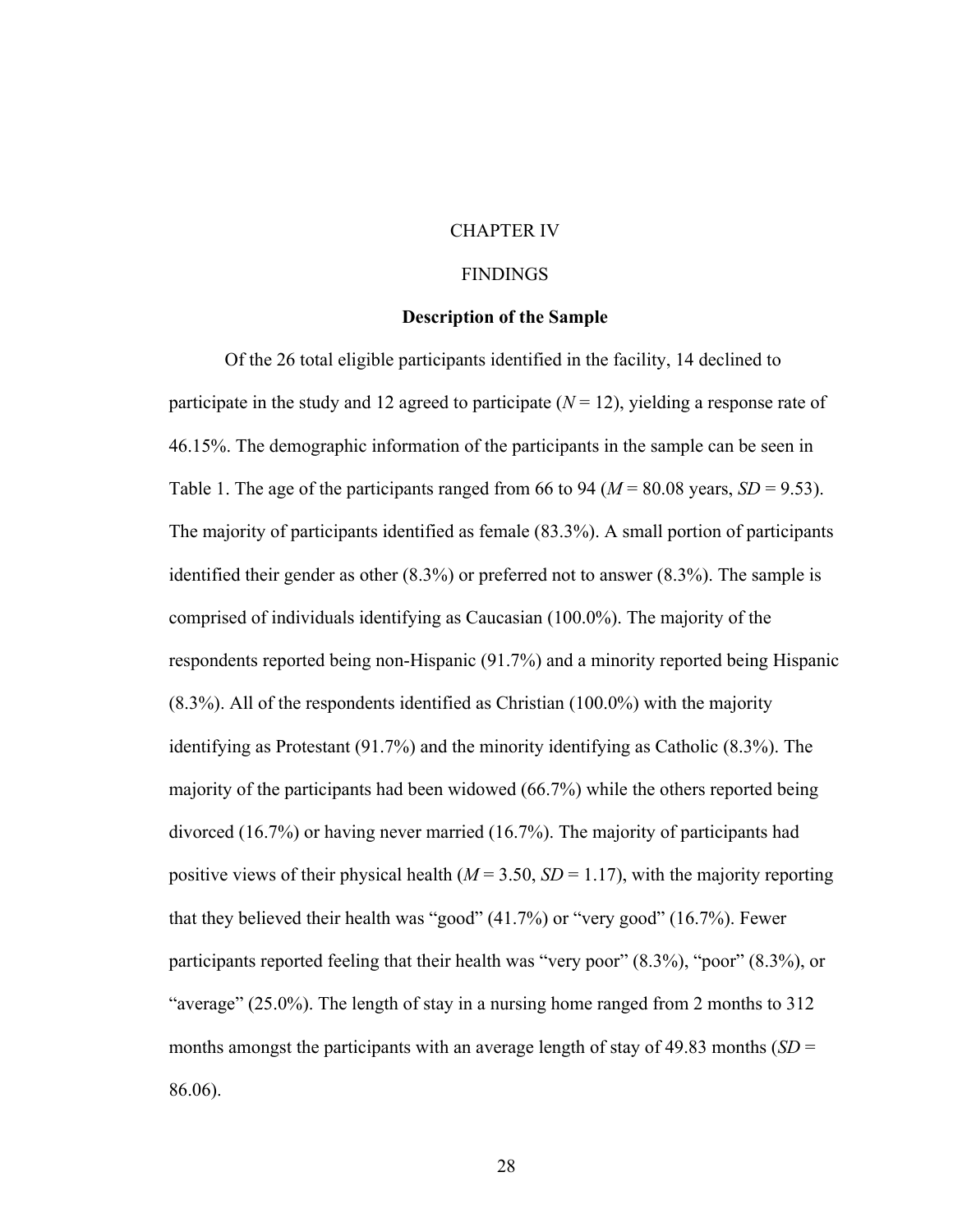# CHAPTER IV

# FINDINGS

## Description of the Sample

Of the 26 total eligible participants identified in the facility, 14 declined to participate in the study and 12 agreed to participate ($N = 12$), yielding a response rate of 46.15%. The demographic information of the participants in the sample can be seen in Table 1. The age of the participants ranged from 66 to 94 ($M = 80.08$ years, $SD = 9.53$). The majority of participants identified as female (83.3%). A small portion of participants identified their gender as other (8.3%) or preferred not to answer (8.3%). The sample is comprised of individuals identifying as Caucasian (100.0%). The majority of the respondents reported being non-Hispanic (91.7%) and a minority reported being Hispanic (8.3%). All of the respondents identified as Christian (100.0%) with the majority identifying as Protestant (91.7%) and the minority identifying as Catholic (8.3%). The majority of the participants had been widowed (66.7%) while the others reported being divorced (16.7%) or having never married (16.7%). The majority of participants had positive views of their physical health ($M = 3.50$, $SD = 1.17$), with the majority reporting that they believed their health was "good" (41.7%) or "very good" (16.7%). Fewer participants reported feeling that their health was "very poor" (8.3%), "poor" (8.3%), or "average" (25.0%). The length of stay in a nursing home ranged from 2 months to 312 months amongst the participants with an average length of stay of 49.83 months ($SD = 86.06$).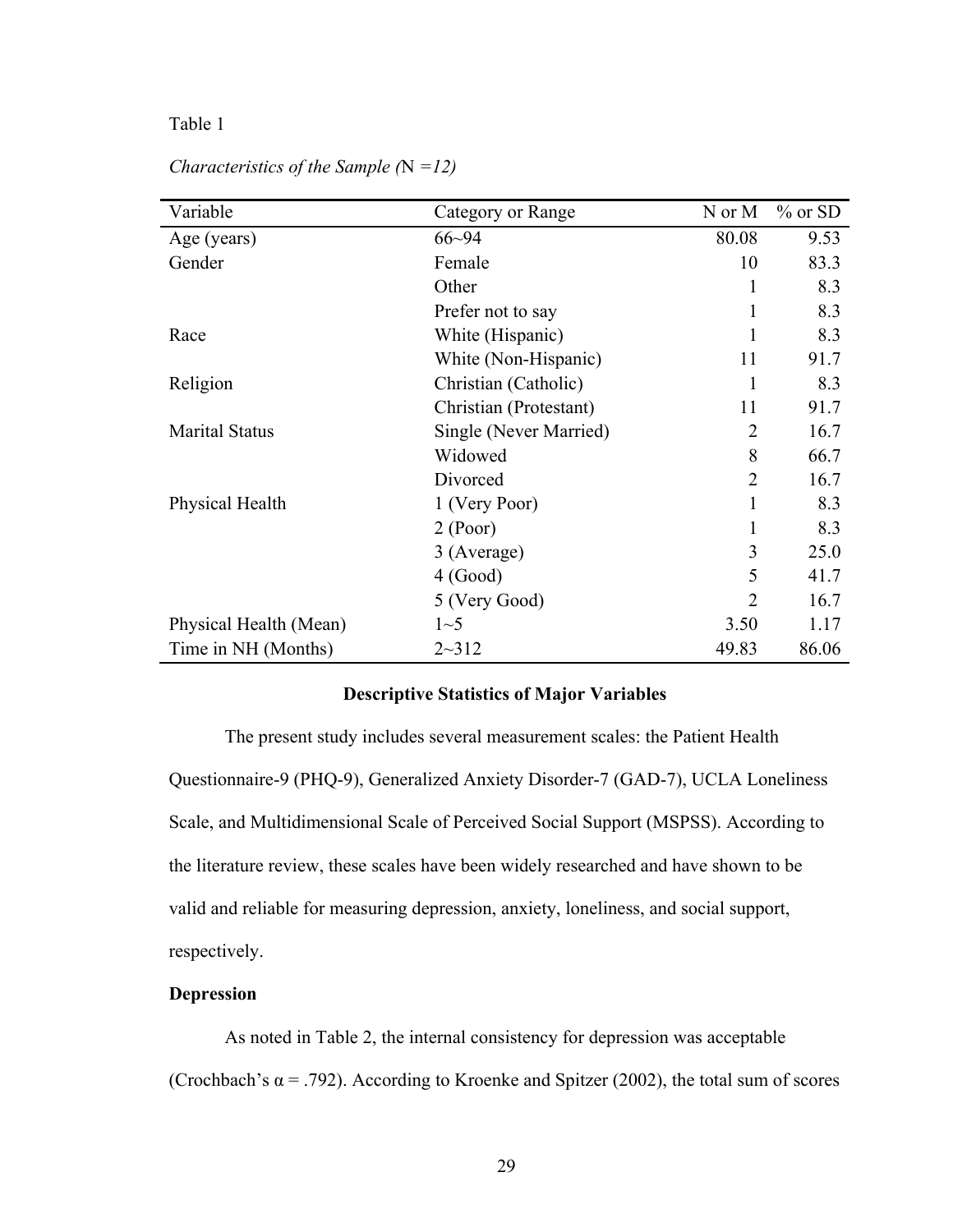Table 1

*Characteristics of the Sample (*N *=12)*

| Variable | Category or Range | N or M | % or SD |
|---|---|---|---|
| Age (years) | 66~94 | 80.08 | 9.53 |
| Gender | Female | 10 | 83.3 |
| | Other | 1 | 8.3 |
| | Prefer not to say | 1 | 8.3 |
| Race | White (Hispanic) | 1 | 8.3 |
| | White (Non-Hispanic) | 11 | 91.7 |
| Religion | Christian (Catholic) | 1 | 8.3 |
| | Christian (Protestant) | 11 | 91.7 |
| Marital Status | Single (Never Married) | 2 | 16.7 |
| | Widowed | 8 | 66.7 |
| | Divorced | 2 | 16.7 |
| Physical Health | 1 (Very Poor) | 1 | 8.3 |
| | 2 (Poor) | 1 | 8.3 |
| | 3 (Average) | 3 | 25.0 |
| | 4 (Good) | 5 | 41.7 |
| | 5 (Very Good) | 2 | 16.7 |
| Physical Health (Mean) | 1~5 | 3.50 | 1.17 |
| Time in NH (Months) | 2~312 | 49.83 | 86.06 |

## Descriptive Statistics of Major Variables

The present study includes several measurement scales: the Patient Health Questionnaire-9 (PHQ-9), Generalized Anxiety Disorder-7 (GAD-7), UCLA Loneliness Scale, and Multidimensional Scale of Perceived Social Support (MSPSS). According to the literature review, these scales have been widely researched and have shown to be valid and reliable for measuring depression, anxiety, loneliness, and social support, respectively.

### Depression

As noted in Table 2, the internal consistency for depression was acceptable (Crochbach's α = .792). According to Kroenke and Spitzer (2002), the total sum of scores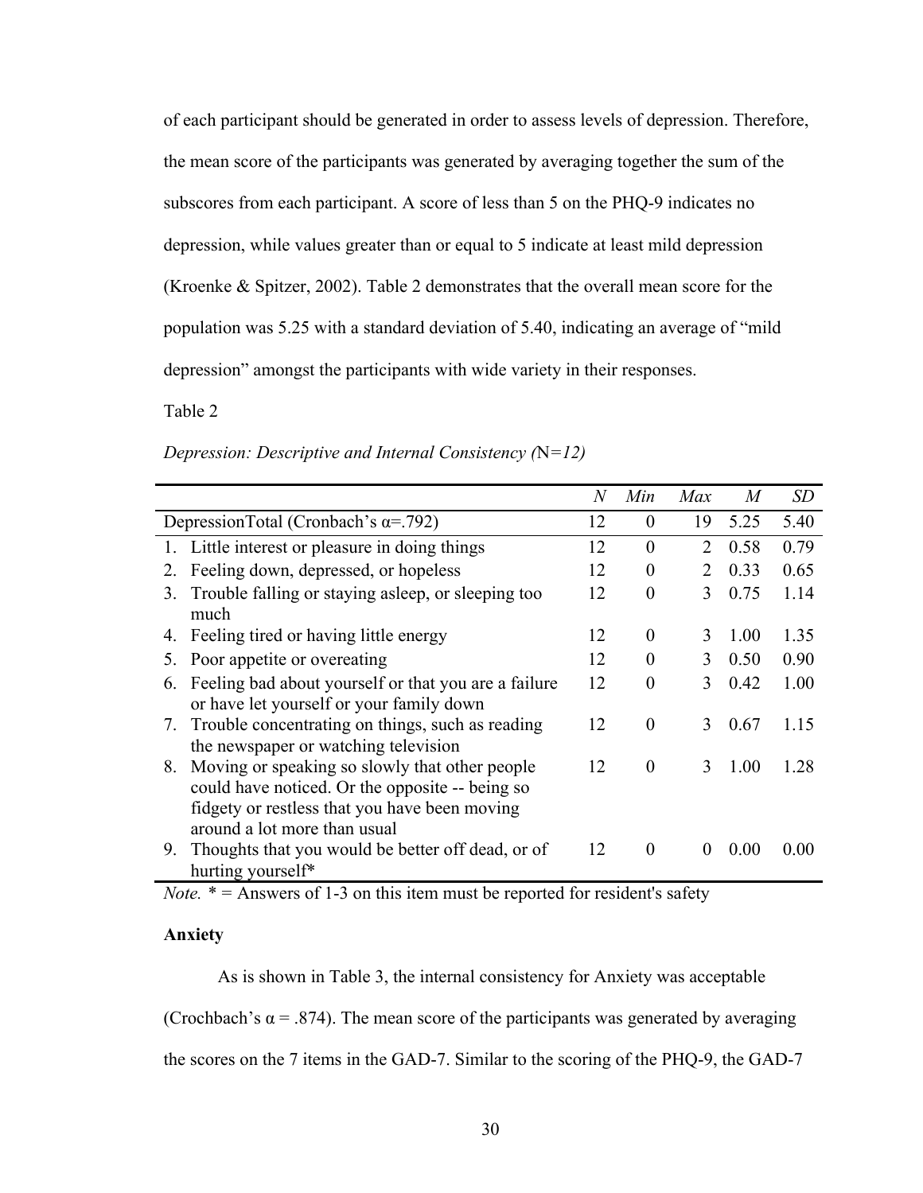of each participant should be generated in order to assess levels of depression. Therefore, the mean score of the participants was generated by averaging together the sum of the subscores from each participant. A score of less than 5 on the PHQ-9 indicates no depression, while values greater than or equal to 5 indicate at least mild depression (Kroenke & Spitzer, 2002). Table 2 demonstrates that the overall mean score for the population was 5.25 with a standard deviation of 5.40, indicating an average of "mild depression" amongst the participants with wide variety in their responses.

Table 2

*Depression: Descriptive and Internal Consistency (*N*=12)*

| | *N* | *Min* | *Max* | *M* | *SD* |
|---|---|---|---|---|---|
| DepressionTotal (Cronbach's α=.792) | 12 | 0 | 19 | 5.25 | 5.40 |
| 1. Little interest or pleasure in doing things | 12 | 0 | 2 | 0.58 | 0.79 |
| 2. Feeling down, depressed, or hopeless | 12 | 0 | 2 | 0.33 | 0.65 |
| 3. Trouble falling or staying asleep, or sleeping too much | 12 | 0 | 3 | 0.75 | 1.14 |
| 4. Feeling tired or having little energy | 12 | 0 | 3 | 1.00 | 1.35 |
| 5. Poor appetite or overeating | 12 | 0 | 3 | 0.50 | 0.90 |
| 6. Feeling bad about yourself or that you are a failure or have let yourself or your family down | 12 | 0 | 3 | 0.42 | 1.00 |
| 7. Trouble concentrating on things, such as reading the newspaper or watching television | 12 | 0 | 3 | 0.67 | 1.15 |
| 8. Moving or speaking so slowly that other people could have noticed. Or the opposite -- being so fidgety or restless that you have been moving around a lot more than usual | 12 | 0 | 3 | 1.00 | 1.28 |
| 9. Thoughts that you would be better off dead, or of hurting yourself* | 12 | 0 | 0 | 0.00 | 0.00 |

*Note.* * = Answers of 1-3 on this item must be reported for resident's safety

**Anxiety**

As is shown in Table 3, the internal consistency for Anxiety was acceptable (Crochbach's α = .874). The mean score of the participants was generated by averaging the scores on the 7 items in the GAD-7. Similar to the scoring of the PHQ-9, the GAD-7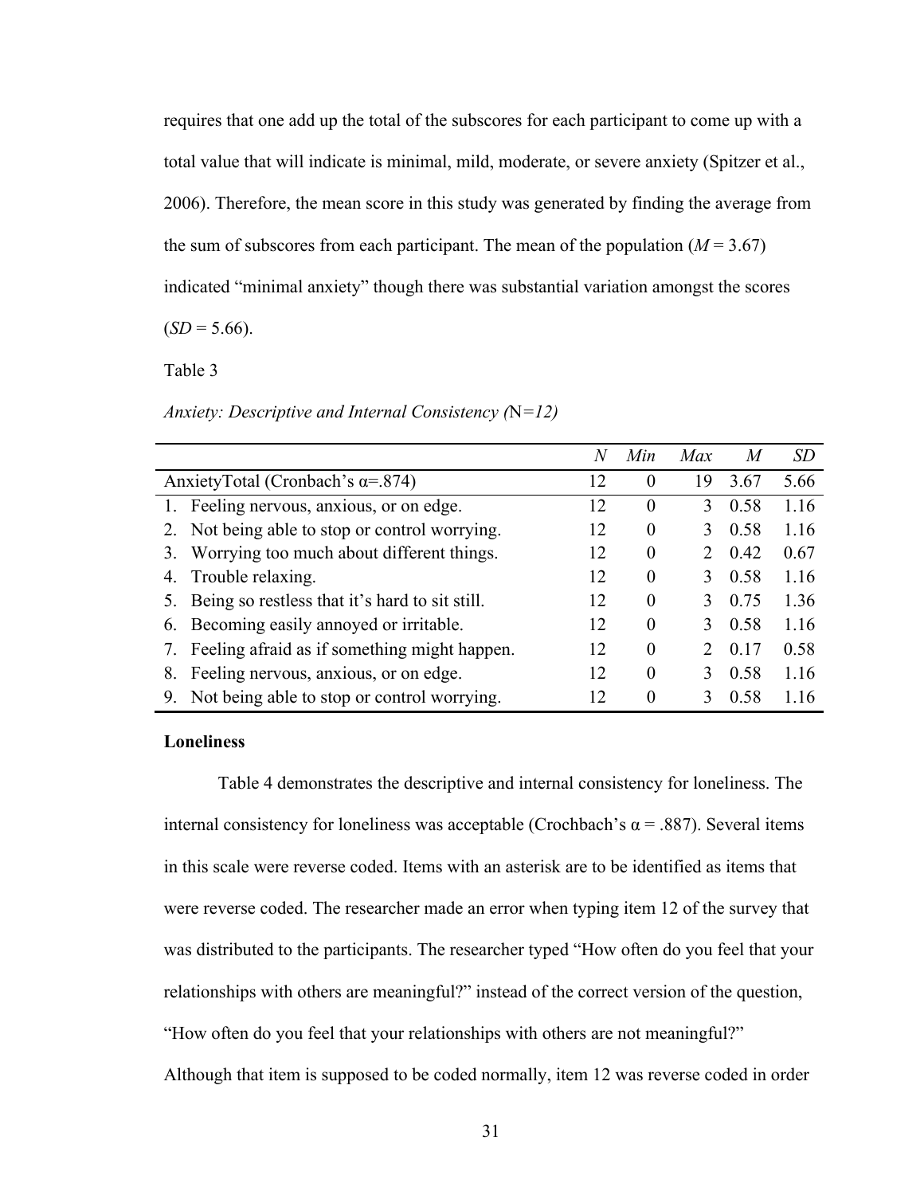requires that one add up the total of the subscores for each participant to come up with a total value that will indicate is minimal, mild, moderate, or severe anxiety (Spitzer et al., 2006). Therefore, the mean score in this study was generated by finding the average from the sum of subscores from each participant. The mean of the population ($M$ = 3.67) indicated "minimal anxiety" though there was substantial variation amongst the scores ($SD$ = 5.66).

Table 3

*Anxiety: Descriptive and Internal Consistency (*N*=12)*

| | *N* | *Min* | *Max* | *M* | *SD* |
|---|---|---|---|---|---|
| AnxietyTotal (Cronbach's α=.874) | 12 | 0 | 19 | 3.67 | 5.66 |
| 1. Feeling nervous, anxious, or on edge. | 12 | 0 | 3 | 0.58 | 1.16 |
| 2. Not being able to stop or control worrying. | 12 | 0 | 3 | 0.58 | 1.16 |
| 3. Worrying too much about different things. | 12 | 0 | 2 | 0.42 | 0.67 |
| 4. Trouble relaxing. | 12 | 0 | 3 | 0.58 | 1.16 |
| 5. Being so restless that it's hard to sit still. | 12 | 0 | 3 | 0.75 | 1.36 |
| 6. Becoming easily annoyed or irritable. | 12 | 0 | 3 | 0.58 | 1.16 |
| 7. Feeling afraid as if something might happen. | 12 | 0 | 2 | 0.17 | 0.58 |
| 8. Feeling nervous, anxious, or on edge. | 12 | 0 | 3 | 0.58 | 1.16 |
| 9. Not being able to stop or control worrying. | 12 | 0 | 3 | 0.58 | 1.16 |

**Loneliness**

Table 4 demonstrates the descriptive and internal consistency for loneliness. The internal consistency for loneliness was acceptable (Crochbach's α = .887). Several items in this scale were reverse coded. Items with an asterisk are to be identified as items that were reverse coded. The researcher made an error when typing item 12 of the survey that was distributed to the participants. The researcher typed "How often do you feel that your relationships with others are meaningful?" instead of the correct version of the question, "How often do you feel that your relationships with others are not meaningful?" Although that item is supposed to be coded normally, item 12 was reverse coded in order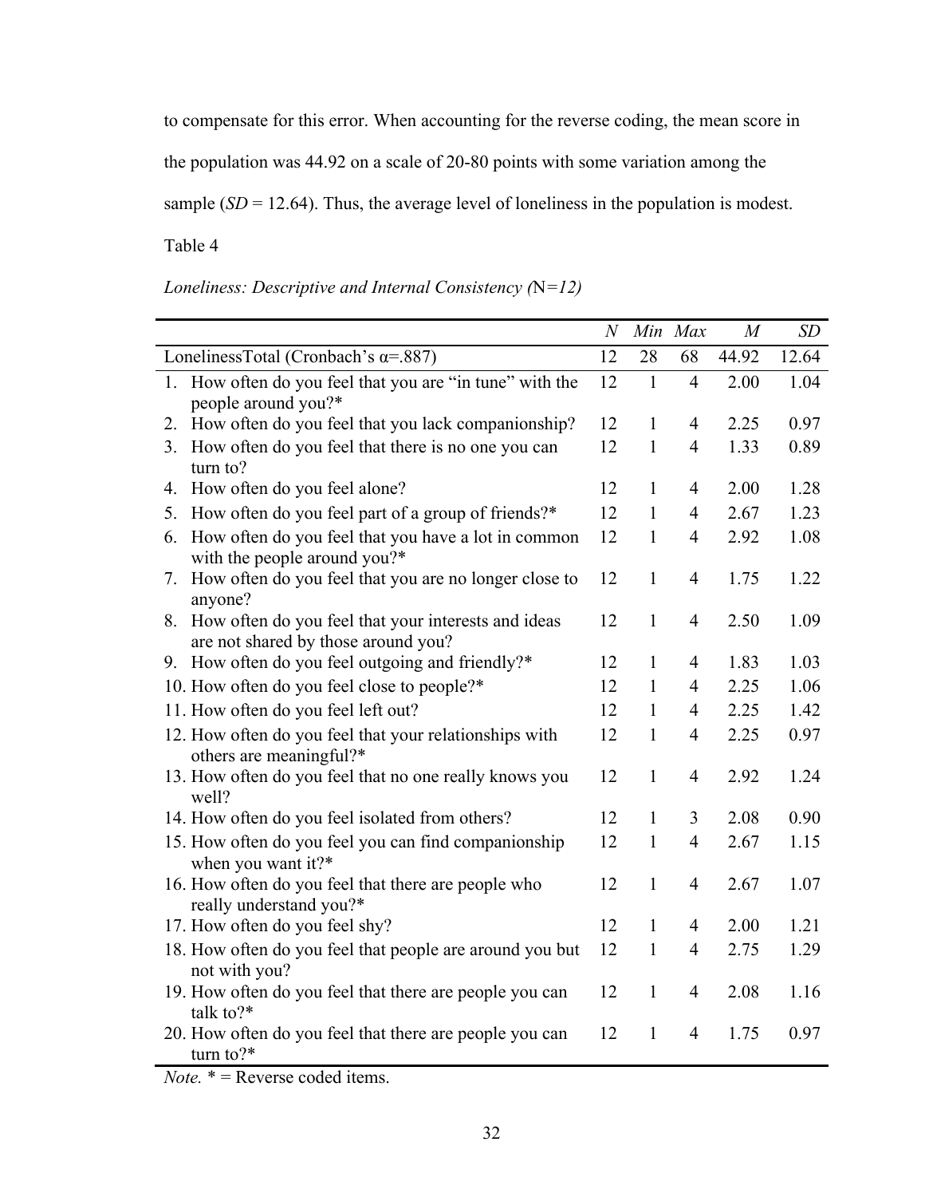to compensate for this error. When accounting for the reverse coding, the mean score in the population was 44.92 on a scale of 20-80 points with some variation among the sample (*SD* = 12.64). Thus, the average level of loneliness in the population is modest.

Table 4

*Loneliness: Descriptive and Internal Consistency (*N*=12)*

| | *N* | *Min* | *Max* | *M* | *SD* |
|---|---|---|---|---|---|
| LonelinessTotal (Cronbach's α=.887) | 12 | 28 | 68 | 44.92 | 12.64 |
| 1. How often do you feel that you are "in tune" with the people around you?* | 12 | 1 | 4 | 2.00 | 1.04 |
| 2. How often do you feel that you lack companionship? | 12 | 1 | 4 | 2.25 | 0.97 |
| 3. How often do you feel that there is no one you can turn to? | 12 | 1 | 4 | 1.33 | 0.89 |
| 4. How often do you feel alone? | 12 | 1 | 4 | 2.00 | 1.28 |
| 5. How often do you feel part of a group of friends?* | 12 | 1 | 4 | 2.67 | 1.23 |
| 6. How often do you feel that you have a lot in common with the people around you?* | 12 | 1 | 4 | 2.92 | 1.08 |
| 7. How often do you feel that you are no longer close to anyone? | 12 | 1 | 4 | 1.75 | 1.22 |
| 8. How often do you feel that your interests and ideas are not shared by those around you? | 12 | 1 | 4 | 2.50 | 1.09 |
| 9. How often do you feel outgoing and friendly?* | 12 | 1 | 4 | 1.83 | 1.03 |
| 10. How often do you feel close to people?* | 12 | 1 | 4 | 2.25 | 1.06 |
| 11. How often do you feel left out? | 12 | 1 | 4 | 2.25 | 1.42 |
| 12. How often do you feel that your relationships with others are meaningful?* | 12 | 1 | 4 | 2.25 | 0.97 |
| 13. How often do you feel that no one really knows you well? | 12 | 1 | 4 | 2.92 | 1.24 |
| 14. How often do you feel isolated from others? | 12 | 1 | 3 | 2.08 | 0.90 |
| 15. How often do you feel you can find companionship when you want it?* | 12 | 1 | 4 | 2.67 | 1.15 |
| 16. How often do you feel that there are people who really understand you?* | 12 | 1 | 4 | 2.67 | 1.07 |
| 17. How often do you feel shy? | 12 | 1 | 4 | 2.00 | 1.21 |
| 18. How often do you feel that people are around you but not with you? | 12 | 1 | 4 | 2.75 | 1.29 |
| 19. How often do you feel that there are people you can talk to?* | 12 | 1 | 4 | 2.08 | 1.16 |
| 20. How often do you feel that there are people you can turn to?* | 12 | 1 | 4 | 1.75 | 0.97 |

*Note.* * = Reverse coded items.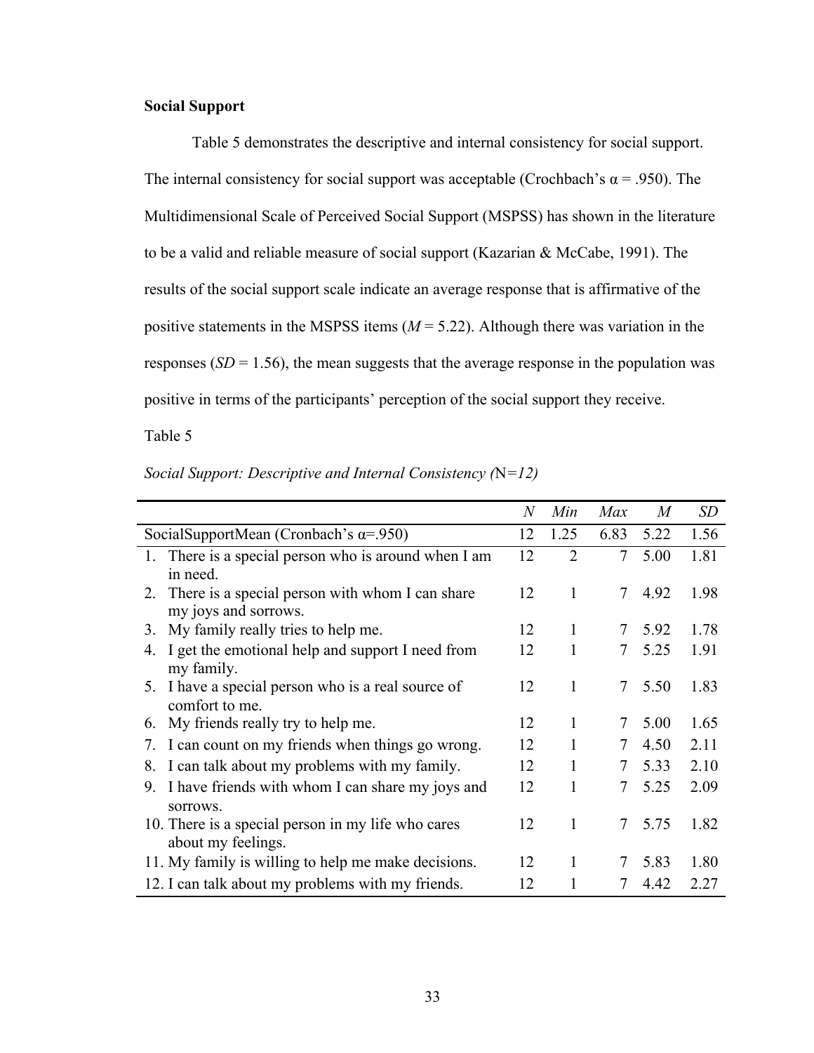**Social Support**

Table 5 demonstrates the descriptive and internal consistency for social support. The internal consistency for social support was acceptable (Crochbach's α = .950). The Multidimensional Scale of Perceived Social Support (MSPSS) has shown in the literature to be a valid and reliable measure of social support (Kazarian & McCabe, 1991). The results of the social support scale indicate an average response that is affirmative of the positive statements in the MSPSS items (*M* = 5.22). Although there was variation in the responses (*SD* = 1.56), the mean suggests that the average response in the population was positive in terms of the participants' perception of the social support they receive.

Table 5

*Social Support: Descriptive and Internal Consistency (*N*=12)*

| | *N* | *Min* | *Max* | *M* | *SD* |
|---|---|---|---|---|---|
| SocialSupportMean (Cronbach's α=.950) | 12 | 1.25 | 6.83 | 5.22 | 1.56 |
| 1. There is a special person who is around when I am in need. | 12 | 2 | 7 | 5.00 | 1.81 |
| 2. There is a special person with whom I can share my joys and sorrows. | 12 | 1 | 7 | 4.92 | 1.98 |
| 3. My family really tries to help me. | 12 | 1 | 7 | 5.92 | 1.78 |
| 4. I get the emotional help and support I need from my family. | 12 | 1 | 7 | 5.25 | 1.91 |
| 5. I have a special person who is a real source of comfort to me. | 12 | 1 | 7 | 5.50 | 1.83 |
| 6. My friends really try to help me. | 12 | 1 | 7 | 5.00 | 1.65 |
| 7. I can count on my friends when things go wrong. | 12 | 1 | 7 | 4.50 | 2.11 |
| 8. I can talk about my problems with my family. | 12 | 1 | 7 | 5.33 | 2.10 |
| 9. I have friends with whom I can share my joys and sorrows. | 12 | 1 | 7 | 5.25 | 2.09 |
| 10. There is a special person in my life who cares about my feelings. | 12 | 1 | 7 | 5.75 | 1.82 |
| 11. My family is willing to help me make decisions. | 12 | 1 | 7 | 5.83 | 1.80 |
| 12. I can talk about my problems with my friends. | 12 | 1 | 7 | 4.42 | 2.27 |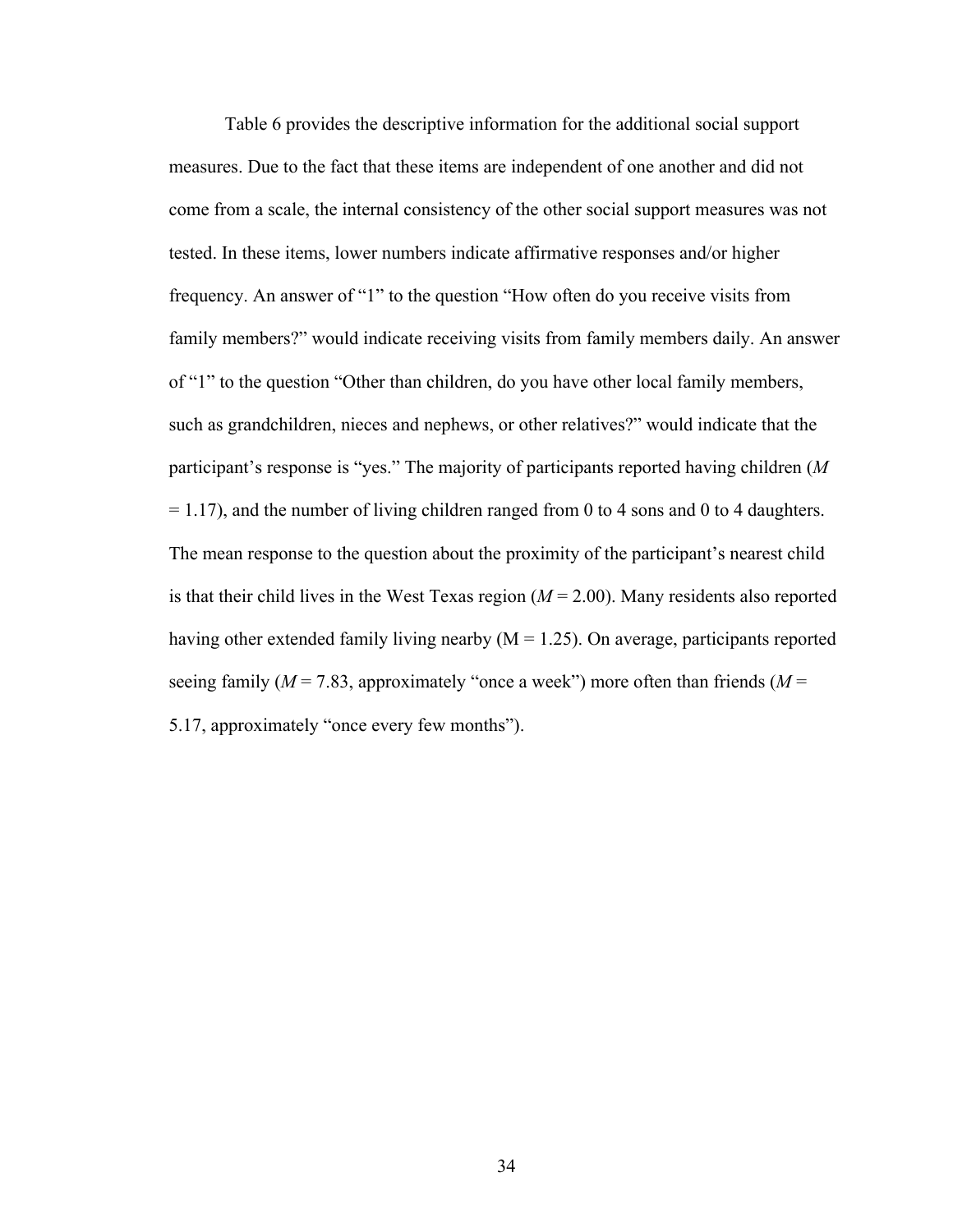Table 6 provides the descriptive information for the additional social support measures. Due to the fact that these items are independent of one another and did not come from a scale, the internal consistency of the other social support measures was not tested. In these items, lower numbers indicate affirmative responses and/or higher frequency. An answer of "1" to the question "How often do you receive visits from family members?" would indicate receiving visits from family members daily. An answer of "1" to the question "Other than children, do you have other local family members, such as grandchildren, nieces and nephews, or other relatives?" would indicate that the participant's response is "yes." The majority of participants reported having children ($M$ = 1.17), and the number of living children ranged from 0 to 4 sons and 0 to 4 daughters. The mean response to the question about the proximity of the participant's nearest child is that their child lives in the West Texas region ($M$ = 2.00). Many residents also reported having other extended family living nearby (M = 1.25). On average, participants reported seeing family ($M$ = 7.83, approximately "once a week") more often than friends ($M$ = 5.17, approximately "once every few months").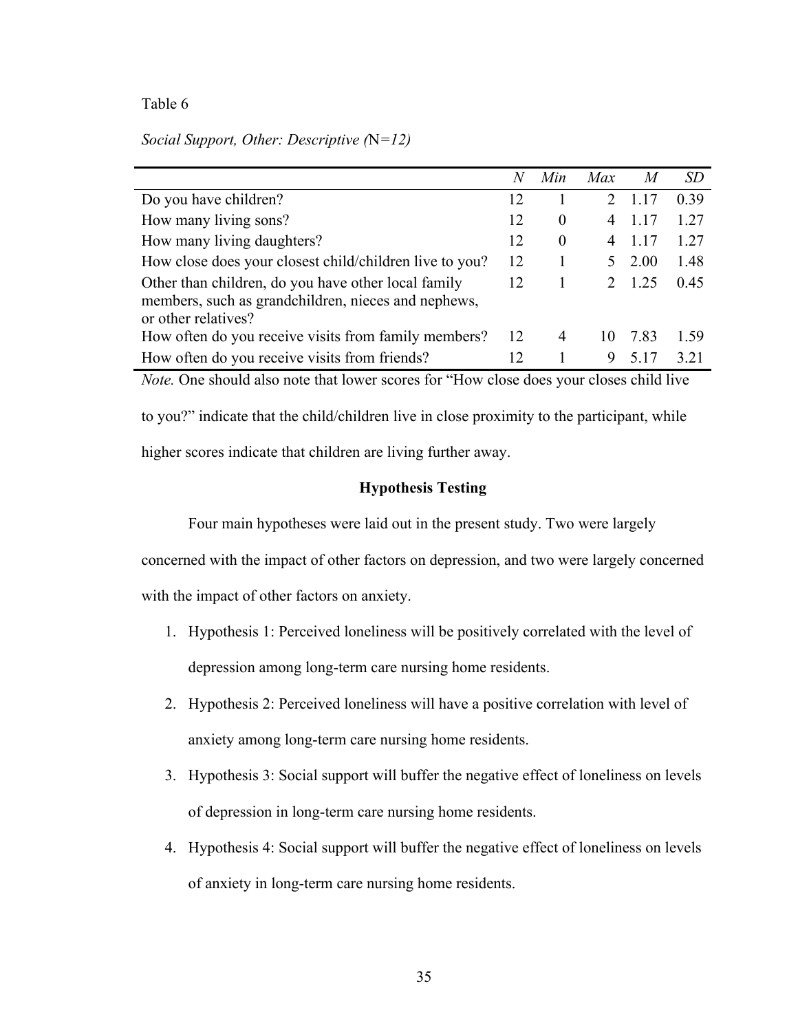Table 6

*Social Support, Other: Descriptive (*N*=12)*

| | *N* | *Min* | *Max* | *M* | *SD* |
|---|---|---|---|---|---|
| Do you have children? | 12 | 1 | 2 | 1.17 | 0.39 |
| How many living sons? | 12 | 0 | 4 | 1.17 | 1.27 |
| How many living daughters? | 12 | 0 | 4 | 1.17 | 1.27 |
| How close does your closest child/children live to you? | 12 | 1 | 5 | 2.00 | 1.48 |
| Other than children, do you have other local family members, such as grandchildren, nieces and nephews, or other relatives? | 12 | 1 | 2 | 1.25 | 0.45 |
| How often do you receive visits from family members? | 12 | 4 | 10 | 7.83 | 1.59 |
| How often do you receive visits from friends? | 12 | 1 | 9 | 5.17 | 3.21 |

*Note.* One should also note that lower scores for "How close does your closes child live to you?" indicate that the child/children live in close proximity to the participant, while higher scores indicate that children are living further away.

## Hypothesis Testing

Four main hypotheses were laid out in the present study. Two were largely concerned with the impact of other factors on depression, and two were largely concerned with the impact of other factors on anxiety.

1. Hypothesis 1: Perceived loneliness will be positively correlated with the level of depression among long-term care nursing home residents.
2. Hypothesis 2: Perceived loneliness will have a positive correlation with level of anxiety among long-term care nursing home residents.
3. Hypothesis 3: Social support will buffer the negative effect of loneliness on levels of depression in long-term care nursing home residents.
4. Hypothesis 4: Social support will buffer the negative effect of loneliness on levels of anxiety in long-term care nursing home residents.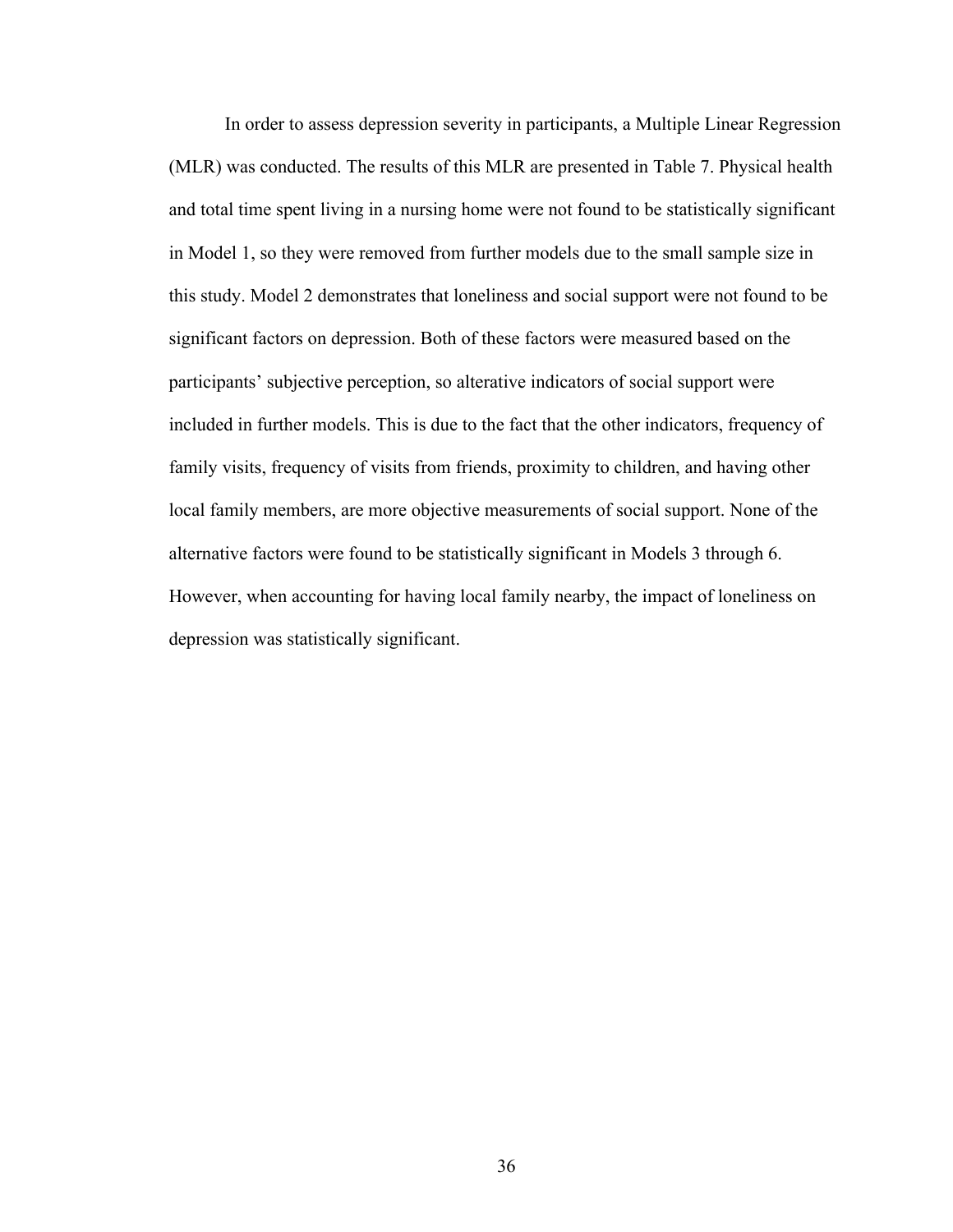In order to assess depression severity in participants, a Multiple Linear Regression (MLR) was conducted. The results of this MLR are presented in Table 7. Physical health and total time spent living in a nursing home were not found to be statistically significant in Model 1, so they were removed from further models due to the small sample size in this study. Model 2 demonstrates that loneliness and social support were not found to be significant factors on depression. Both of these factors were measured based on the participants' subjective perception, so alterative indicators of social support were included in further models. This is due to the fact that the other indicators, frequency of family visits, frequency of visits from friends, proximity to children, and having other local family members, are more objective measurements of social support. None of the alternative factors were found to be statistically significant in Models 3 through 6. However, when accounting for having local family nearby, the impact of loneliness on depression was statistically significant.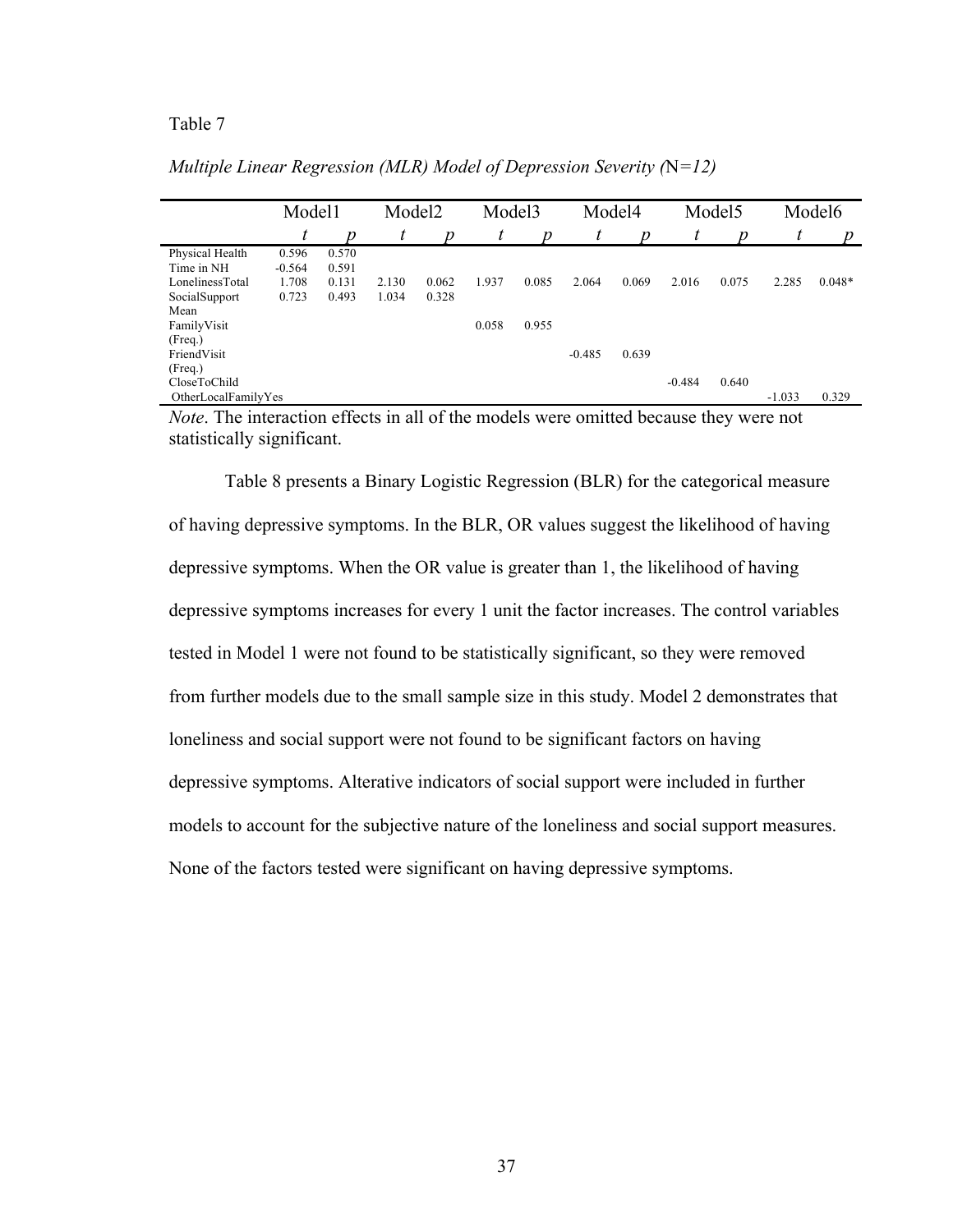Table 7

*Multiple Linear Regression (MLR) Model of Depression Severity (*N*=12)*

| | Model1 | | Model2 | | Model3 | | Model4 | | Model5 | | Model6 | |
|---|---|---|---|---|---|---|---|---|---|---|---|---|
| | *t* | *p* | *t* | *p* | *t* | *p* | *t* | *p* | *t* | *p* | *t* | *p* |
| Physical Health | 0.596 | 0.570 | | | | | | | | | | |
| Time in NH | -0.564 | 0.591 | | | | | | | | | | |
| LonelinessTotal | 1.708 | 0.131 | 2.130 | 0.062 | 1.937 | 0.085 | 2.064 | 0.069 | 2.016 | 0.075 | 2.285 | 0.048* |
| SocialSupport Mean | 0.723 | 0.493 | 1.034 | 0.328 | | | | | | | | |
| FamilyVisit (Freq.) | | | | | 0.058 | 0.955 | | | | | | |
| FriendVisit (Freq.) | | | | | | | -0.485 | 0.639 | | | | |
| CloseToChild | | | | | | | | | -0.484 | 0.640 | | |
| OtherLocalFamilyYes | | | | | | | | | | | -1.033 | 0.329 |

*Note*. The interaction effects in all of the models were omitted because they were not statistically significant.

Table 8 presents a Binary Logistic Regression (BLR) for the categorical measure of having depressive symptoms. In the BLR, OR values suggest the likelihood of having depressive symptoms. When the OR value is greater than 1, the likelihood of having depressive symptoms increases for every 1 unit the factor increases. The control variables tested in Model 1 were not found to be statistically significant, so they were removed from further models due to the small sample size in this study. Model 2 demonstrates that loneliness and social support were not found to be significant factors on having depressive symptoms. Alterative indicators of social support were included in further models to account for the subjective nature of the loneliness and social support measures. None of the factors tested were significant on having depressive symptoms.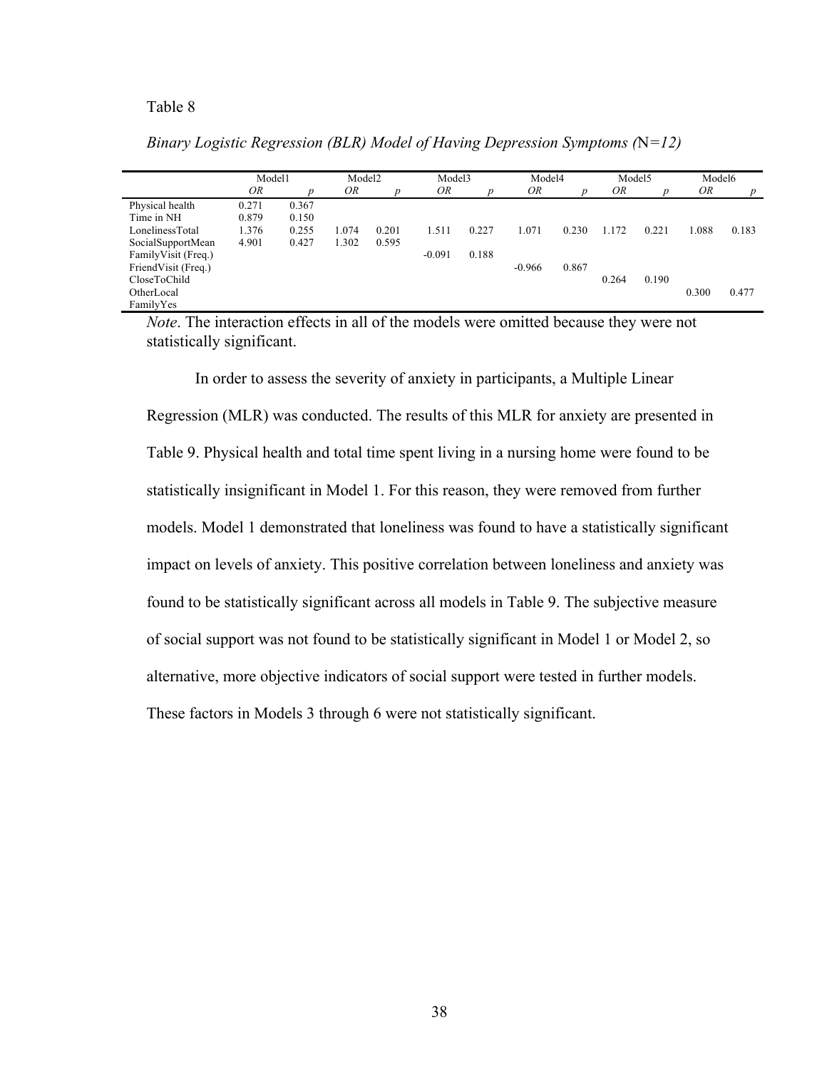Table 8

*Binary Logistic Regression (BLR) Model of Having Depression Symptoms (*N*=12)*

| | Model1 | | Model2 | | Model3 | | Model4 | | Model5 | | Model6 | |
|---|---|---|---|---|---|---|---|---|---|---|---|---|
| | *OR* | *p* | *OR* | *p* | *OR* | *p* | *OR* | *p* | *OR* | *p* | *OR* | *p* |
| Physical health | 0.271 | 0.367 | | | | | | | | | | |
| Time in NH | 0.879 | 0.150 | | | | | | | | | | |
| LonelinessTotal | 1.376 | 0.255 | 1.074 | 0.201 | 1.511 | 0.227 | 1.071 | 0.230 | 1.172 | 0.221 | 1.088 | 0.183 |
| SocialSupportMean | 4.901 | 0.427 | 1.302 | 0.595 | | | | | | | | |
| FamilyVisit (Freq.) | | | | | -0.091 | 0.188 | | | | | | |
| FriendVisit (Freq.) | | | | | | | -0.966 | 0.867 | | | | |
| CloseToChild | | | | | | | | | 0.264 | 0.190 | | |
| OtherLocal FamilyYes | | | | | | | | | | | 0.300 | 0.477 |

*Note*. The interaction effects in all of the models were omitted because they were not statistically significant.

In order to assess the severity of anxiety in participants, a Multiple Linear Regression (MLR) was conducted. The results of this MLR for anxiety are presented in Table 9. Physical health and total time spent living in a nursing home were found to be statistically insignificant in Model 1. For this reason, they were removed from further models. Model 1 demonstrated that loneliness was found to have a statistically significant impact on levels of anxiety. This positive correlation between loneliness and anxiety was found to be statistically significant across all models in Table 9. The subjective measure of social support was not found to be statistically significant in Model 1 or Model 2, so alternative, more objective indicators of social support were tested in further models. These factors in Models 3 through 6 were not statistically significant.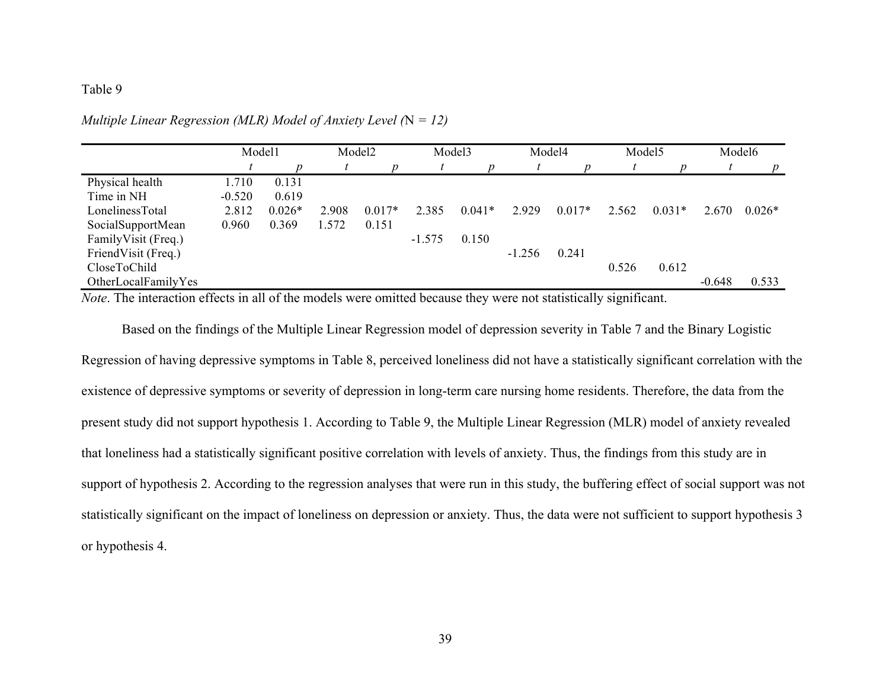Table 9

*Multiple Linear Regression (MLR) Model of Anxiety Level (*N *= 12)*

| | Model1 | | Model2 | | Model3 | | Model4 | | Model5 | | Model6 | |
|---|---|---|---|---|---|---|---|---|---|---|---|---|
| | *t* | *p* | *t* | *p* | *t* | *p* | *t* | *p* | *t* | *p* | *t* | *p* |
| Physical health | 1.710 | 0.131 | | | | | | | | | | |
| Time in NH | -0.520 | 0.619 | | | | | | | | | | |
| LonelinessTotal | 2.812 | 0.026* | 2.908 | 0.017* | 2.385 | 0.041* | 2.929 | 0.017* | 2.562 | 0.031* | 2.670 | 0.026* |
| SocialSupportMean | 0.960 | 0.369 | 1.572 | 0.151 | | | | | | | | |
| FamilyVisit (Freq.) | | | | | -1.575 | 0.150 | | | | | | |
| FriendVisit (Freq.) | | | | | | | -1.256 | 0.241 | | | | |
| CloseToChild | | | | | | | | | 0.526 | 0.612 | | |
| OtherLocalFamilyYes | | | | | | | | | | | -0.648 | 0.533 |

*Note*. The interaction effects in all of the models were omitted because they were not statistically significant.

Based on the findings of the Multiple Linear Regression model of depression severity in Table 7 and the Binary Logistic Regression of having depressive symptoms in Table 8, perceived loneliness did not have a statistically significant correlation with the existence of depressive symptoms or severity of depression in long-term care nursing home residents. Therefore, the data from the present study did not support hypothesis 1. According to Table 9, the Multiple Linear Regression (MLR) model of anxiety revealed that loneliness had a statistically significant positive correlation with levels of anxiety. Thus, the findings from this study are in support of hypothesis 2. According to the regression analyses that were run in this study, the buffering effect of social support was not statistically significant on the impact of loneliness on depression or anxiety. Thus, the data were not sufficient to support hypothesis 3 or hypothesis 4.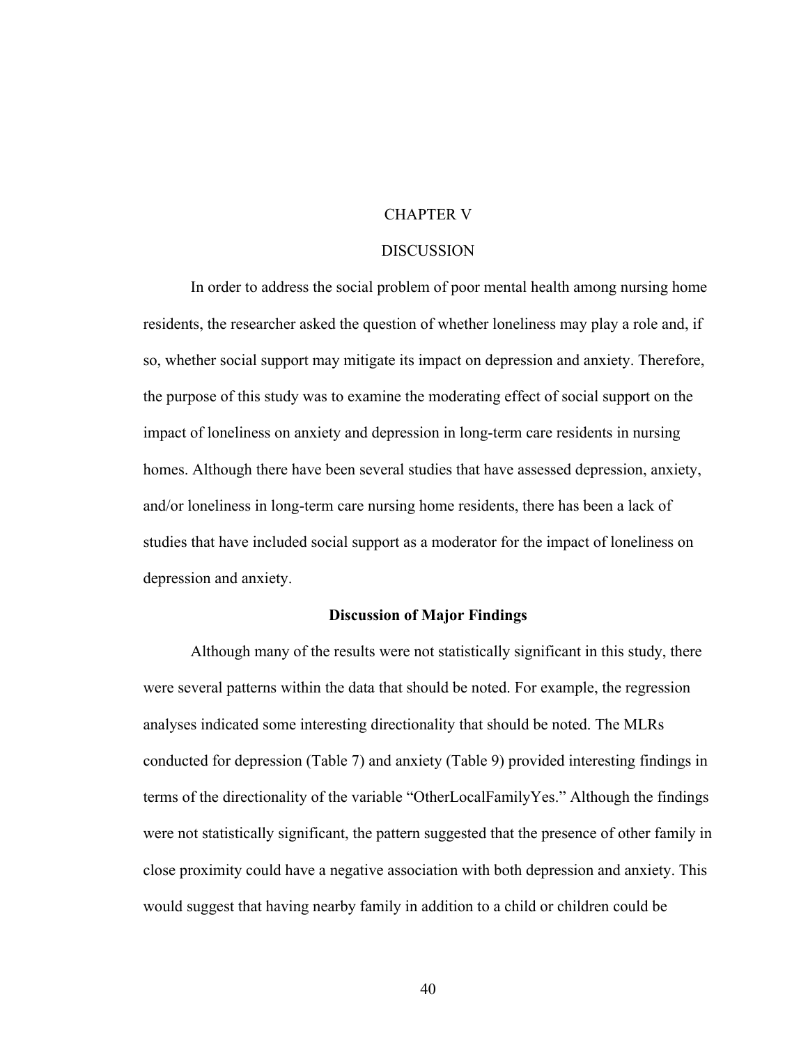# CHAPTER V

# DISCUSSION

In order to address the social problem of poor mental health among nursing home residents, the researcher asked the question of whether loneliness may play a role and, if so, whether social support may mitigate its impact on depression and anxiety. Therefore, the purpose of this study was to examine the moderating effect of social support on the impact of loneliness on anxiety and depression in long-term care residents in nursing homes. Although there have been several studies that have assessed depression, anxiety, and/or loneliness in long-term care nursing home residents, there has been a lack of studies that have included social support as a moderator for the impact of loneliness on depression and anxiety.

## Discussion of Major Findings

Although many of the results were not statistically significant in this study, there were several patterns within the data that should be noted. For example, the regression analyses indicated some interesting directionality that should be noted. The MLRs conducted for depression (Table 7) and anxiety (Table 9) provided interesting findings in terms of the directionality of the variable "OtherLocalFamilyYes." Although the findings were not statistically significant, the pattern suggested that the presence of other family in close proximity could have a negative association with both depression and anxiety. This would suggest that having nearby family in addition to a child or children could be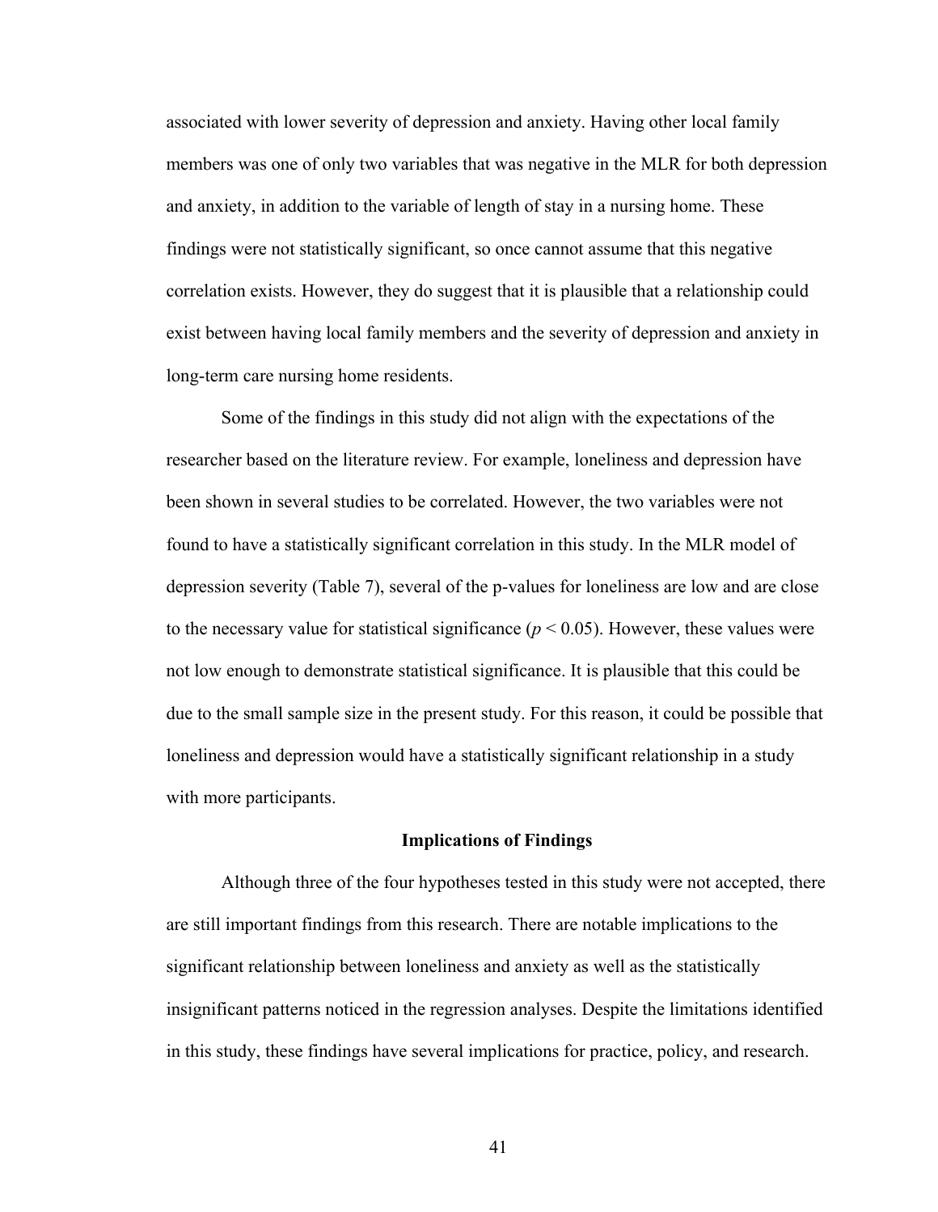associated with lower severity of depression and anxiety. Having other local family members was one of only two variables that was negative in the MLR for both depression and anxiety, in addition to the variable of length of stay in a nursing home. These findings were not statistically significant, so once cannot assume that this negative correlation exists. However, they do suggest that it is plausible that a relationship could exist between having local family members and the severity of depression and anxiety in long-term care nursing home residents.

Some of the findings in this study did not align with the expectations of the researcher based on the literature review. For example, loneliness and depression have been shown in several studies to be correlated. However, the two variables were not found to have a statistically significant correlation in this study. In the MLR model of depression severity (Table 7), several of the p-values for loneliness are low and are close to the necessary value for statistical significance ($p < 0.05$). However, these values were not low enough to demonstrate statistical significance. It is plausible that this could be due to the small sample size in the present study. For this reason, it could be possible that loneliness and depression would have a statistically significant relationship in a study with more participants.

## Implications of Findings

Although three of the four hypotheses tested in this study were not accepted, there are still important findings from this research. There are notable implications to the significant relationship between loneliness and anxiety as well as the statistically insignificant patterns noticed in the regression analyses. Despite the limitations identified in this study, these findings have several implications for practice, policy, and research.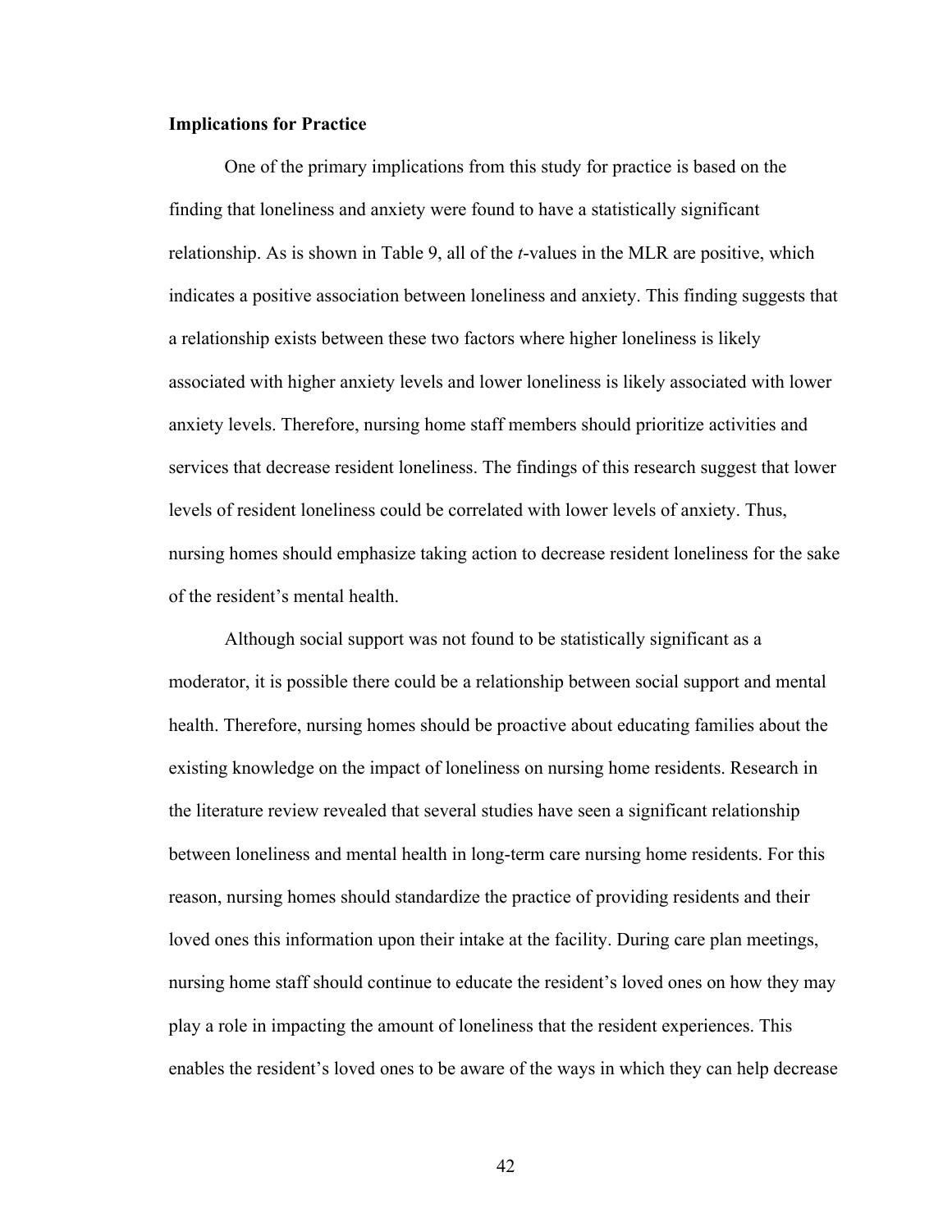**Implications for Practice**

One of the primary implications from this study for practice is based on the finding that loneliness and anxiety were found to have a statistically significant relationship. As is shown in Table 9, all of the *t*-values in the MLR are positive, which indicates a positive association between loneliness and anxiety. This finding suggests that a relationship exists between these two factors where higher loneliness is likely associated with higher anxiety levels and lower loneliness is likely associated with lower anxiety levels. Therefore, nursing home staff members should prioritize activities and services that decrease resident loneliness. The findings of this research suggest that lower levels of resident loneliness could be correlated with lower levels of anxiety. Thus, nursing homes should emphasize taking action to decrease resident loneliness for the sake of the resident's mental health.

Although social support was not found to be statistically significant as a moderator, it is possible there could be a relationship between social support and mental health. Therefore, nursing homes should be proactive about educating families about the existing knowledge on the impact of loneliness on nursing home residents. Research in the literature review revealed that several studies have seen a significant relationship between loneliness and mental health in long-term care nursing home residents. For this reason, nursing homes should standardize the practice of providing residents and their loved ones this information upon their intake at the facility. During care plan meetings, nursing home staff should continue to educate the resident's loved ones on how they may play a role in impacting the amount of loneliness that the resident experiences. This enables the resident's loved ones to be aware of the ways in which they can help decrease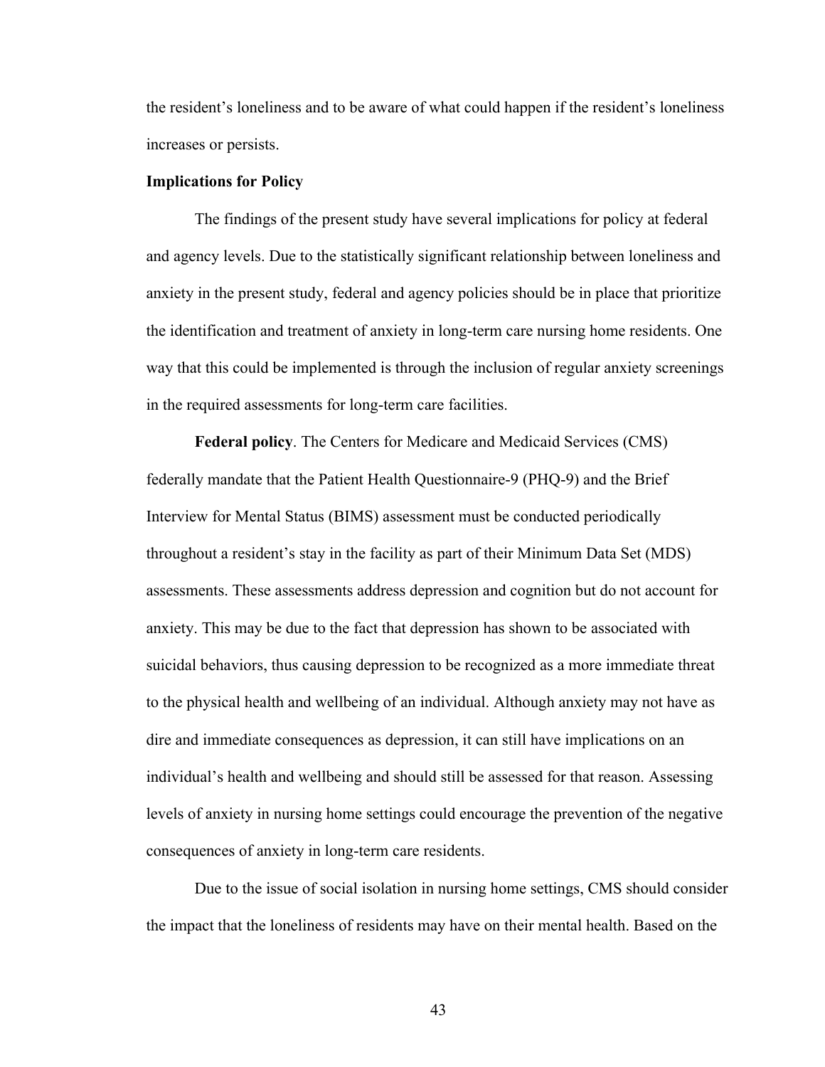the resident's loneliness and to be aware of what could happen if the resident's loneliness increases or persists.

## Implications for Policy

The findings of the present study have several implications for policy at federal and agency levels. Due to the statistically significant relationship between loneliness and anxiety in the present study, federal and agency policies should be in place that prioritize the identification and treatment of anxiety in long-term care nursing home residents. One way that this could be implemented is through the inclusion of regular anxiety screenings in the required assessments for long-term care facilities.

**Federal policy**. The Centers for Medicare and Medicaid Services (CMS) federally mandate that the Patient Health Questionnaire-9 (PHQ-9) and the Brief Interview for Mental Status (BIMS) assessment must be conducted periodically throughout a resident's stay in the facility as part of their Minimum Data Set (MDS) assessments. These assessments address depression and cognition but do not account for anxiety. This may be due to the fact that depression has shown to be associated with suicidal behaviors, thus causing depression to be recognized as a more immediate threat to the physical health and wellbeing of an individual. Although anxiety may not have as dire and immediate consequences as depression, it can still have implications on an individual's health and wellbeing and should still be assessed for that reason. Assessing levels of anxiety in nursing home settings could encourage the prevention of the negative consequences of anxiety in long-term care residents.

Due to the issue of social isolation in nursing home settings, CMS should consider the impact that the loneliness of residents may have on their mental health. Based on the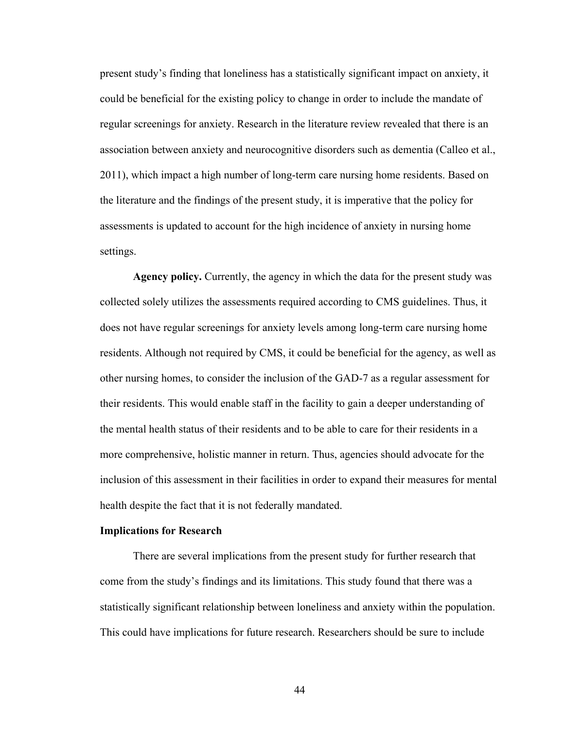present study's finding that loneliness has a statistically significant impact on anxiety, it could be beneficial for the existing policy to change in order to include the mandate of regular screenings for anxiety. Research in the literature review revealed that there is an association between anxiety and neurocognitive disorders such as dementia (Calleo et al., 2011), which impact a high number of long-term care nursing home residents. Based on the literature and the findings of the present study, it is imperative that the policy for assessments is updated to account for the high incidence of anxiety in nursing home settings.

**Agency policy.** Currently, the agency in which the data for the present study was collected solely utilizes the assessments required according to CMS guidelines. Thus, it does not have regular screenings for anxiety levels among long-term care nursing home residents. Although not required by CMS, it could be beneficial for the agency, as well as other nursing homes, to consider the inclusion of the GAD-7 as a regular assessment for their residents. This would enable staff in the facility to gain a deeper understanding of the mental health status of their residents and to be able to care for their residents in a more comprehensive, holistic manner in return. Thus, agencies should advocate for the inclusion of this assessment in their facilities in order to expand their measures for mental health despite the fact that it is not federally mandated.

## Implications for Research

There are several implications from the present study for further research that come from the study's findings and its limitations. This study found that there was a statistically significant relationship between loneliness and anxiety within the population. This could have implications for future research. Researchers should be sure to include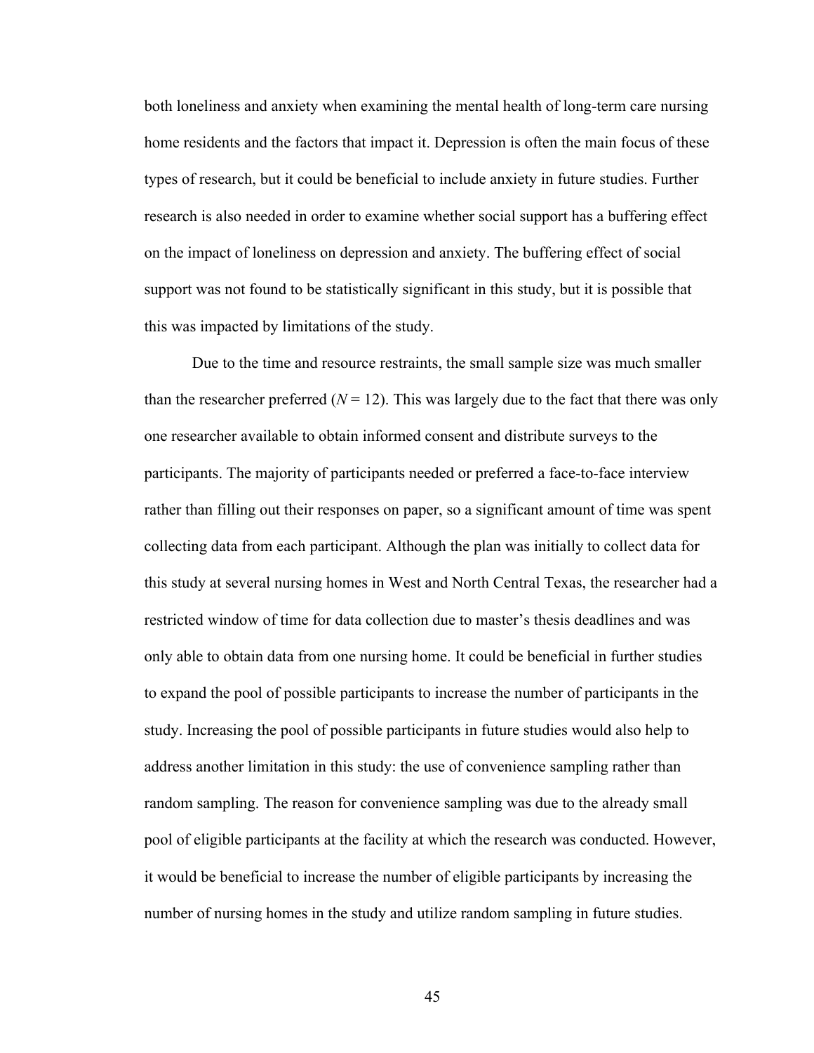both loneliness and anxiety when examining the mental health of long-term care nursing home residents and the factors that impact it. Depression is often the main focus of these types of research, but it could be beneficial to include anxiety in future studies. Further research is also needed in order to examine whether social support has a buffering effect on the impact of loneliness on depression and anxiety. The buffering effect of social support was not found to be statistically significant in this study, but it is possible that this was impacted by limitations of the study.

Due to the time and resource restraints, the small sample size was much smaller than the researcher preferred ($N = 12$). This was largely due to the fact that there was only one researcher available to obtain informed consent and distribute surveys to the participants. The majority of participants needed or preferred a face-to-face interview rather than filling out their responses on paper, so a significant amount of time was spent collecting data from each participant. Although the plan was initially to collect data for this study at several nursing homes in West and North Central Texas, the researcher had a restricted window of time for data collection due to master's thesis deadlines and was only able to obtain data from one nursing home. It could be beneficial in further studies to expand the pool of possible participants to increase the number of participants in the study. Increasing the pool of possible participants in future studies would also help to address another limitation in this study: the use of convenience sampling rather than random sampling. The reason for convenience sampling was due to the already small pool of eligible participants at the facility at which the research was conducted. However, it would be beneficial to increase the number of eligible participants by increasing the number of nursing homes in the study and utilize random sampling in future studies.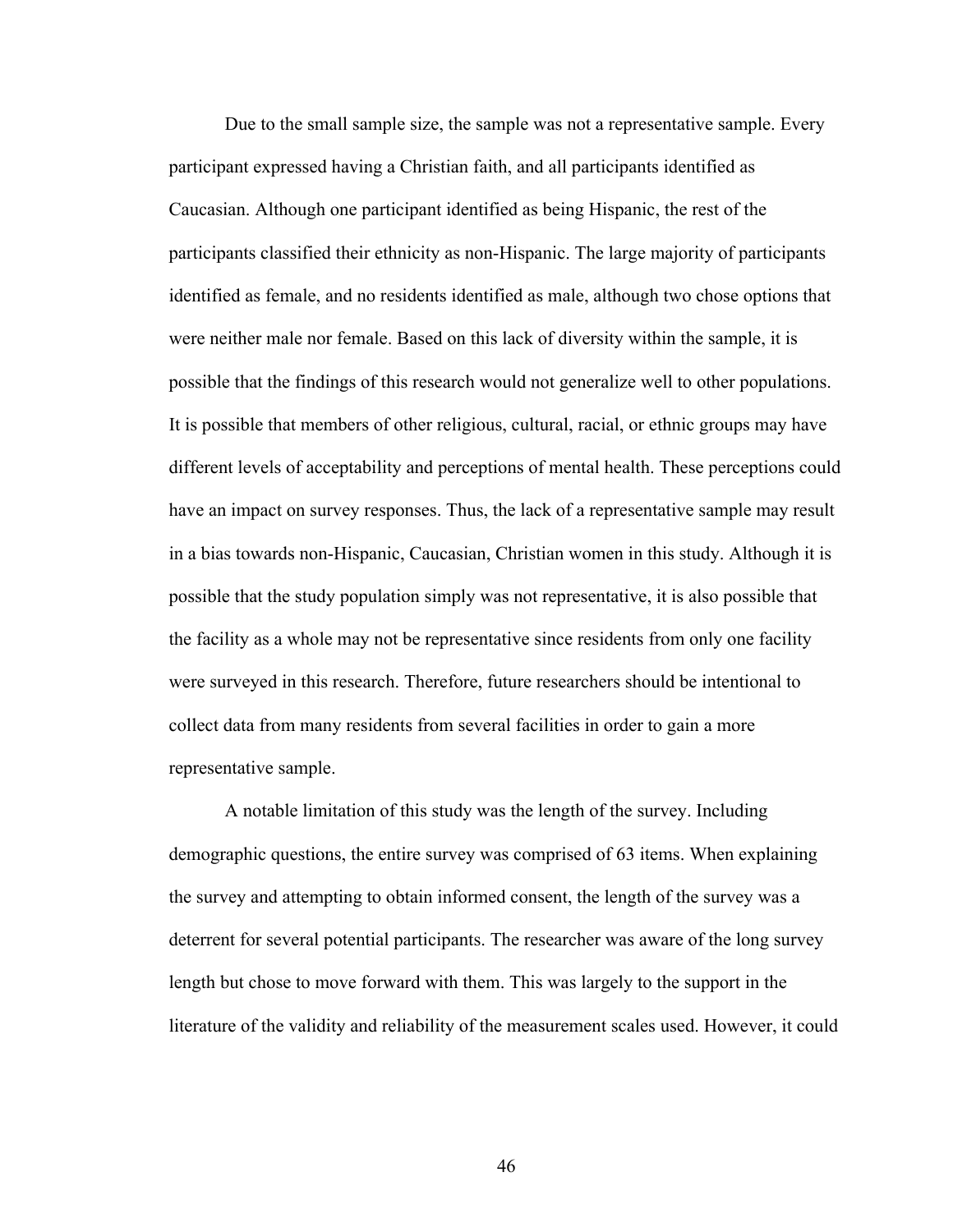Due to the small sample size, the sample was not a representative sample. Every participant expressed having a Christian faith, and all participants identified as Caucasian. Although one participant identified as being Hispanic, the rest of the participants classified their ethnicity as non-Hispanic. The large majority of participants identified as female, and no residents identified as male, although two chose options that were neither male nor female. Based on this lack of diversity within the sample, it is possible that the findings of this research would not generalize well to other populations. It is possible that members of other religious, cultural, racial, or ethnic groups may have different levels of acceptability and perceptions of mental health. These perceptions could have an impact on survey responses. Thus, the lack of a representative sample may result in a bias towards non-Hispanic, Caucasian, Christian women in this study. Although it is possible that the study population simply was not representative, it is also possible that the facility as a whole may not be representative since residents from only one facility were surveyed in this research. Therefore, future researchers should be intentional to collect data from many residents from several facilities in order to gain a more representative sample.

A notable limitation of this study was the length of the survey. Including demographic questions, the entire survey was comprised of 63 items. When explaining the survey and attempting to obtain informed consent, the length of the survey was a deterrent for several potential participants. The researcher was aware of the long survey length but chose to move forward with them. This was largely to the support in the literature of the validity and reliability of the measurement scales used. However, it could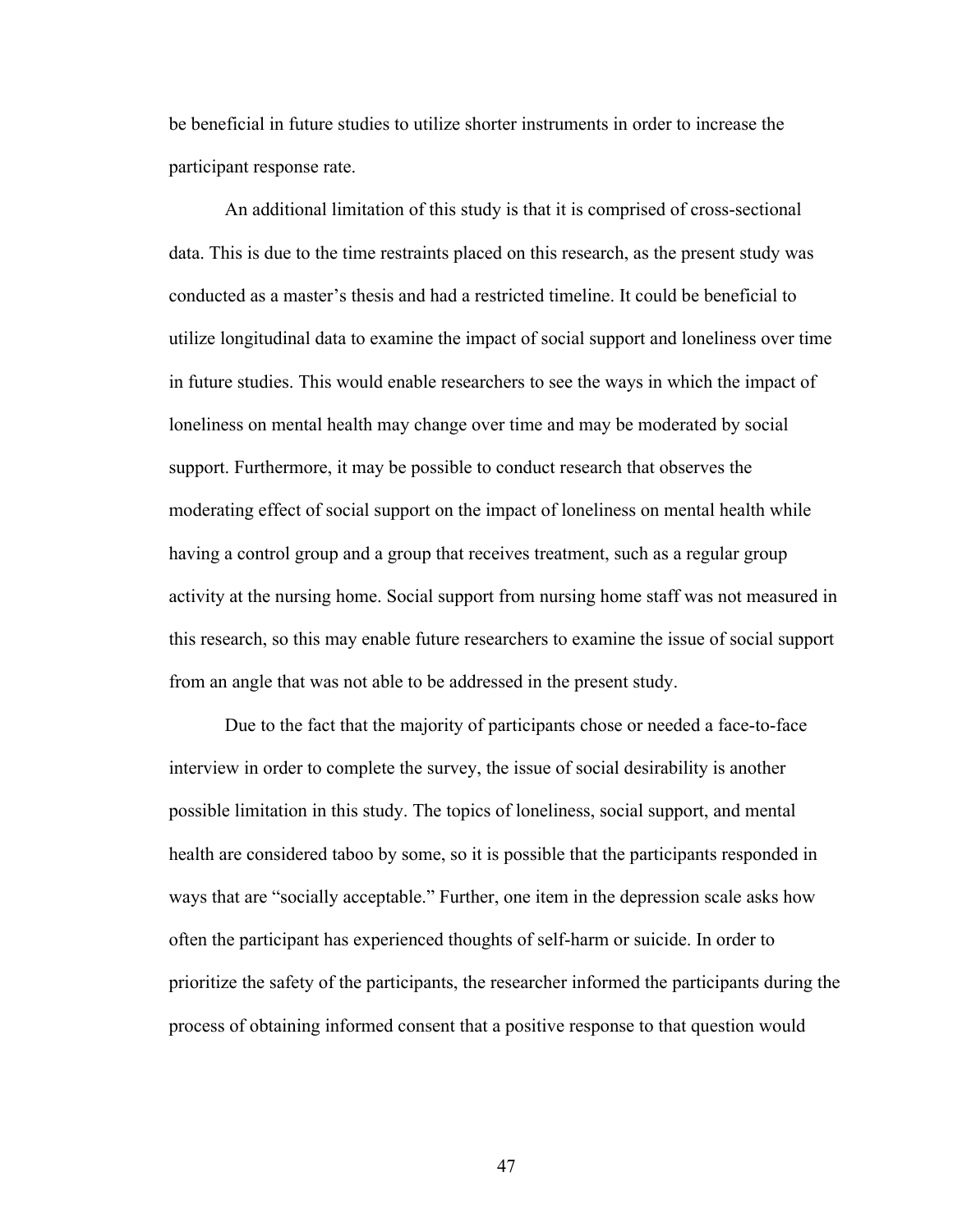be beneficial in future studies to utilize shorter instruments in order to increase the participant response rate.

An additional limitation of this study is that it is comprised of cross-sectional data. This is due to the time restraints placed on this research, as the present study was conducted as a master's thesis and had a restricted timeline. It could be beneficial to utilize longitudinal data to examine the impact of social support and loneliness over time in future studies. This would enable researchers to see the ways in which the impact of loneliness on mental health may change over time and may be moderated by social support. Furthermore, it may be possible to conduct research that observes the moderating effect of social support on the impact of loneliness on mental health while having a control group and a group that receives treatment, such as a regular group activity at the nursing home. Social support from nursing home staff was not measured in this research, so this may enable future researchers to examine the issue of social support from an angle that was not able to be addressed in the present study.

Due to the fact that the majority of participants chose or needed a face-to-face interview in order to complete the survey, the issue of social desirability is another possible limitation in this study. The topics of loneliness, social support, and mental health are considered taboo by some, so it is possible that the participants responded in ways that are "socially acceptable." Further, one item in the depression scale asks how often the participant has experienced thoughts of self-harm or suicide. In order to prioritize the safety of the participants, the researcher informed the participants during the process of obtaining informed consent that a positive response to that question would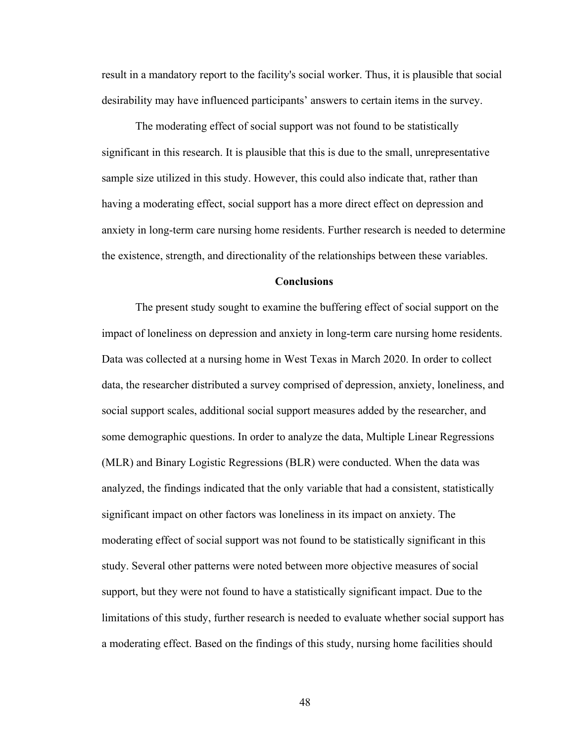result in a mandatory report to the facility's social worker. Thus, it is plausible that social desirability may have influenced participants' answers to certain items in the survey.

The moderating effect of social support was not found to be statistically significant in this research. It is plausible that this is due to the small, unrepresentative sample size utilized in this study. However, this could also indicate that, rather than having a moderating effect, social support has a more direct effect on depression and anxiety in long-term care nursing home residents. Further research is needed to determine the existence, strength, and directionality of the relationships between these variables.

## Conclusions

The present study sought to examine the buffering effect of social support on the impact of loneliness on depression and anxiety in long-term care nursing home residents. Data was collected at a nursing home in West Texas in March 2020. In order to collect data, the researcher distributed a survey comprised of depression, anxiety, loneliness, and social support scales, additional social support measures added by the researcher, and some demographic questions. In order to analyze the data, Multiple Linear Regressions (MLR) and Binary Logistic Regressions (BLR) were conducted. When the data was analyzed, the findings indicated that the only variable that had a consistent, statistically significant impact on other factors was loneliness in its impact on anxiety. The moderating effect of social support was not found to be statistically significant in this study. Several other patterns were noted between more objective measures of social support, but they were not found to have a statistically significant impact. Due to the limitations of this study, further research is needed to evaluate whether social support has a moderating effect. Based on the findings of this study, nursing home facilities should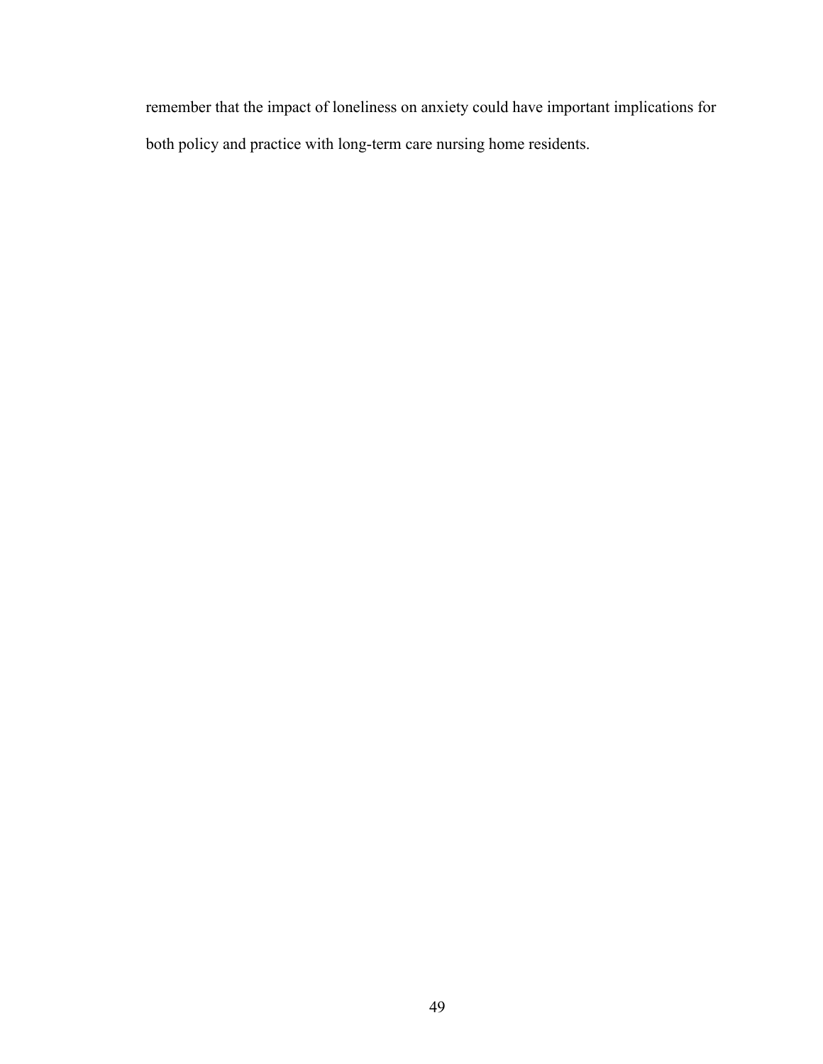remember that the impact of loneliness on anxiety could have important implications for both policy and practice with long-term care nursing home residents.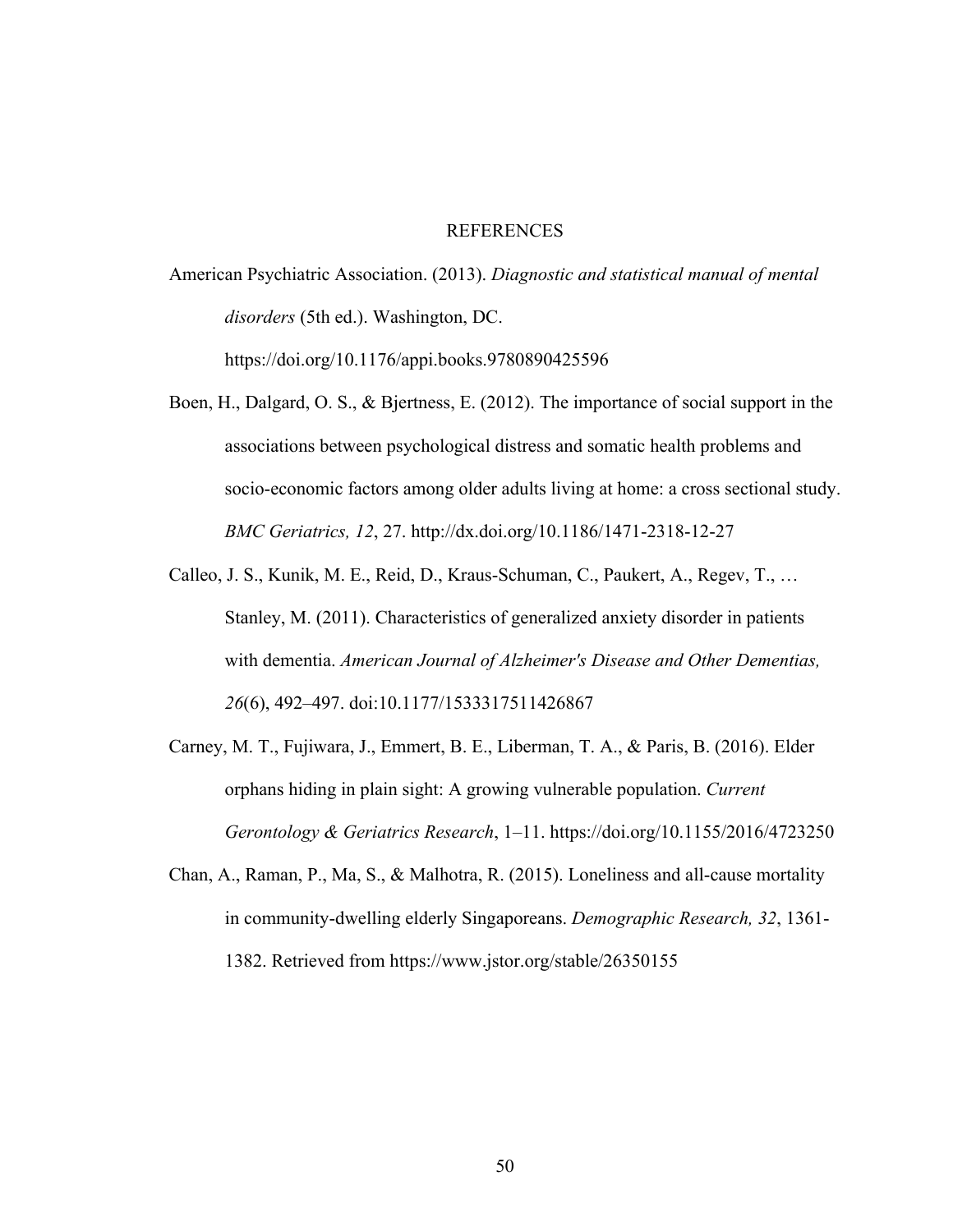# REFERENCES

American Psychiatric Association. (2013). *Diagnostic and statistical manual of mental disorders* (5th ed.). Washington, DC. https://doi.org/10.1176/appi.books.9780890425596

Boen, H., Dalgard, O. S., & Bjertness, E. (2012). The importance of social support in the associations between psychological distress and somatic health problems and socio-economic factors among older adults living at home: a cross sectional study. *BMC Geriatrics, 12*, 27. http://dx.doi.org/10.1186/1471-2318-12-27

Calleo, J. S., Kunik, M. E., Reid, D., Kraus-Schuman, C., Paukert, A., Regev, T., … Stanley, M. (2011). Characteristics of generalized anxiety disorder in patients with dementia. *American Journal of Alzheimer's Disease and Other Dementias, 26*(6), 492–497. doi:10.1177/1533317511426867

Carney, M. T., Fujiwara, J., Emmert, B. E., Liberman, T. A., & Paris, B. (2016). Elder orphans hiding in plain sight: A growing vulnerable population. *Current Gerontology & Geriatrics Research*, 1–11. https://doi.org/10.1155/2016/4723250

Chan, A., Raman, P., Ma, S., & Malhotra, R. (2015). Loneliness and all-cause mortality in community-dwelling elderly Singaporeans. *Demographic Research, 32*, 1361-1382. Retrieved from https://www.jstor.org/stable/26350155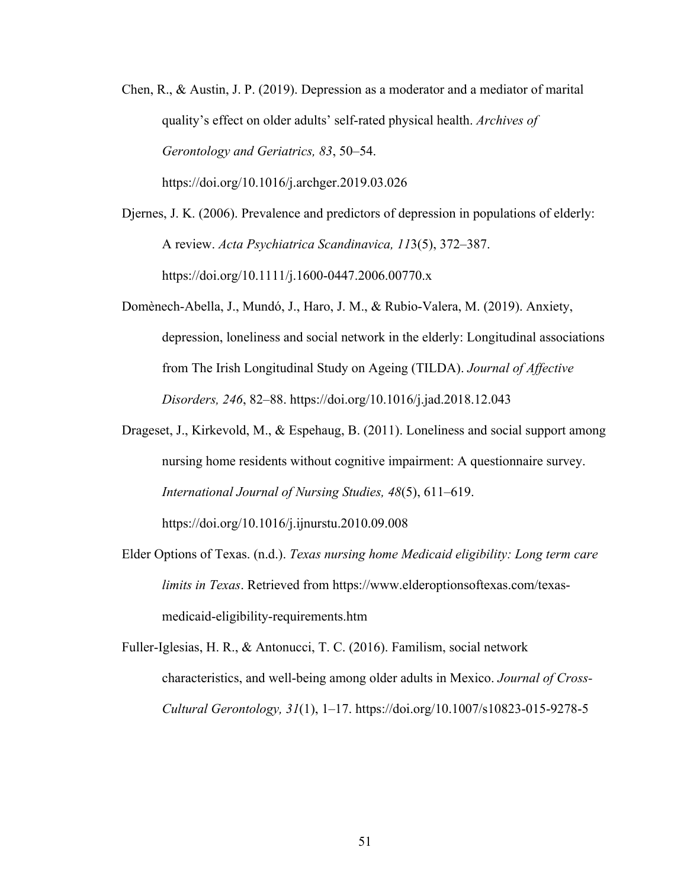Chen, R., & Austin, J. P. (2019). Depression as a moderator and a mediator of marital quality's effect on older adults' self-rated physical health. *Archives of Gerontology and Geriatrics, 83*, 50–54. https://doi.org/10.1016/j.archger.2019.03.026

Djernes, J. K. (2006). Prevalence and predictors of depression in populations of elderly: A review. *Acta Psychiatrica Scandinavica, 11*3(5), 372–387. https://doi.org/10.1111/j.1600-0447.2006.00770.x

Domènech-Abella, J., Mundó, J., Haro, J. M., & Rubio-Valera, M. (2019). Anxiety, depression, loneliness and social network in the elderly: Longitudinal associations from The Irish Longitudinal Study on Ageing (TILDA). *Journal of Affective Disorders, 246*, 82–88. https://doi.org/10.1016/j.jad.2018.12.043

Drageset, J., Kirkevold, M., & Espehaug, B. (2011). Loneliness and social support among nursing home residents without cognitive impairment: A questionnaire survey. *International Journal of Nursing Studies, 48*(5), 611–619. https://doi.org/10.1016/j.ijnurstu.2010.09.008

Elder Options of Texas. (n.d.). *Texas nursing home Medicaid eligibility: Long term care limits in Texas*. Retrieved from https://www.elderoptionsoftexas.com/texas-medicaid-eligibility-requirements.htm

Fuller-Iglesias, H. R., & Antonucci, T. C. (2016). Familism, social network characteristics, and well-being among older adults in Mexico. *Journal of Cross-Cultural Gerontology, 31*(1), 1–17. https://doi.org/10.1007/s10823-015-9278-5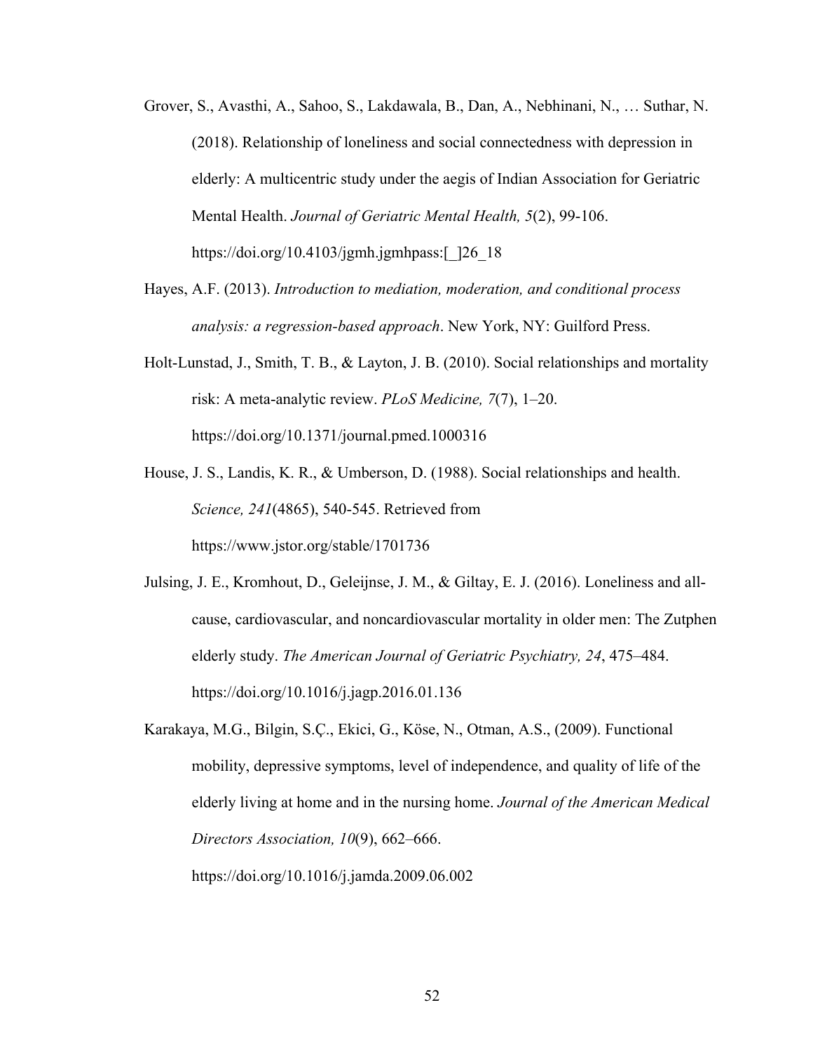Grover, S., Avasthi, A., Sahoo, S., Lakdawala, B., Dan, A., Nebhinani, N., … Suthar, N. (2018). Relationship of loneliness and social connectedness with depression in elderly: A multicentric study under the aegis of Indian Association for Geriatric Mental Health. *Journal of Geriatric Mental Health, 5*(2), 99-106. https://doi.org/10.4103/jgmh.jgmhpass:[_]26_18

Hayes, A.F. (2013). *Introduction to mediation, moderation, and conditional process analysis: a regression-based approach*. New York, NY: Guilford Press.

Holt-Lunstad, J., Smith, T. B., & Layton, J. B. (2010). Social relationships and mortality risk: A meta-analytic review. *PLoS Medicine, 7*(7), 1–20. https://doi.org/10.1371/journal.pmed.1000316

House, J. S., Landis, K. R., & Umberson, D. (1988). Social relationships and health. *Science, 241*(4865), 540-545. Retrieved from https://www.jstor.org/stable/1701736

Julsing, J. E., Kromhout, D., Geleijnse, J. M., & Giltay, E. J. (2016). Loneliness and all-cause, cardiovascular, and noncardiovascular mortality in older men: The Zutphen elderly study. *The American Journal of Geriatric Psychiatry, 24*, 475–484. https://doi.org/10.1016/j.jagp.2016.01.136

Karakaya, M.G., Bilgin, S.Ç., Ekici, G., Köse, N., Otman, A.S., (2009). Functional mobility, depressive symptoms, level of independence, and quality of life of the elderly living at home and in the nursing home. *Journal of the American Medical Directors Association, 10*(9), 662–666. https://doi.org/10.1016/j.jamda.2009.06.002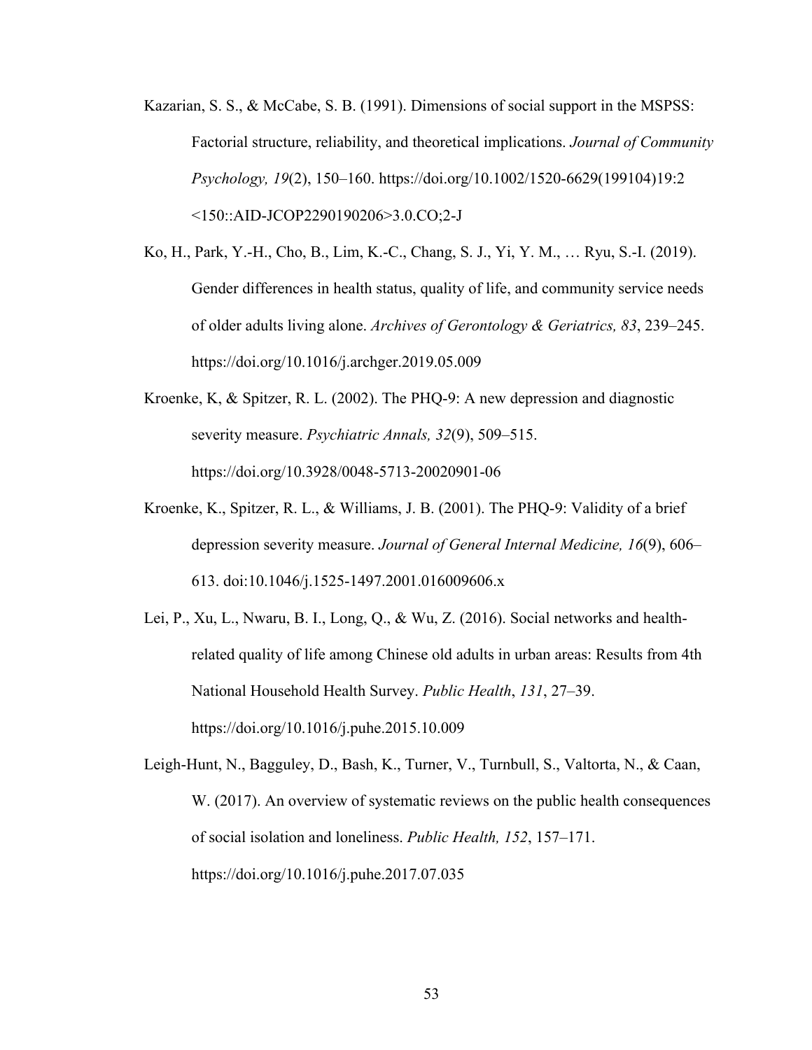Kazarian, S. S., & McCabe, S. B. (1991). Dimensions of social support in the MSPSS: Factorial structure, reliability, and theoretical implications. *Journal of Community Psychology, 19*(2), 150–160. https://doi.org/10.1002/1520-6629(199104)19:2 <150::AID-JCOP2290190206>3.0.CO;2-J

Ko, H., Park, Y.-H., Cho, B., Lim, K.-C., Chang, S. J., Yi, Y. M., … Ryu, S.-I. (2019). Gender differences in health status, quality of life, and community service needs of older adults living alone. *Archives of Gerontology & Geriatrics, 83*, 239–245. https://doi.org/10.1016/j.archger.2019.05.009

Kroenke, K, & Spitzer, R. L. (2002). The PHQ-9: A new depression and diagnostic severity measure. *Psychiatric Annals, 32*(9), 509–515. https://doi.org/10.3928/0048-5713-20020901-06

Kroenke, K., Spitzer, R. L., & Williams, J. B. (2001). The PHQ-9: Validity of a brief depression severity measure. *Journal of General Internal Medicine, 16*(9), 606–613. doi:10.1046/j.1525-1497.2001.016009606.x

Lei, P., Xu, L., Nwaru, B. I., Long, Q., & Wu, Z. (2016). Social networks and health-related quality of life among Chinese old adults in urban areas: Results from 4th National Household Health Survey. *Public Health*, *131*, 27–39. https://doi.org/10.1016/j.puhe.2015.10.009

Leigh-Hunt, N., Bagguley, D., Bash, K., Turner, V., Turnbull, S., Valtorta, N., & Caan, W. (2017). An overview of systematic reviews on the public health consequences of social isolation and loneliness. *Public Health, 152*, 157–171. https://doi.org/10.1016/j.puhe.2017.07.035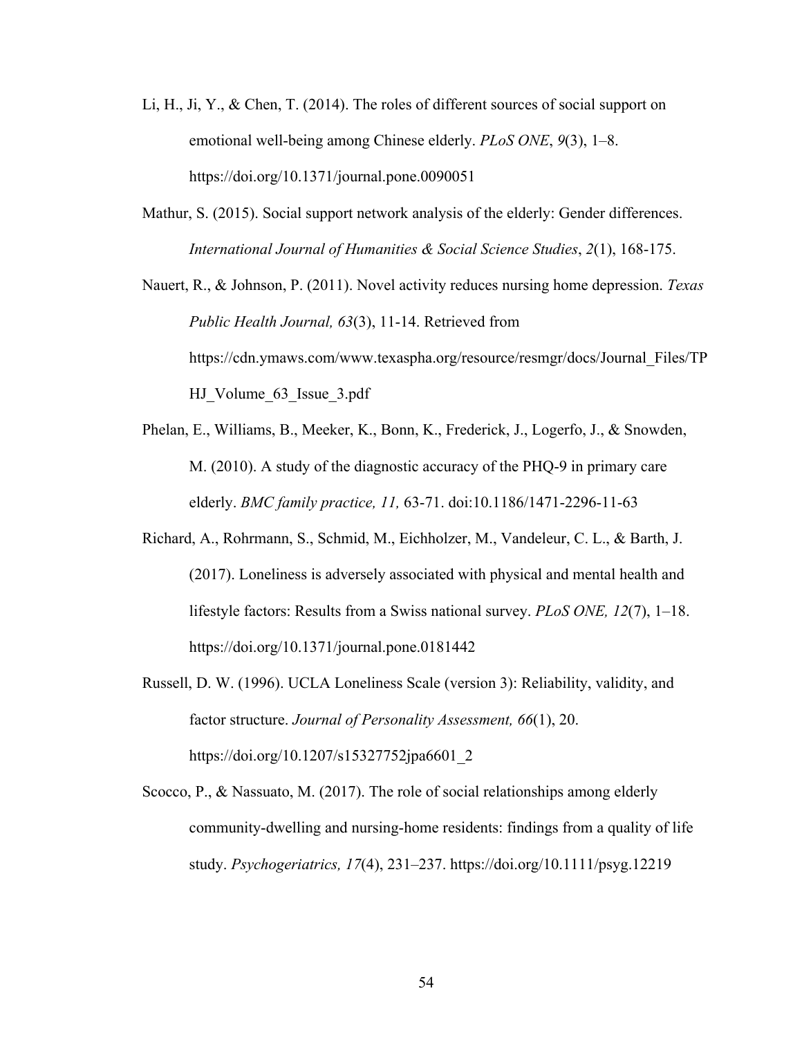Li, H., Ji, Y., & Chen, T. (2014). The roles of different sources of social support on emotional well-being among Chinese elderly. *PLoS ONE*, *9*(3), 1–8. https://doi.org/10.1371/journal.pone.0090051

Mathur, S. (2015). Social support network analysis of the elderly: Gender differences. *International Journal of Humanities & Social Science Studies*, *2*(1), 168-175.

Nauert, R., & Johnson, P. (2011). Novel activity reduces nursing home depression. *Texas Public Health Journal, 63*(3), 11-14. Retrieved from https://cdn.ymaws.com/www.texaspha.org/resource/resmgr/docs/Journal_Files/TPHJ_Volume_63_Issue_3.pdf

Phelan, E., Williams, B., Meeker, K., Bonn, K., Frederick, J., Logerfo, J., & Snowden, M. (2010). A study of the diagnostic accuracy of the PHQ-9 in primary care elderly. *BMC family practice, 11,* 63-71. doi:10.1186/1471-2296-11-63

Richard, A., Rohrmann, S., Schmid, M., Eichholzer, M., Vandeleur, C. L., & Barth, J. (2017). Loneliness is adversely associated with physical and mental health and lifestyle factors: Results from a Swiss national survey. *PLoS ONE, 12*(7), 1–18. https://doi.org/10.1371/journal.pone.0181442

Russell, D. W. (1996). UCLA Loneliness Scale (version 3): Reliability, validity, and factor structure. *Journal of Personality Assessment, 66*(1), 20. https://doi.org/10.1207/s15327752jpa6601_2

Scocco, P., & Nassuato, M. (2017). The role of social relationships among elderly community-dwelling and nursing-home residents: findings from a quality of life study. *Psychogeriatrics, 17*(4), 231–237. https://doi.org/10.1111/psyg.12219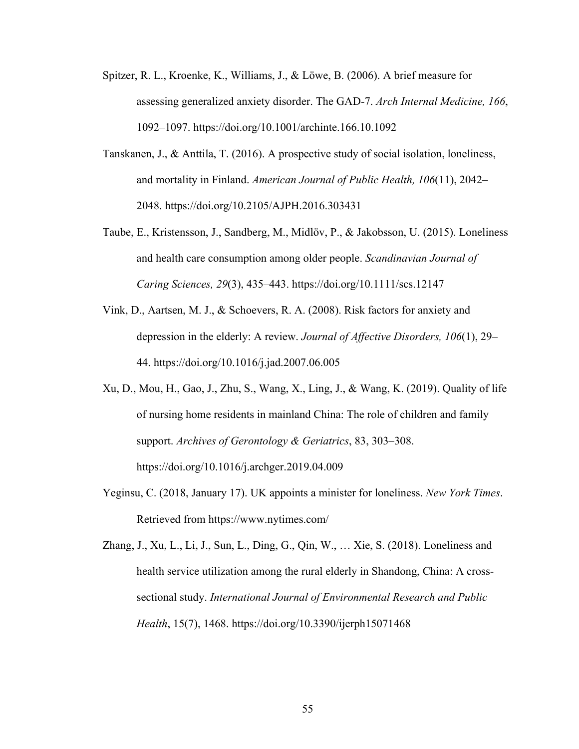Spitzer, R. L., Kroenke, K., Williams, J., & Löwe, B. (2006). A brief measure for assessing generalized anxiety disorder. The GAD-7. *Arch Internal Medicine, 166*, 1092–1097. https://doi.org/10.1001/archinte.166.10.1092

Tanskanen, J., & Anttila, T. (2016). A prospective study of social isolation, loneliness, and mortality in Finland. *American Journal of Public Health, 106*(11), 2042–2048. https://doi.org/10.2105/AJPH.2016.303431

Taube, E., Kristensson, J., Sandberg, M., Midlöv, P., & Jakobsson, U. (2015). Loneliness and health care consumption among older people. *Scandinavian Journal of Caring Sciences, 29*(3), 435–443. https://doi.org/10.1111/scs.12147

Vink, D., Aartsen, M. J., & Schoevers, R. A. (2008). Risk factors for anxiety and depression in the elderly: A review. *Journal of Affective Disorders, 106*(1), 29–44. https://doi.org/10.1016/j.jad.2007.06.005

Xu, D., Mou, H., Gao, J., Zhu, S., Wang, X., Ling, J., & Wang, K. (2019). Quality of life of nursing home residents in mainland China: The role of children and family support. *Archives of Gerontology & Geriatrics*, 83, 303–308. https://doi.org/10.1016/j.archger.2019.04.009

Yeginsu, C. (2018, January 17). UK appoints a minister for loneliness. *New York Times*. Retrieved from https://www.nytimes.com/

Zhang, J., Xu, L., Li, J., Sun, L., Ding, G., Qin, W., … Xie, S. (2018). Loneliness and health service utilization among the rural elderly in Shandong, China: A cross-sectional study. *International Journal of Environmental Research and Public Health*, 15(7), 1468. https://doi.org/10.3390/ijerph15071468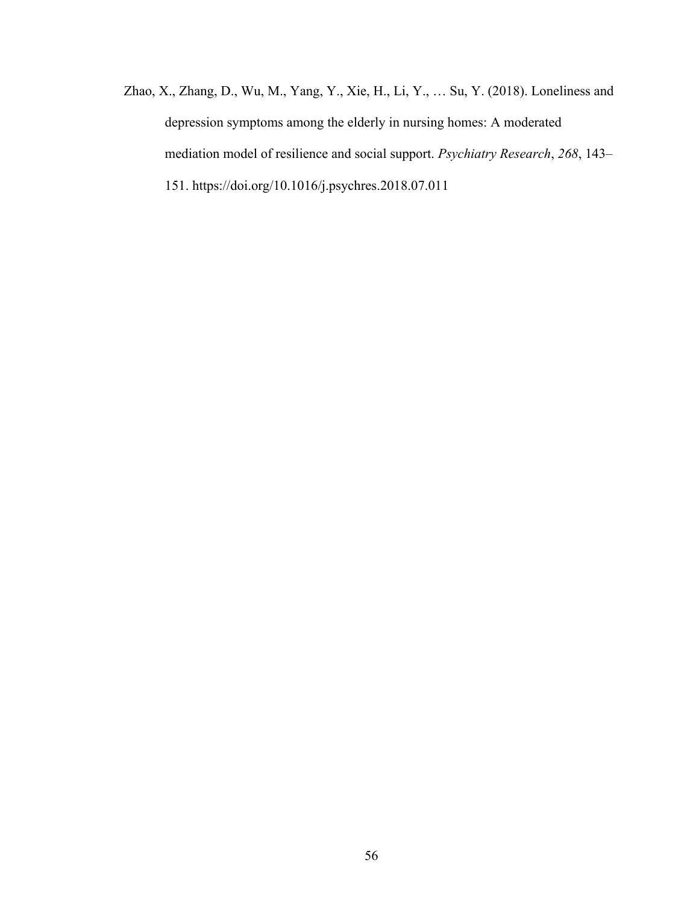Zhao, X., Zhang, D., Wu, M., Yang, Y., Xie, H., Li, Y., … Su, Y. (2018). Loneliness and depression symptoms among the elderly in nursing homes: A moderated mediation model of resilience and social support. *Psychiatry Research*, *268*, 143–151. https://doi.org/10.1016/j.psychres.2018.07.011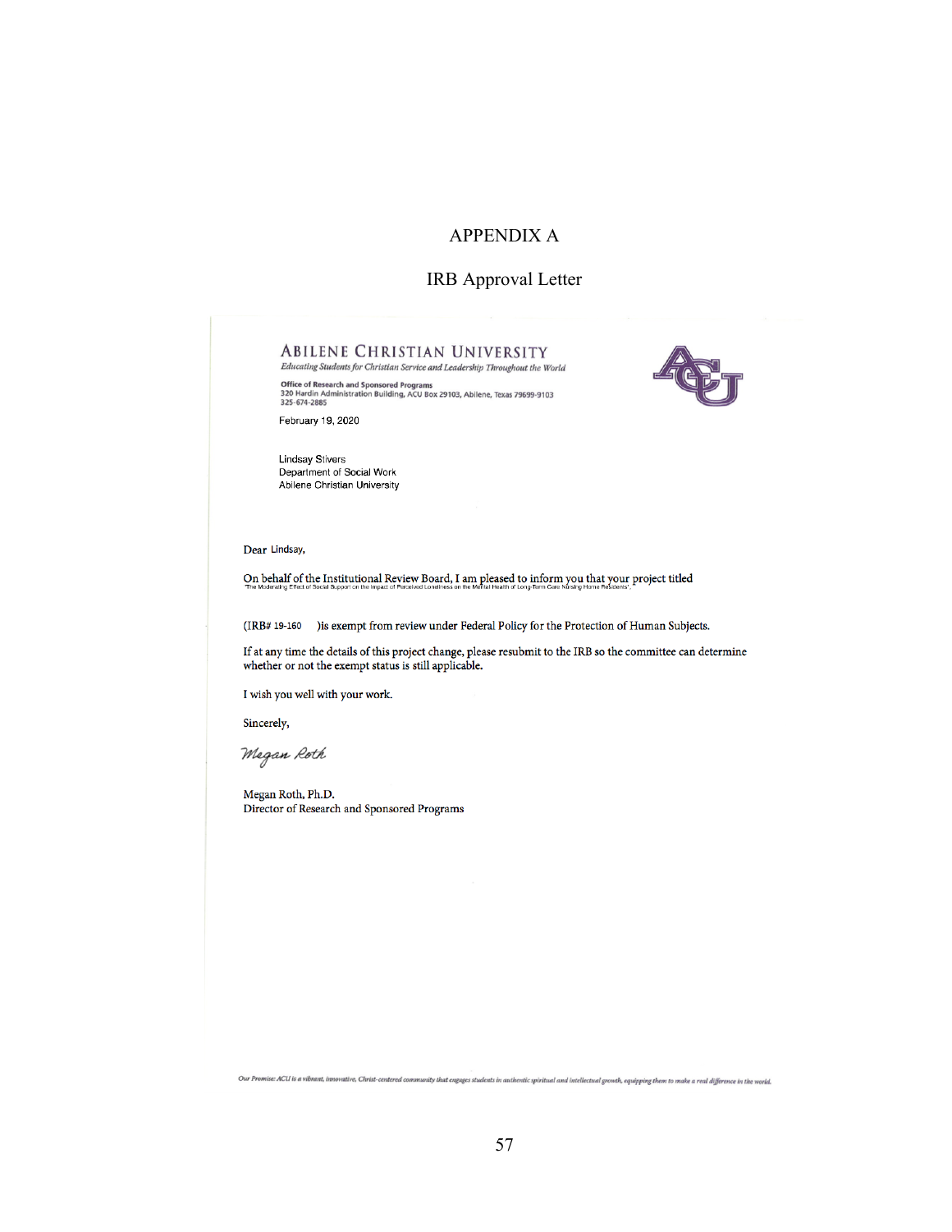# APPENDIX A

## IRB Approval Letter

**ABILENE CHRISTIAN UNIVERSITY**

*Educating Students for Christian Service and Leadership Throughout the World*

**Office of Research and Sponsored Programs**
320 Hardin Administration Building, ACU Box 29103, Abilene, Texas 79699-9103
325-674-2885

February 19, 2020

Lindsay Stivers
Department of Social Work
Abilene Christian University

Dear Lindsay,

On behalf of the Institutional Review Board, I am pleased to inform you that your project titled "The Moderating Effect of Social Support on the Impact of Perceived Loneliness on the Mental Health of Long-Term Care Nursing Home Residents",

(IRB# 19-160 )is exempt from review under Federal Policy for the Protection of Human Subjects.

If at any time the details of this project change, please resubmit to the IRB so the committee can determine whether or not the exempt status is still applicable.

I wish you well with your work.

Sincerely,

*Megan Roth*

Megan Roth, Ph.D.
Director of Research and Sponsored Programs

*Our Promise: ACU is a vibrant, innovative, Christ-centered community that engages students in authentic spiritual and intellectual growth, equipping them to make a real difference in the world.*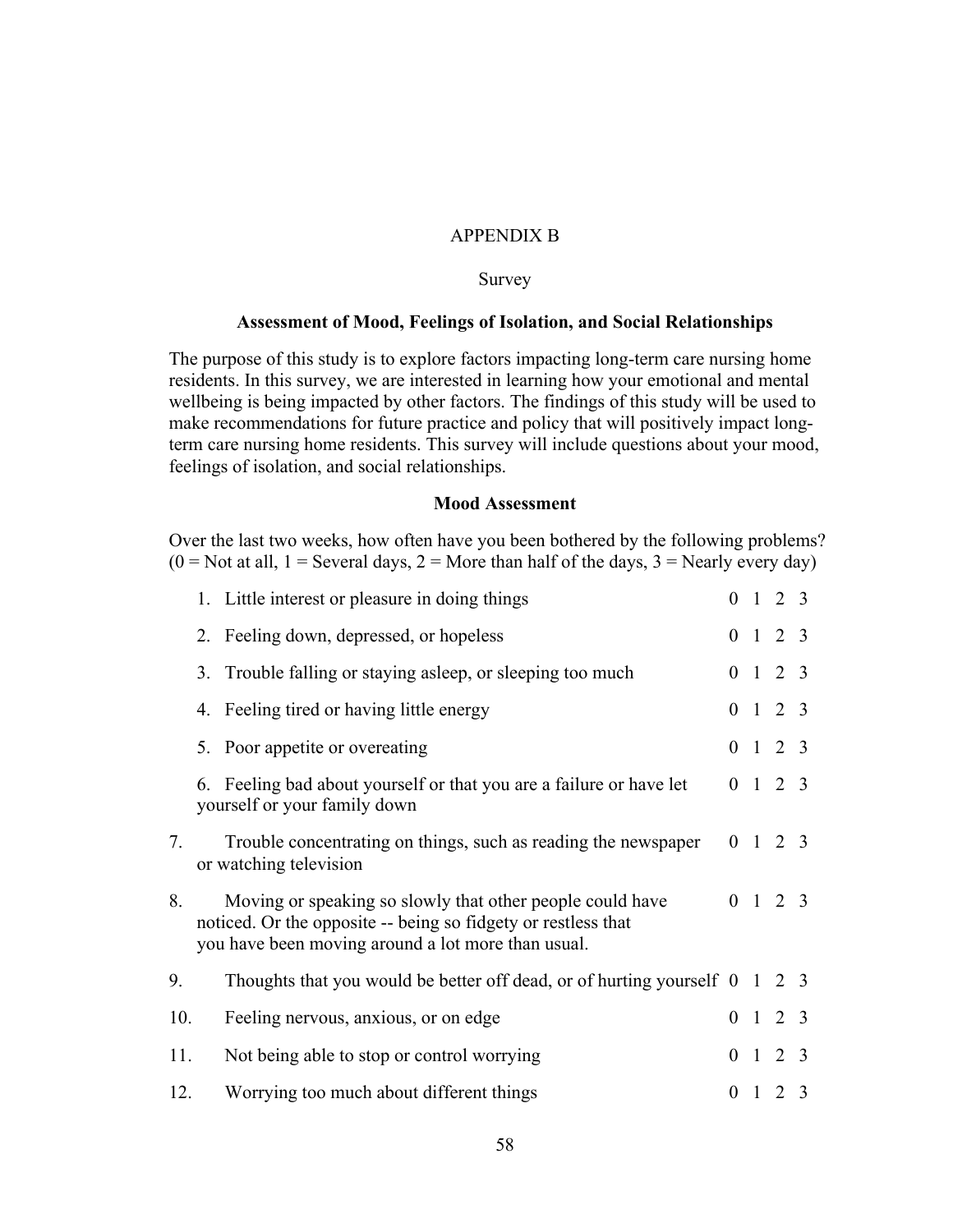APPENDIX B

Survey

**Assessment of Mood, Feelings of Isolation, and Social Relationships**

The purpose of this study is to explore factors impacting long-term care nursing home residents. In this survey, we are interested in learning how your emotional and mental wellbeing is being impacted by other factors. The findings of this study will be used to make recommendations for future practice and policy that will positively impact long-term care nursing home residents. This survey will include questions about your mood, feelings of isolation, and social relationships.

**Mood Assessment**

Over the last two weeks, how often have you been bothered by the following problems? (0 = Not at all, 1 = Several days, 2 = More than half of the days, 3 = Nearly every day)

1. Little interest or pleasure in doing things 0 1 2 3
2. Feeling down, depressed, or hopeless 0 1 2 3
3. Trouble falling or staying asleep, or sleeping too much 0 1 2 3
4. Feeling tired or having little energy 0 1 2 3
5. Poor appetite or overeating 0 1 2 3
6. Feeling bad about yourself or that you are a failure or have let yourself or your family down 0 1 2 3
7. Trouble concentrating on things, such as reading the newspaper or watching television 0 1 2 3
8. Moving or speaking so slowly that other people could have noticed. Or the opposite -- being so fidgety or restless that you have been moving around a lot more than usual. 0 1 2 3
9. Thoughts that you would be better off dead, or of hurting yourself 0 1 2 3
10. Feeling nervous, anxious, or on edge 0 1 2 3
11. Not being able to stop or control worrying 0 1 2 3
12. Worrying too much about different things 0 1 2 3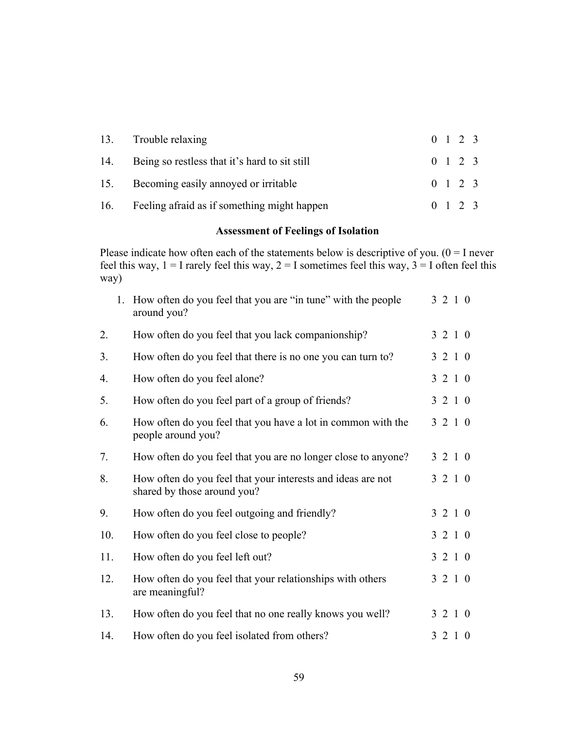| | | |
|---|---|---|
| 13. | Trouble relaxing | 0 1 2 3 |
| 14. | Being so restless that it's hard to sit still | 0 1 2 3 |
| 15. | Becoming easily annoyed or irritable | 0 1 2 3 |
| 16. | Feeling afraid as if something might happen | 0 1 2 3 |

**Assessment of Feelings of Isolation**

Please indicate how often each of the statements below is descriptive of you. (0 = I never feel this way, 1 = I rarely feel this way, 2 = I sometimes feel this way, 3 = I often feel this way)

| | | |
|---|---|---|
| 1. | How often do you feel that you are "in tune" with the people around you? | 3 2 1 0 |
| 2. | How often do you feel that you lack companionship? | 3 2 1 0 |
| 3. | How often do you feel that there is no one you can turn to? | 3 2 1 0 |
| 4. | How often do you feel alone? | 3 2 1 0 |
| 5. | How often do you feel part of a group of friends? | 3 2 1 0 |
| 6. | How often do you feel that you have a lot in common with the people around you? | 3 2 1 0 |
| 7. | How often do you feel that you are no longer close to anyone? | 3 2 1 0 |
| 8. | How often do you feel that your interests and ideas are not shared by those around you? | 3 2 1 0 |
| 9. | How often do you feel outgoing and friendly? | 3 2 1 0 |
| 10. | How often do you feel close to people? | 3 2 1 0 |
| 11. | How often do you feel left out? | 3 2 1 0 |
| 12. | How often do you feel that your relationships with others are meaningful? | 3 2 1 0 |
| 13. | How often do you feel that no one really knows you well? | 3 2 1 0 |
| 14. | How often do you feel isolated from others? | 3 2 1 0 |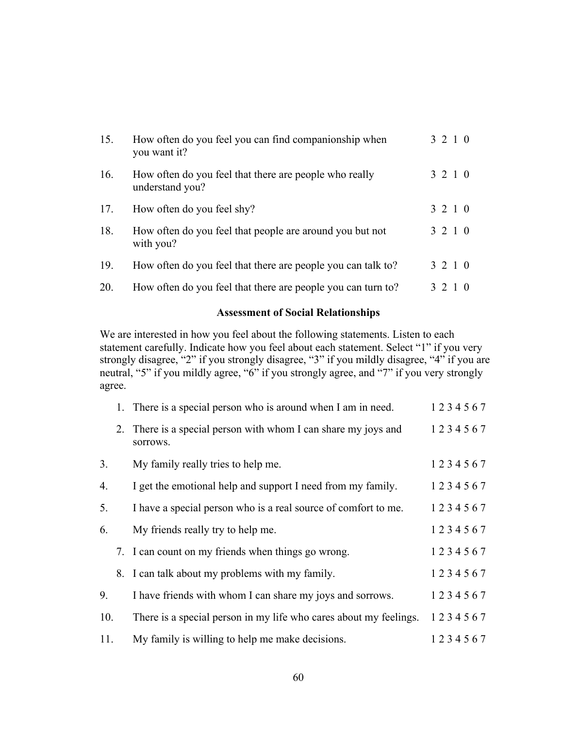15. How often do you feel you can find companionship when you want it? 3 2 1 0

16. How often do you feel that there are people who really understand you? 3 2 1 0

17. How often do you feel shy? 3 2 1 0

18. How often do you feel that people are around you but not with you? 3 2 1 0

19. How often do you feel that there are people you can talk to? 3 2 1 0

20. How often do you feel that there are people you can turn to? 3 2 1 0

## Assessment of Social Relationships

We are interested in how you feel about the following statements. Listen to each statement carefully. Indicate how you feel about each statement. Select "1" if you very strongly disagree, "2" if you strongly disagree, "3" if you mildly disagree, "4" if you are neutral, "5" if you mildly agree, "6" if you strongly agree, and "7" if you very strongly agree.

1. There is a special person who is around when I am in need. 1 2 3 4 5 6 7
2. There is a special person with whom I can share my joys and sorrows. 1 2 3 4 5 6 7
3. My family really tries to help me. 1 2 3 4 5 6 7
4. I get the emotional help and support I need from my family. 1 2 3 4 5 6 7
5. I have a special person who is a real source of comfort to me. 1 2 3 4 5 6 7
6. My friends really try to help me. 1 2 3 4 5 6 7
7. I can count on my friends when things go wrong. 1 2 3 4 5 6 7
8. I can talk about my problems with my family. 1 2 3 4 5 6 7
9. I have friends with whom I can share my joys and sorrows. 1 2 3 4 5 6 7
10. There is a special person in my life who cares about my feelings. 1 2 3 4 5 6 7
11. My family is willing to help me make decisions. 1 2 3 4 5 6 7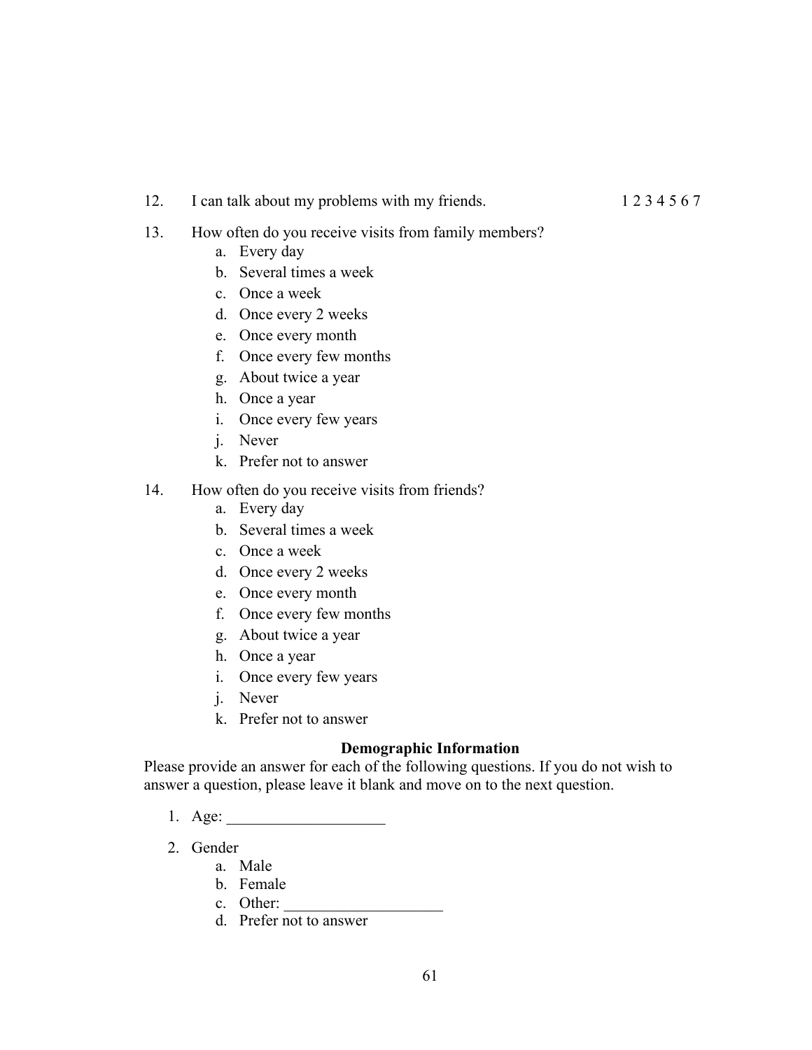12. I can talk about my problems with my friends. 1 2 3 4 5 6 7

13. How often do you receive visits from family members?
    a. Every day
    b. Several times a week
    c. Once a week
    d. Once every 2 weeks
    e. Once every month
    f. Once every few months
    g. About twice a year
    h. Once a year
    i. Once every few years
    j. Never
    k. Prefer not to answer

14. How often do you receive visits from friends?
    a. Every day
    b. Several times a week
    c. Once a week
    d. Once every 2 weeks
    e. Once every month
    f. Once every few months
    g. About twice a year
    h. Once a year
    i. Once every few years
    j. Never
    k. Prefer not to answer

**Demographic Information**

Please provide an answer for each of the following questions. If you do not wish to answer a question, please leave it blank and move on to the next question.

1. Age: ____________________

2. Gender
    a. Male
    b. Female
    c. Other: ____________________
    d. Prefer not to answer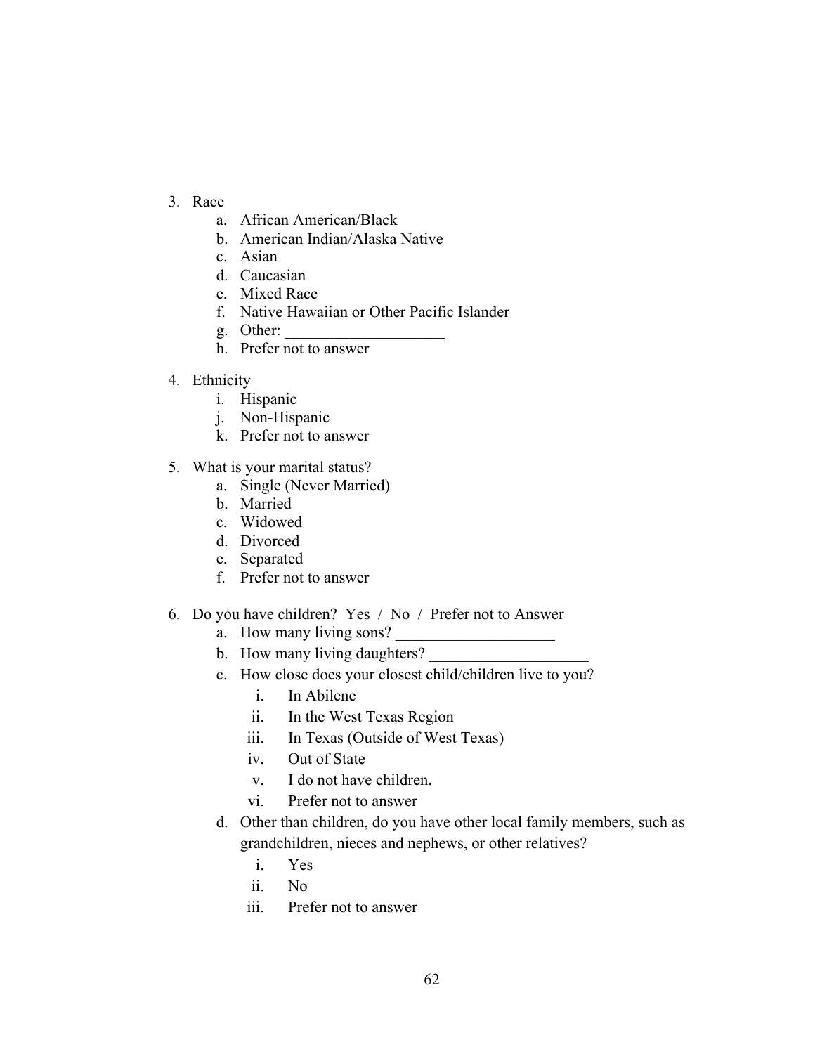3. Race
    a. African American/Black
    b. American Indian/Alaska Native
    c. Asian
    d. Caucasian
    e. Mixed Race
    f. Native Hawaiian or Other Pacific Islander
    g. Other: ____________________
    h. Prefer not to answer

4. Ethnicity
    i. Hispanic
    j. Non-Hispanic
    k. Prefer not to answer

5. What is your marital status?
    a. Single (Never Married)
    b. Married
    c. Widowed
    d. Divorced
    e. Separated
    f. Prefer not to answer

6. Do you have children?  Yes  /  No  /  Prefer not to Answer
    a. How many living sons? ____________________
    b. How many living daughters? ____________________
    c. How close does your closest child/children live to you?
        i. In Abilene
        ii. In the West Texas Region
        iii. In Texas (Outside of West Texas)
        iv. Out of State
        v. I do not have children.
        vi. Prefer not to answer
    d. Other than children, do you have other local family members, such as grandchildren, nieces and nephews, or other relatives?
        i. Yes
        ii. No
        iii. Prefer not to answer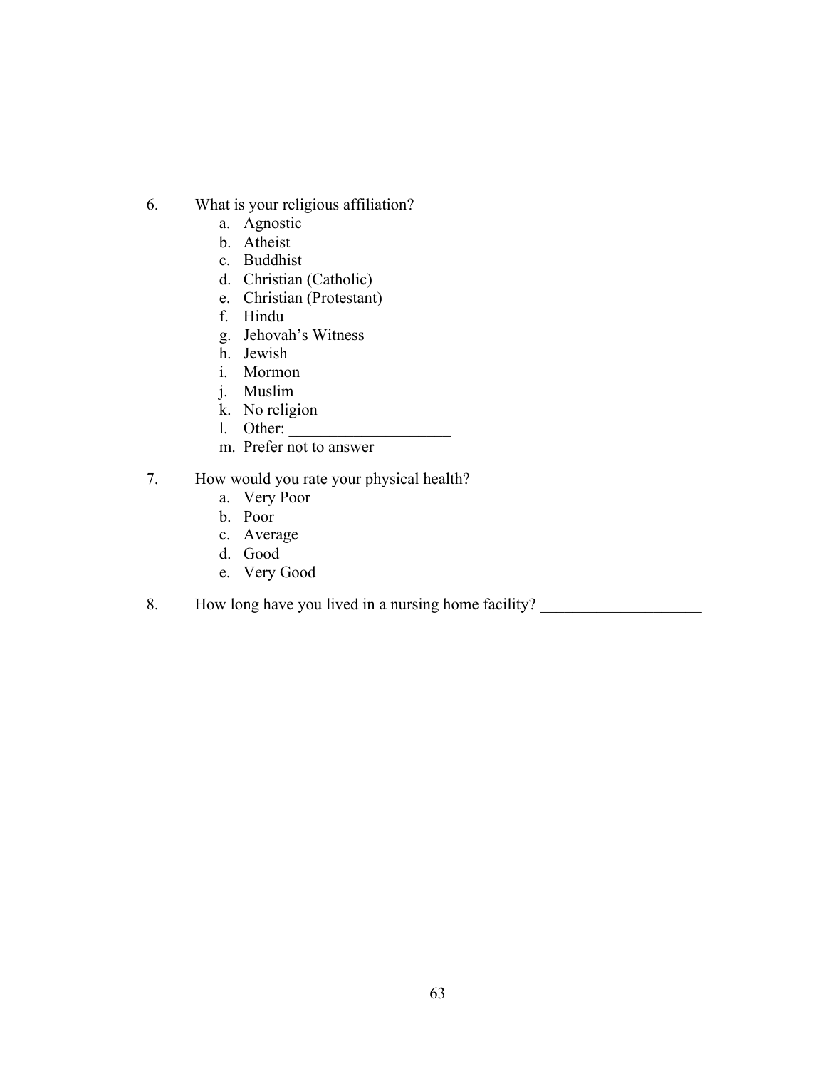6. What is your religious affiliation?
    a. Agnostic
    b. Atheist
    c. Buddhist
    d. Christian (Catholic)
    e. Christian (Protestant)
    f. Hindu
    g. Jehovah's Witness
    h. Jewish
    i. Mormon
    j. Muslim
    k. No religion
    l. Other: ____________________
    m. Prefer not to answer

7. How would you rate your physical health?
    a. Very Poor
    b. Poor
    c. Average
    d. Good
    e. Very Good

8. How long have you lived in a nursing home facility? ____________________